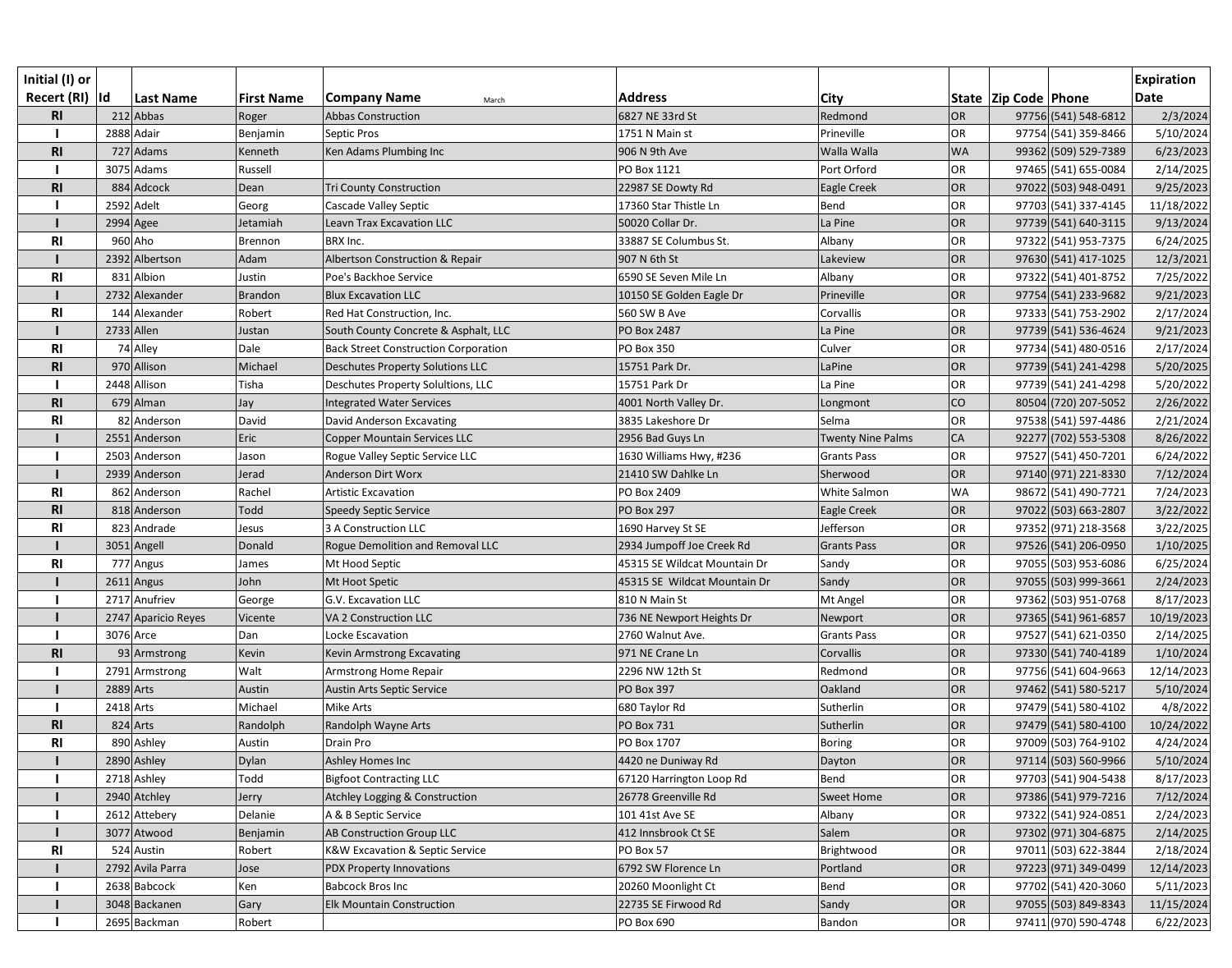| Initial (I) or Recert (RI) | Id | Last Name | First Name | Company Name March | Address | City | State | Zip Code | Phone | Expiration Date |
|---|---|---|---|---|---|---|---|---|---|---|
| RI | 212 | Abbas | Roger | Abbas Construction | 6827 NE 33rd St | Redmond | OR | 97756 | (541) 548-6812 | 2/3/2024 |
| I | 2888 | Adair | Benjamin | Septic Pros | 1751 N Main st | Prineville | OR | 97754 | (541) 359-8466 | 5/10/2024 |
| RI | 727 | Adams | Kenneth | Ken Adams Plumbing Inc | 906 N 9th Ave | Walla Walla | WA | 99362 | (509) 529-7389 | 6/23/2023 |
| I | 3075 | Adams | Russell | | PO Box 1121 | Port Orford | OR | 97465 | (541) 655-0084 | 2/14/2025 |
| RI | 884 | Adcock | Dean | Tri County Construction | 22987 SE Dowty Rd | Eagle Creek | OR | 97022 | (503) 948-0491 | 9/25/2023 |
| I | 2592 | Adelt | Georg | Cascade Valley Septic | 17360 Star Thistle Ln | Bend | OR | 97703 | (541) 337-4145 | 11/18/2022 |
| I | 2994 | Agee | Jetamiah | Leavn Trax Excavation LLC | 50020 Collar Dr. | La Pine | OR | 97739 | (541) 640-3115 | 9/13/2024 |
| RI | 960 | Aho | Brennon | BRX Inc. | 33887 SE Columbus St. | Albany | OR | 97322 | (541) 953-7375 | 6/24/2025 |
| I | 2392 | Albertson | Adam | Albertson Construction & Repair | 907 N 6th St | Lakeview | OR | 97630 | (541) 417-1025 | 12/3/2021 |
| RI | 831 | Albion | Justin | Poe's Backhoe Service | 6590 SE Seven Mile Ln | Albany | OR | 97322 | (541) 401-8752 | 7/25/2022 |
| I | 2732 | Alexander | Brandon | Blux Excavation LLC | 10150 SE Golden Eagle Dr | Prineville | OR | 97754 | (541) 233-9682 | 9/21/2023 |
| RI | 144 | Alexander | Robert | Red Hat Construction, Inc. | 560 SW B Ave | Corvallis | OR | 97333 | (541) 753-2902 | 2/17/2024 |
| I | 2733 | Allen | Justan | South County Concrete & Asphalt, LLC | PO Box 2487 | La Pine | OR | 97739 | (541) 536-4624 | 9/21/2023 |
| RI | 74 | Alley | Dale | Back Street Construction Corporation | PO Box 350 | Culver | OR | 97734 | (541) 480-0516 | 2/17/2024 |
| RI | 970 | Allison | Michael | Deschutes Property Solutions LLC | 15751 Park Dr. | LaPine | OR | 97739 | (541) 241-4298 | 5/20/2025 |
| I | 2448 | Allison | Tisha | Deschutes Property Solultions, LLC | 15751 Park Dr | La Pine | OR | 97739 | (541) 241-4298 | 5/20/2022 |
| RI | 679 | Alman | Jay | Integrated Water Services | 4001 North Valley Dr. | Longmont | CO | 80504 | (720) 207-5052 | 2/26/2022 |
| RI | 82 | Anderson | David | David Anderson Excavating | 3835 Lakeshore Dr | Selma | OR | 97538 | (541) 597-4486 | 2/21/2024 |
| I | 2551 | Anderson | Eric | Copper Mountain Services LLC | 2956 Bad Guys Ln | Twenty Nine Palms | CA | 92277 | (702) 553-5308 | 8/26/2022 |
| I | 2503 | Anderson | Jason | Rogue Valley Septic Service LLC | 1630 Williams Hwy, #236 | Grants Pass | OR | 97527 | (541) 450-7201 | 6/24/2022 |
| I | 2939 | Anderson | Jerad | Anderson Dirt Worx | 21410 SW Dahlke Ln | Sherwood | OR | 97140 | (971) 221-8330 | 7/12/2024 |
| RI | 862 | Anderson | Rachel | Artistic Excavation | PO Box 2409 | White Salmon | WA | 98672 | (541) 490-7721 | 7/24/2023 |
| RI | 818 | Anderson | Todd | Speedy Septic Service | PO Box 297 | Eagle Creek | OR | 97022 | (503) 663-2807 | 3/22/2022 |
| RI | 823 | Andrade | Jesus | 3 A Construction LLC | 1690 Harvey St SE | Jefferson | OR | 97352 | (971) 218-3568 | 3/22/2025 |
| I | 3051 | Angell | Donald | Rogue Demolition and Removal LLC | 2934 Jumpoff Joe Creek Rd | Grants Pass | OR | 97526 | (541) 206-0950 | 1/10/2025 |
| RI | 777 | Angus | James | Mt Hood Septic | 45315 SE Wildcat Mountain Dr | Sandy | OR | 97055 | (503) 953-6086 | 6/25/2024 |
| I | 2611 | Angus | John | Mt Hoot Spetic | 45315 SE Wildcat Mountain Dr | Sandy | OR | 97055 | (503) 999-3661 | 2/24/2023 |
| I | 2717 | Anufriev | George | G.V. Excavation LLC | 810 N Main St | Mt Angel | OR | 97362 | (503) 951-0768 | 8/17/2023 |
| I | 2747 | Aparicio Reyes | Vicente | VA 2 Construction LLC | 736 NE Newport Heights Dr | Newport | OR | 97365 | (541) 961-6857 | 10/19/2023 |
| I | 3076 | Arce | Dan | Locke Escavation | 2760 Walnut Ave. | Grants Pass | OR | 97527 | (541) 621-0350 | 2/14/2025 |
| RI | 93 | Armstrong | Kevin | Kevin Armstrong Excavating | 971 NE Crane Ln | Corvallis | OR | 97330 | (541) 740-4189 | 1/10/2024 |
| I | 2791 | Armstrong | Walt | Armstrong Home Repair | 2296 NW 12th St | Redmond | OR | 97756 | (541) 604-9663 | 12/14/2023 |
| I | 2889 | Arts | Austin | Austin Arts Septic Service | PO Box 397 | Oakland | OR | 97462 | (541) 580-5217 | 5/10/2024 |
| I | 2418 | Arts | Michael | Mike Arts | 680 Taylor Rd | Sutherlin | OR | 97479 | (541) 580-4102 | 4/8/2022 |
| RI | 824 | Arts | Randolph | Randolph Wayne Arts | PO Box 731 | Sutherlin | OR | 97479 | (541) 580-4100 | 10/24/2022 |
| RI | 890 | Ashley | Austin | Drain Pro | PO Box 1707 | Boring | OR | 97009 | (503) 764-9102 | 4/24/2024 |
| I | 2890 | Ashley | Dylan | Ashley Homes Inc | 4420 ne Duniway Rd | Dayton | OR | 97114 | (503) 560-9966 | 5/10/2024 |
| I | 2718 | Ashley | Todd | Bigfoot Contracting LLC | 67120 Harrington Loop Rd | Bend | OR | 97703 | (541) 904-5438 | 8/17/2023 |
| I | 2940 | Atchley | Jerry | Atchley Logging & Construction | 26778 Greenville Rd | Sweet Home | OR | 97386 | (541) 979-7216 | 7/12/2024 |
| I | 2612 | Attebery | Delanie | A & B Septic Service | 101 41st Ave SE | Albany | OR | 97322 | (541) 924-0851 | 2/24/2023 |
| I | 3077 | Atwood | Benjamin | AB Construction Group LLC | 412 Innsbrook Ct SE | Salem | OR | 97302 | (971) 304-6875 | 2/14/2025 |
| RI | 524 | Austin | Robert | K&W Excavation & Septic Service | PO Box 57 | Brightwood | OR | 97011 | (503) 622-3844 | 2/18/2024 |
| I | 2792 | Avila Parra | Jose | PDX Property Innovations | 6792 SW Florence Ln | Portland | OR | 97223 | (971) 349-0499 | 12/14/2023 |
| I | 2638 | Babcock | Ken | Babcock Bros Inc | 20260 Moonlight Ct | Bend | OR | 97702 | (541) 420-3060 | 5/11/2023 |
| I | 3048 | Backanen | Gary | Elk Mountain Construction | 22735 SE Firwood Rd | Sandy | OR | 97055 | (503) 849-8343 | 11/15/2024 |
| I | 2695 | Backman | Robert | | PO Box 690 | Bandon | OR | 97411 | (970) 590-4748 | 6/22/2023 |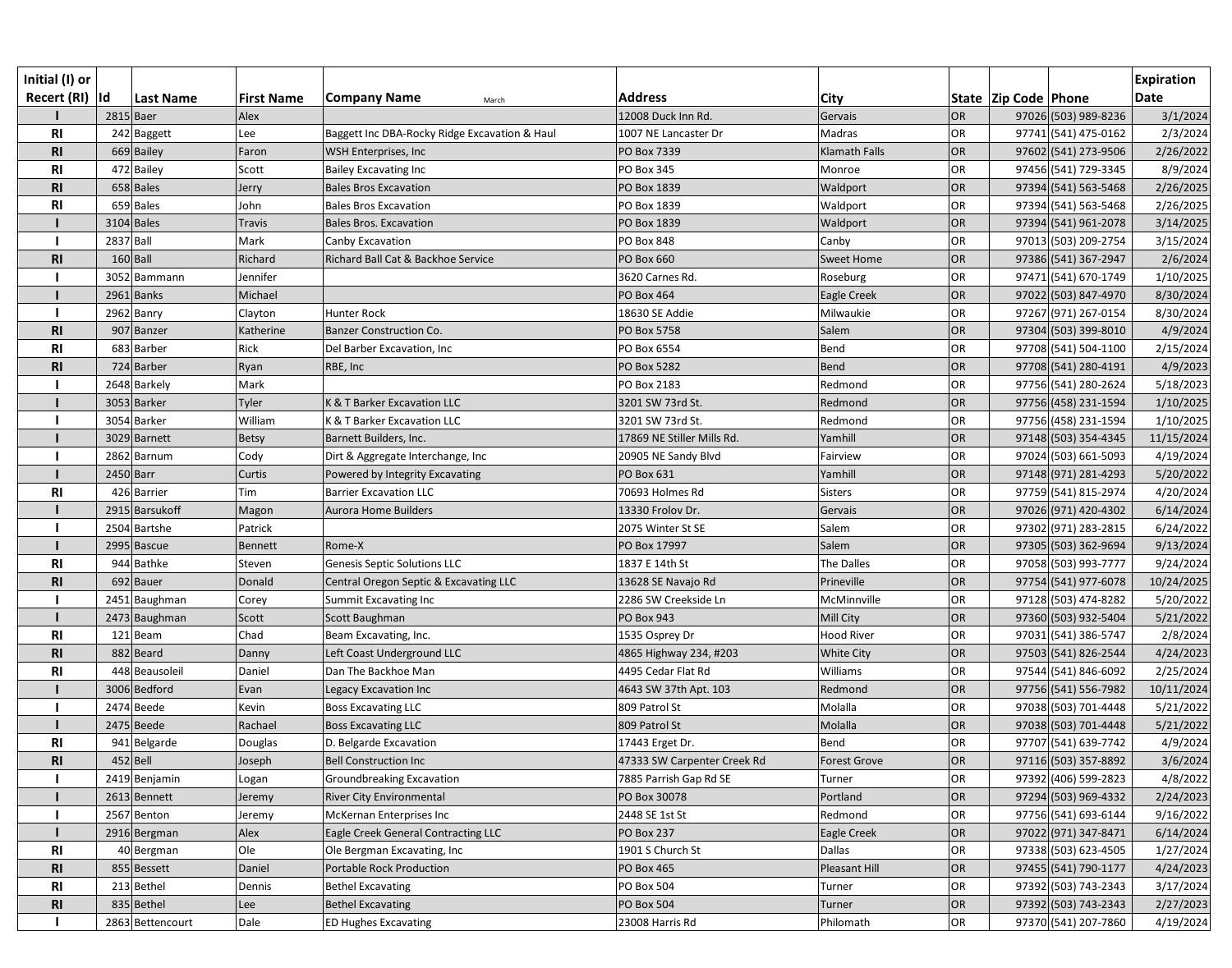| Initial (I) or Recert (RI) | Id | Last Name | First Name | Company Name March | Address | City | State | Zip Code | Phone | Expiration Date |
|---|---|---|---|---|---|---|---|---|---|---|
| I | 2815 | Baer | Alex | | 12008 Duck Inn Rd. | Gervais | OR | 97026 | (503) 989-8236 | 3/1/2024 |
| RI | 242 | Baggett | Lee | Baggett Inc DBA-Rocky Ridge Excavation & Haul | 1007 NE Lancaster Dr | Madras | OR | 97741 | (541) 475-0162 | 2/3/2024 |
| RI | 669 | Bailey | Faron | WSH Enterprises, Inc | PO Box 7339 | Klamath Falls | OR | 97602 | (541) 273-9506 | 2/26/2022 |
| RI | 472 | Bailey | Scott | Bailey Excavating Inc | PO Box 345 | Monroe | OR | 97456 | (541) 729-3345 | 8/9/2024 |
| RI | 658 | Bales | Jerry | Bales Bros Excavation | PO Box 1839 | Waldport | OR | 97394 | (541) 563-5468 | 2/26/2025 |
| RI | 659 | Bales | John | Bales Bros Excavation | PO Box 1839 | Waldport | OR | 97394 | (541) 563-5468 | 2/26/2025 |
| I | 3104 | Bales | Travis | Bales Bros. Excavation | PO Box 1839 | Waldport | OR | 97394 | (541) 961-2078 | 3/14/2025 |
| I | 2837 | Ball | Mark | Canby Excavation | PO Box 848 | Canby | OR | 97013 | (503) 209-2754 | 3/15/2024 |
| RI | 160 | Ball | Richard | Richard Ball Cat & Backhoe Service | PO Box 660 | Sweet Home | OR | 97386 | (541) 367-2947 | 2/6/2024 |
| I | 3052 | Bammann | Jennifer | | 3620 Carnes Rd. | Roseburg | OR | 97471 | (541) 670-1749 | 1/10/2025 |
| I | 2961 | Banks | Michael | | PO Box 464 | Eagle Creek | OR | 97022 | (503) 847-4970 | 8/30/2024 |
| I | 2962 | Banry | Clayton | Hunter Rock | 18630 SE Addie | Milwaukie | OR | 97267 | (971) 267-0154 | 8/30/2024 |
| RI | 907 | Banzer | Katherine | Banzer Construction Co. | PO Box 5758 | Salem | OR | 97304 | (503) 399-8010 | 4/9/2024 |
| RI | 683 | Barber | Rick | Del Barber Excavation, Inc | PO Box 6554 | Bend | OR | 97708 | (541) 504-1100 | 2/15/2024 |
| RI | 724 | Barber | Ryan | RBE, Inc | PO Box 5282 | Bend | OR | 97708 | (541) 280-4191 | 4/9/2023 |
| I | 2648 | Barkely | Mark | | PO Box 2183 | Redmond | OR | 97756 | (541) 280-2624 | 5/18/2023 |
| I | 3053 | Barker | Tyler | K & T Barker Excavation LLC | 3201 SW 73rd St. | Redmond | OR | 97756 | (458) 231-1594 | 1/10/2025 |
| I | 3054 | Barker | William | K & T Barker Excavation LLC | 3201 SW 73rd St. | Redmond | OR | 97756 | (458) 231-1594 | 1/10/2025 |
| I | 3029 | Barnett | Betsy | Barnett Builders, Inc. | 17869 NE Stiller Mills Rd. | Yamhill | OR | 97148 | (503) 354-4345 | 11/15/2024 |
| I | 2862 | Barnum | Cody | Dirt & Aggregate Interchange, Inc | 20905 NE Sandy Blvd | Fairview | OR | 97024 | (503) 661-5093 | 4/19/2024 |
| I | 2450 | Barr | Curtis | Powered by Integrity Excavating | PO Box 631 | Yamhill | OR | 97148 | (971) 281-4293 | 5/20/2022 |
| RI | 426 | Barrier | Tim | Barrier Excavation LLC | 70693 Holmes Rd | Sisters | OR | 97759 | (541) 815-2974 | 4/20/2024 |
| I | 2915 | Barsukoff | Magon | Aurora Home Builders | 13330 Frolov Dr. | Gervais | OR | 97026 | (971) 420-4302 | 6/14/2024 |
| I | 2504 | Bartshe | Patrick | | 2075 Winter St SE | Salem | OR | 97302 | (971) 283-2815 | 6/24/2022 |
| I | 2995 | Bascue | Bennett | Rome-X | PO Box 17997 | Salem | OR | 97305 | (503) 362-9694 | 9/13/2024 |
| RI | 944 | Bathke | Steven | Genesis Septic Solutions LLC | 1837 E 14th St | The Dalles | OR | 97058 | (503) 993-7777 | 9/24/2024 |
| RI | 692 | Bauer | Donald | Central Oregon Septic & Excavating LLC | 13628 SE Navajo Rd | Prineville | OR | 97754 | (541) 977-6078 | 10/24/2025 |
| I | 2451 | Baughman | Corey | Summit Excavating Inc | 2286 SW Creekside Ln | McMinnville | OR | 97128 | (503) 474-8282 | 5/20/2022 |
| I | 2473 | Baughman | Scott | Scott Baughman | PO Box 943 | Mill City | OR | 97360 | (503) 932-5404 | 5/21/2022 |
| RI | 121 | Beam | Chad | Beam Excavating, Inc. | 1535 Osprey Dr | Hood River | OR | 97031 | (541) 386-5747 | 2/8/2024 |
| RI | 882 | Beard | Danny | Left Coast Underground LLC | 4865 Highway 234, #203 | White City | OR | 97503 | (541) 826-2544 | 4/24/2023 |
| RI | 448 | Beausoleil | Daniel | Dan The Backhoe Man | 4495 Cedar Flat Rd | Williams | OR | 97544 | (541) 846-6092 | 2/25/2024 |
| I | 3006 | Bedford | Evan | Legacy Excavation Inc | 4643 SW 37th Apt. 103 | Redmond | OR | 97756 | (541) 556-7982 | 10/11/2024 |
| I | 2474 | Beede | Kevin | Boss Excavating LLC | 809 Patrol St | Molalla | OR | 97038 | (503) 701-4448 | 5/21/2022 |
| I | 2475 | Beede | Rachael | Boss Excavating LLC | 809 Patrol St | Molalla | OR | 97038 | (503) 701-4448 | 5/21/2022 |
| RI | 941 | Belgarde | Douglas | D. Belgarde Excavation | 17443 Erget Dr. | Bend | OR | 97707 | (541) 639-7742 | 4/9/2024 |
| RI | 452 | Bell | Joseph | Bell Construction Inc | 47333 SW Carpenter Creek Rd | Forest Grove | OR | 97116 | (503) 357-8892 | 3/6/2024 |
| I | 2419 | Benjamin | Logan | Groundbreaking Excavation | 7885 Parrish Gap Rd SE | Turner | OR | 97392 | (406) 599-2823 | 4/8/2022 |
| I | 2613 | Bennett | Jeremy | River City Environmental | PO Box 30078 | Portland | OR | 97294 | (503) 969-4332 | 2/24/2023 |
| I | 2567 | Benton | Jeremy | McKernan Enterprises Inc | 2448 SE 1st St | Redmond | OR | 97756 | (541) 693-6144 | 9/16/2022 |
| I | 2916 | Bergman | Alex | Eagle Creek General Contracting LLC | PO Box 237 | Eagle Creek | OR | 97022 | (971) 347-8471 | 6/14/2024 |
| RI | 40 | Bergman | Ole | Ole Bergman Excavating, Inc | 1901 S Church St | Dallas | OR | 97338 | (503) 623-4505 | 1/27/2024 |
| RI | 855 | Bessett | Daniel | Portable Rock Production | PO Box 465 | Pleasant Hill | OR | 97455 | (541) 790-1177 | 4/24/2023 |
| RI | 213 | Bethel | Dennis | Bethel Excavating | PO Box 504 | Turner | OR | 97392 | (503) 743-2343 | 3/17/2024 |
| RI | 835 | Bethel | Lee | Bethel Excavating | PO Box 504 | Turner | OR | 97392 | (503) 743-2343 | 2/27/2023 |
| I | 2863 | Bettencourt | Dale | ED Hughes Excavating | 23008 Harris Rd | Philomath | OR | 97370 | (541) 207-7860 | 4/19/2024 |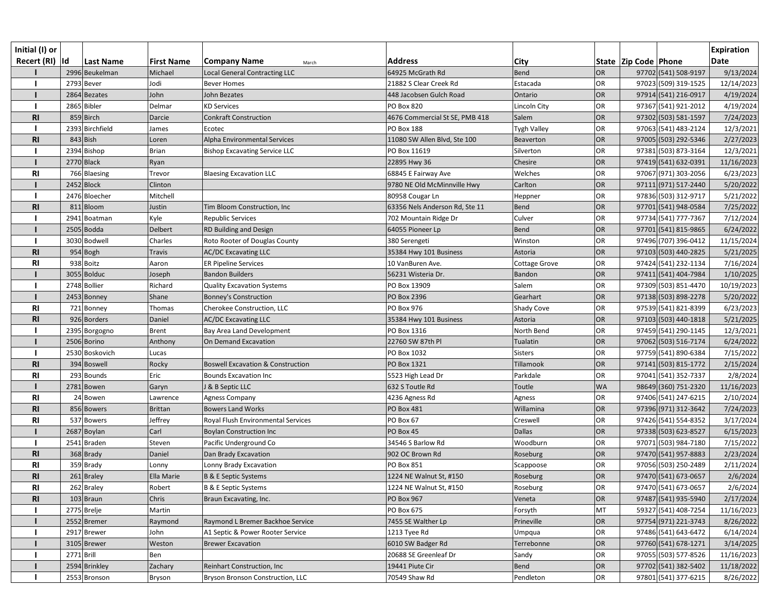| Initial (I) or Recert (RI) | Id | Last Name | First Name | Company Name March | Address | City | State | Zip Code | Phone | Expiration Date |
|---|---|---|---|---|---|---|---|---|---|---|
| I | 2996 | Beukelman | Michael | Local General Contracting LLC | 64925 McGrath Rd | Bend | OR | 97702 | (541) 508-9197 | 9/13/2024 |
| I | 2793 | Bever | Jodi | Bever Homes | 21882 S Clear Creek Rd | Estacada | OR | 97023 | (509) 319-1525 | 12/14/2023 |
| I | 2864 | Bezates | John | John Bezates | 448 Jacobsen Gulch Road | Ontario | OR | 97914 | (541) 216-0917 | 4/19/2024 |
| I | 2865 | Bibler | Delmar | KD Services | PO Box 820 | Lincoln City | OR | 97367 | (541) 921-2012 | 4/19/2024 |
| RI | 859 | Birch | Darcie | Conkraft Construction | 4676 Commercial St SE, PMB 418 | Salem | OR | 97302 | (503) 581-1597 | 7/24/2023 |
| I | 2393 | Birchfield | James | Ecotec | PO Box 188 | Tygh Valley | OR | 97063 | (541) 483-2124 | 12/3/2021 |
| RI | 843 | Bish | Loren | Alpha Environmental Services | 11080 SW Allen Blvd, Ste 100 | Beaverton | OR | 97005 | (503) 292-5346 | 2/27/2023 |
| I | 2394 | Bishop | Brian | Bishop Excavating Service LLC | PO Box 11619 | Silverton | OR | 97381 | (503) 873-3164 | 12/3/2021 |
| I | 2770 | Black | Ryan | | 22895 Hwy 36 | Chesire | OR | 97419 | (541) 632-0391 | 11/16/2023 |
| RI | 766 | Blaesing | Trevor | Blaesing Excavation LLC | 68845 E Fairway Ave | Welches | OR | 97067 | (971) 303-2056 | 6/23/2023 |
| I | 2452 | Block | Clinton | | 9780 NE Old McMinnville Hwy | Carlton | OR | 97111 | (971) 517-2440 | 5/20/2022 |
| I | 2476 | Bloecher | Mitchell | | 80958 Cougar Ln | Heppner | OR | 97836 | (503) 312-9717 | 5/21/2022 |
| RI | 811 | Bloom | Justin | Tim Bloom Construction, Inc | 63356 Nels Anderson Rd, Ste 11 | Bend | OR | 97701 | (541) 948-0584 | 7/25/2022 |
| I | 2941 | Boatman | Kyle | Republic Services | 702 Mountain Ridge Dr | Culver | OR | 97734 | (541) 777-7367 | 7/12/2024 |
| I | 2505 | Bodda | Delbert | RD Building and Design | 64055 Pioneer Lp | Bend | OR | 97701 | (541) 815-9865 | 6/24/2022 |
| I | 3030 | Bodwell | Charles | Roto Rooter of Douglas County | 380 Serengeti | Winston | OR | 97496 | (707) 396-0412 | 11/15/2024 |
| RI | 954 | Bogh | Travis | AC/DC Excavating LLC | 35384 Hwy 101 Business | Astoria | OR | 97103 | (503) 440-2825 | 5/21/2025 |
| RI | 938 | Boitz | Aaron | ER Pipeline Services | 10 VanBuren Ave. | Cottage Grove | OR | 97424 | (541) 232-1134 | 7/16/2024 |
| I | 3055 | Bolduc | Joseph | Bandon Builders | 56231 Wisteria Dr. | Bandon | OR | 97411 | (541) 404-7984 | 1/10/2025 |
| I | 2748 | Bollier | Richard | Quality Excavation Systems | PO Box 13909 | Salem | OR | 97309 | (503) 851-4470 | 10/19/2023 |
| I | 2453 | Bonney | Shane | Bonney's Construction | PO Box 2396 | Gearhart | OR | 97138 | (503) 898-2278 | 5/20/2022 |
| RI | 721 | Bonney | Thomas | Cherokee Construction, LLC | PO Box 976 | Shady Cove | OR | 97539 | (541) 821-8399 | 6/23/2023 |
| RI | 926 | Borders | Daniel | AC/DC Excavating LLC | 35384 Hwy 101 Business | Astoria | OR | 97103 | (503) 440-1818 | 5/21/2025 |
| I | 2395 | Borgogno | Brent | Bay Area Land Development | PO Box 1316 | North Bend | OR | 97459 | (541) 290-1145 | 12/3/2021 |
| I | 2506 | Borino | Anthony | On Demand Excavation | 22760 SW 87th Pl | Tualatin | OR | 97062 | (503) 516-7174 | 6/24/2022 |
| I | 2530 | Boskovich | Lucas | | PO Box 1032 | Sisters | OR | 97759 | (541) 890-6384 | 7/15/2022 |
| RI | 394 | Boswell | Rocky | Boswell Excavation & Construction | PO Box 1321 | Tillamook | OR | 97141 | (503) 815-1772 | 2/15/2024 |
| RI | 293 | Bounds | Eric | Bounds Excavation Inc | 5523 High Lead Dr | Parkdale | OR | 97041 | (541) 352-7337 | 2/8/2024 |
| I | 2781 | Bowen | Garyn | J & B Septic LLC | 632 S Toutle Rd | Toutle | WA | 98649 | (360) 751-2320 | 11/16/2023 |
| RI | 24 | Bowen | Lawrence | Agness Company | 4236 Agness Rd | Agness | OR | 97406 | (541) 247-6215 | 2/10/2024 |
| RI | 856 | Bowers | Brittan | Bowers Land Works | PO Box 481 | Willamina | OR | 97396 | (971) 312-3642 | 7/24/2023 |
| RI | 537 | Bowers | Jeffrey | Royal Flush Environmental Services | PO Box 67 | Creswell | OR | 97426 | (541) 554-8352 | 3/17/2024 |
| I | 2687 | Boylan | Carl | Boylan Construction Inc | PO Box 45 | Dallas | OR | 97338 | (503) 623-8527 | 6/15/2023 |
| I | 2541 | Braden | Steven | Pacific Underground Co | 34546 S Barlow Rd | Woodburn | OR | 97071 | (503) 984-7180 | 7/15/2022 |
| RI | 368 | Brady | Daniel | Dan Brady Excavation | 902 OC Brown Rd | Roseburg | OR | 97470 | (541) 957-8883 | 2/23/2024 |
| RI | 359 | Brady | Lonny | Lonny Brady Excavation | PO Box 851 | Scappoose | OR | 97056 | (503) 250-2489 | 2/11/2024 |
| RI | 261 | Braley | Ella Marie | B & E Septic Systems | 1224 NE Walnut St, #150 | Roseburg | OR | 97470 | (541) 673-0657 | 2/6/2024 |
| RI | 262 | Braley | Robert | B & E Septic Systems | 1224 NE Walnut St, #150 | Roseburg | OR | 97470 | (541) 673-0657 | 2/6/2024 |
| RI | 103 | Braun | Chris | Braun Excavating, Inc. | PO Box 967 | Veneta | OR | 97487 | (541) 935-5940 | 2/17/2024 |
| I | 2775 | Brelje | Martin | | PO Box 675 | Forsyth | MT | 59327 | (541) 408-7254 | 11/16/2023 |
| I | 2552 | Bremer | Raymond | Raymond L Bremer Backhoe Service | 7455 SE Walther Lp | Prineville | OR | 97754 | (971) 221-3743 | 8/26/2022 |
| I | 2917 | Brewer | John | A1 Septic & Power Rooter Service | 1213 Tyee Rd | Umpqua | OR | 97486 | (541) 643-6472 | 6/14/2024 |
| I | 3105 | Brewer | Weston | Brewer Excavation | 6010 SW Badger Rd | Terrebonne | OR | 97760 | (541) 678-1271 | 3/14/2025 |
| I | 2771 | Brill | Ben | | 20688 SE Greenleaf Dr | Sandy | OR | 97055 | (503) 577-8526 | 11/16/2023 |
| I | 2594 | Brinkley | Zachary | Reinhart Construction, Inc | 19441 Piute Cir | Bend | OR | 97702 | (541) 382-5402 | 11/18/2022 |
| I | 2553 | Bronson | Bryson | Bryson Bronson Construction, LLC | 70549 Shaw Rd | Pendleton | OR | 97801 | (541) 377-6215 | 8/26/2022 |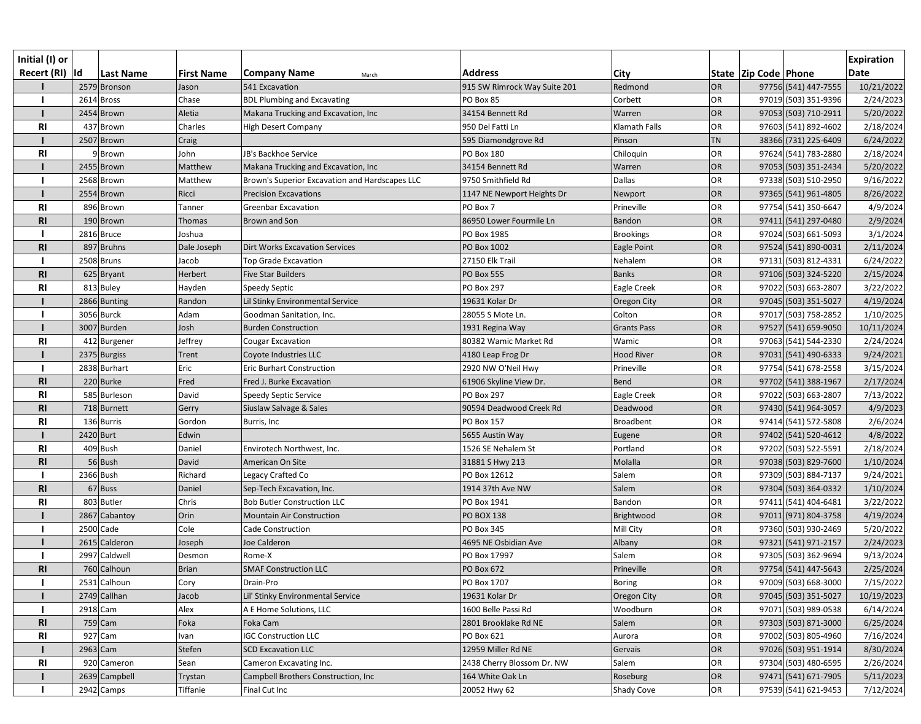| Initial (I) or Recert (RI) | Id | Last Name | First Name | Company Name March | Address | City | State | Zip Code | Phone | Expiration Date |
|---|---|---|---|---|---|---|---|---|---|---|
| I | 2579 | Bronson | Jason | 541 Excavation | 915 SW Rimrock Way Suite 201 | Redmond | OR | 97756 | (541) 447-7555 | 10/21/2022 |
| I | 2614 | Bross | Chase | BDL Plumbing and Excavating | PO Box 85 | Corbett | OR | 97019 | (503) 351-9396 | 2/24/2023 |
| I | 2454 | Brown | Aletia | Makana Trucking and Excavation, Inc | 34154 Bennett Rd | Warren | OR | 97053 | (503) 710-2911 | 5/20/2022 |
| RI | 437 | Brown | Charles | High Desert Company | 950 Del Fatti Ln | Klamath Falls | OR | 97603 | (541) 892-4602 | 2/18/2024 |
| I | 2507 | Brown | Craig | | 595 Diamondgrove Rd | Pinson | TN | 38366 | (731) 225-6409 | 6/24/2022 |
| RI | 9 | Brown | John | JB's Backhoe Service | PO Box 180 | Chiloquin | OR | 97624 | (541) 783-2880 | 2/18/2024 |
| I | 2455 | Brown | Matthew | Makana Trucking and Excavation, Inc | 34154 Bennett Rd | Warren | OR | 97053 | (503) 351-2434 | 5/20/2022 |
| I | 2568 | Brown | Matthew | Brown's Superior Excavation and Hardscapes LLC | 9750 Smithfield Rd | Dallas | OR | 97338 | (503) 510-2950 | 9/16/2022 |
| I | 2554 | Brown | Ricci | Precision Excavations | 1147 NE Newport Heights Dr | Newport | OR | 97365 | (541) 961-4805 | 8/26/2022 |
| RI | 896 | Brown | Tanner | Greenbar Excavation | PO Box 7 | Prineville | OR | 97754 | (541) 350-6647 | 4/9/2024 |
| RI | 190 | Brown | Thomas | Brown and Son | 86950 Lower Fourmile Ln | Bandon | OR | 97411 | (541) 297-0480 | 2/9/2024 |
| I | 2816 | Bruce | Joshua | | PO Box 1985 | Brookings | OR | 97024 | (503) 661-5093 | 3/1/2024 |
| RI | 897 | Bruhns | Dale Joseph | Dirt Works Excavation Services | PO Box 1002 | Eagle Point | OR | 97524 | (541) 890-0031 | 2/11/2024 |
| I | 2508 | Bruns | Jacob | Top Grade Excavation | 27150 Elk Trail | Nehalem | OR | 97131 | (503) 812-4331 | 6/24/2022 |
| RI | 625 | Bryant | Herbert | Five Star Builders | PO Box 555 | Banks | OR | 97106 | (503) 324-5220 | 2/15/2024 |
| RI | 813 | Buley | Hayden | Speedy Septic | PO Box 297 | Eagle Creek | OR | 97022 | (503) 663-2807 | 3/22/2022 |
| I | 2866 | Bunting | Randon | Lil Stinky Environmental Service | 19631 Kolar Dr | Oregon City | OR | 97045 | (503) 351-5027 | 4/19/2024 |
| I | 3056 | Burck | Adam | Goodman Sanitation, Inc. | 28055 S Mote Ln. | Colton | OR | 97017 | (503) 758-2852 | 1/10/2025 |
| I | 3007 | Burden | Josh | Burden Construction | 1931 Regina Way | Grants Pass | OR | 97527 | (541) 659-9050 | 10/11/2024 |
| RI | 412 | Burgener | Jeffrey | Cougar Excavation | 80382 Wamic Market Rd | Wamic | OR | 97063 | (541) 544-2330 | 2/24/2024 |
| I | 2375 | Burgiss | Trent | Coyote Industries LLC | 4180 Leap Frog Dr | Hood River | OR | 97031 | (541) 490-6333 | 9/24/2021 |
| I | 2838 | Burhart | Eric | Eric Burhart Construction | 2920 NW O'Neil Hwy | Prineville | OR | 97754 | (541) 678-2558 | 3/15/2024 |
| RI | 220 | Burke | Fred | Fred J. Burke Excavation | 61906 Skyline View Dr. | Bend | OR | 97702 | (541) 388-1967 | 2/17/2024 |
| RI | 585 | Burleson | David | Speedy Septic Service | PO Box 297 | Eagle Creek | OR | 97022 | (503) 663-2807 | 7/13/2022 |
| RI | 718 | Burnett | Gerry | Siuslaw Salvage & Sales | 90594 Deadwood Creek Rd | Deadwood | OR | 97430 | (541) 964-3057 | 4/9/2023 |
| RI | 136 | Burris | Gordon | Burris, Inc | PO Box 157 | Broadbent | OR | 97414 | (541) 572-5808 | 2/6/2024 |
| I | 2420 | Burt | Edwin | | 5655 Austin Way | Eugene | OR | 97402 | (541) 520-4612 | 4/8/2022 |
| RI | 409 | Bush | Daniel | Envirotech Northwest, Inc. | 1526 SE Nehalem St | Portland | OR | 97202 | (503) 522-5591 | 2/18/2024 |
| RI | 56 | Bush | David | American On Site | 31881 S Hwy 213 | Molalla | OR | 97038 | (503) 829-7600 | 1/10/2024 |
| I | 2366 | Bush | Richard | Legacy Crafted Co | PO Box 12612 | Salem | OR | 97309 | (503) 884-7137 | 9/24/2021 |
| RI | 67 | Buss | Daniel | Sep-Tech Excavation, Inc. | 1914 37th Ave NW | Salem | OR | 97304 | (503) 364-0332 | 1/10/2024 |
| RI | 803 | Butler | Chris | Bob Butler Construction LLC | PO Box 1941 | Bandon | OR | 97411 | (541) 404-6481 | 3/22/2022 |
| I | 2867 | Cabantoy | Orin | Mountain Air Construction | PO BOX 138 | Brightwood | OR | 97011 | (971) 804-3758 | 4/19/2024 |
| I | 2500 | Cade | Cole | Cade Construction | PO Box 345 | Mill City | OR | 97360 | (503) 930-2469 | 5/20/2022 |
| I | 2615 | Calderon | Joseph | Joe Calderon | 4695 NE Osbidian Ave | Albany | OR | 97321 | (541) 971-2157 | 2/24/2023 |
| I | 2997 | Caldwell | Desmon | Rome-X | PO Box 17997 | Salem | OR | 97305 | (503) 362-9694 | 9/13/2024 |
| RI | 760 | Calhoun | Brian | SMAF Construction LLC | PO Box 672 | Prineville | OR | 97754 | (541) 447-5643 | 2/25/2024 |
| I | 2531 | Calhoun | Cory | Drain-Pro | PO Box 1707 | Boring | OR | 97009 | (503) 668-3000 | 7/15/2022 |
| I | 2749 | Callhan | Jacob | Lil' Stinky Environmental Service | 19631 Kolar Dr | Oregon City | OR | 97045 | (503) 351-5027 | 10/19/2023 |
| I | 2918 | Cam | Alex | A E Home Solutions, LLC | 1600 Belle Passi Rd | Woodburn | OR | 97071 | (503) 989-0538 | 6/14/2024 |
| RI | 759 | Cam | Foka | Foka Cam | 2801 Brooklake Rd NE | Salem | OR | 97303 | (503) 871-3000 | 6/25/2024 |
| RI | 927 | Cam | Ivan | IGC Construction LLC | PO Box 621 | Aurora | OR | 97002 | (503) 805-4960 | 7/16/2024 |
| I | 2963 | Cam | Stefen | SCD Excavation LLC | 12959 Miller Rd NE | Gervais | OR | 97026 | (503) 951-1914 | 8/30/2024 |
| RI | 920 | Cameron | Sean | Cameron Excavating Inc. | 2438 Cherry Blossom Dr. NW | Salem | OR | 97304 | (503) 480-6595 | 2/26/2024 |
| I | 2639 | Campbell | Trystan | Campbell Brothers Construction, Inc | 164 White Oak Ln | Roseburg | OR | 97471 | (541) 671-7905 | 5/11/2023 |
| I | 2942 | Camps | Tiffanie | Final Cut Inc | 20052 Hwy 62 | Shady Cove | OR | 97539 | (541) 621-9453 | 7/12/2024 |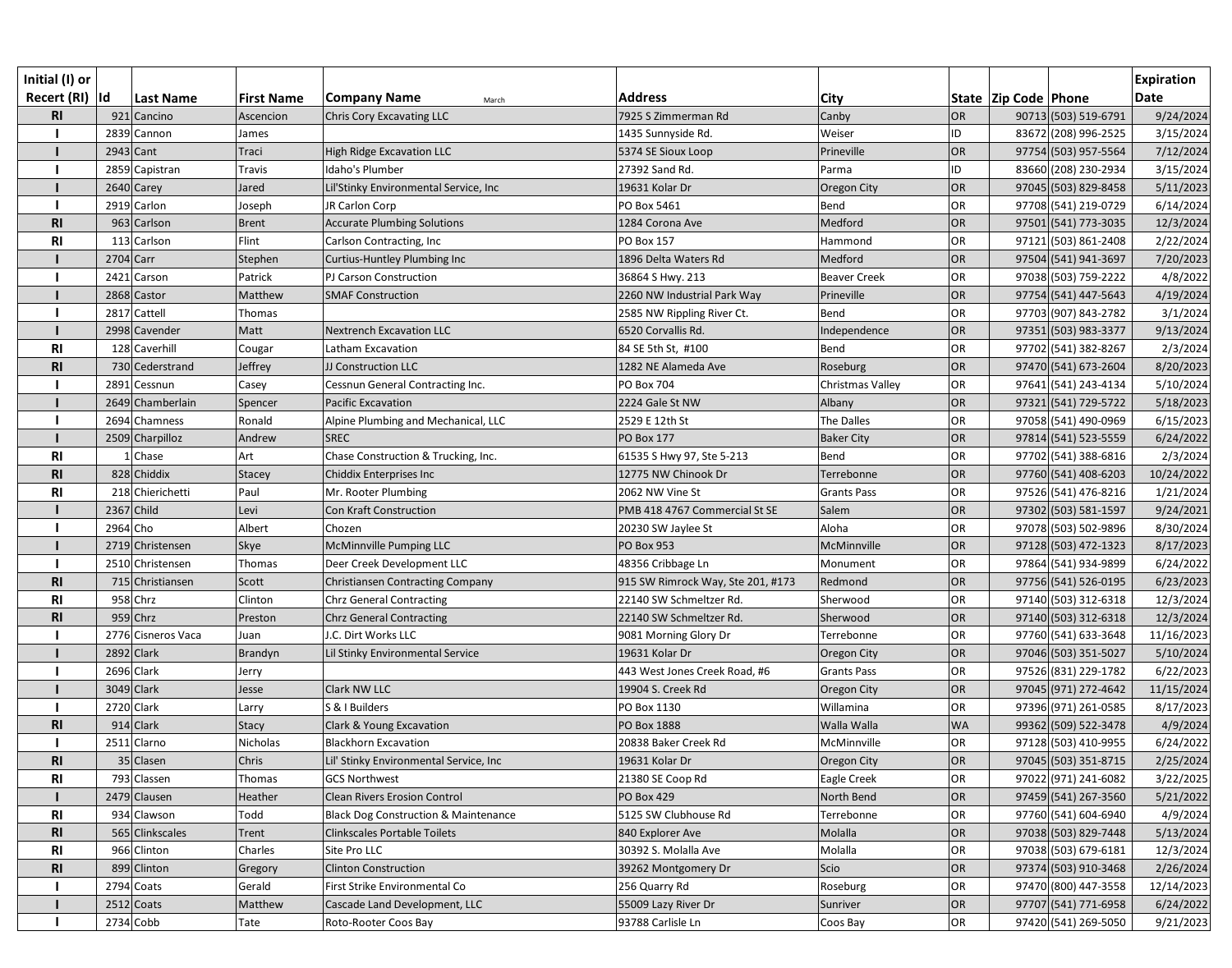| Initial (I) or Recert (RI) | Id | Last Name | First Name | Company Name March | Address | City | State | Zip Code | Phone | Expiration Date |
|---|---|---|---|---|---|---|---|---|---|---|
| RI | 921 | Cancino | Ascencion | Chris Cory Excavating LLC | 7925 S Zimmerman Rd | Canby | OR | 90713 | (503) 519-6791 | 9/24/2024 |
| I | 2839 | Cannon | James | | 1435 Sunnyside Rd. | Weiser | ID | 83672 | (208) 996-2525 | 3/15/2024 |
| I | 2943 | Cant | Traci | High Ridge Excavation LLC | 5374 SE Sioux Loop | Prineville | OR | 97754 | (503) 957-5564 | 7/12/2024 |
| I | 2859 | Capistran | Travis | Idaho's Plumber | 27392 Sand Rd. | Parma | ID | 83660 | (208) 230-2934 | 3/15/2024 |
| I | 2640 | Carey | Jared | Lil'Stinky Environmental Service, Inc | 19631 Kolar Dr | Oregon City | OR | 97045 | (503) 829-8458 | 5/11/2023 |
| I | 2919 | Carlon | Joseph | JR Carlon Corp | PO Box 5461 | Bend | OR | 97708 | (541) 219-0729 | 6/14/2024 |
| RI | 963 | Carlson | Brent | Accurate Plumbing Solutions | 1284 Corona Ave | Medford | OR | 97501 | (541) 773-3035 | 12/3/2024 |
| RI | 113 | Carlson | Flint | Carlson Contracting, Inc | PO Box 157 | Hammond | OR | 97121 | (503) 861-2408 | 2/22/2024 |
| I | 2704 | Carr | Stephen | Curtius-Huntley Plumbing Inc | 1896 Delta Waters Rd | Medford | OR | 97504 | (541) 941-3697 | 7/20/2023 |
| I | 2421 | Carson | Patrick | PJ Carson Construction | 36864 S Hwy. 213 | Beaver Creek | OR | 97038 | (503) 759-2222 | 4/8/2022 |
| I | 2868 | Castor | Matthew | SMAF Construction | 2260 NW Industrial Park Way | Prineville | OR | 97754 | (541) 447-5643 | 4/19/2024 |
| I | 2817 | Cattell | Thomas | | 2585 NW Rippling River Ct. | Bend | OR | 97703 | (907) 843-2782 | 3/1/2024 |
| I | 2998 | Cavender | Matt | Nextrench Excavation LLC | 6520 Corvallis Rd. | Independence | OR | 97351 | (503) 983-3377 | 9/13/2024 |
| RI | 128 | Caverhill | Cougar | Latham Excavation | 84 SE 5th St, #100 | Bend | OR | 97702 | (541) 382-8267 | 2/3/2024 |
| RI | 730 | Cederstrand | Jeffrey | JJ Construction LLC | 1282 NE Alameda Ave | Roseburg | OR | 97470 | (541) 673-2604 | 8/20/2023 |
| I | 2891 | Cessnun | Casey | Cessnun General Contracting Inc. | PO Box 704 | Christmas Valley | OR | 97641 | (541) 243-4134 | 5/10/2024 |
| I | 2649 | Chamberlain | Spencer | Pacific Excavation | 2224 Gale St NW | Albany | OR | 97321 | (541) 729-5722 | 5/18/2023 |
| I | 2694 | Chamness | Ronald | Alpine Plumbing and Mechanical, LLC | 2529 E 12th St | The Dalles | OR | 97058 | (541) 490-0969 | 6/15/2023 |
| I | 2509 | Charpilloz | Andrew | SREC | PO Box 177 | Baker City | OR | 97814 | (541) 523-5559 | 6/24/2022 |
| RI | 1 | Chase | Art | Chase Construction & Trucking, Inc. | 61535 S Hwy 97, Ste 5-213 | Bend | OR | 97702 | (541) 388-6816 | 2/3/2024 |
| RI | 828 | Chiddix | Stacey | Chiddix Enterprises Inc | 12775 NW Chinook Dr | Terrebonne | OR | 97760 | (541) 408-6203 | 10/24/2022 |
| RI | 218 | Chierichetti | Paul | Mr. Rooter Plumbing | 2062 NW Vine St | Grants Pass | OR | 97526 | (541) 476-8216 | 1/21/2024 |
| I | 2367 | Child | Levi | Con Kraft Construction | PMB 418 4767 Commercial St SE | Salem | OR | 97302 | (503) 581-1597 | 9/24/2021 |
| I | 2964 | Cho | Albert | Chozen | 20230 SW Jaylee St | Aloha | OR | 97078 | (503) 502-9896 | 8/30/2024 |
| I | 2719 | Christensen | Skye | McMinnville Pumping LLC | PO Box 953 | McMinnville | OR | 97128 | (503) 472-1323 | 8/17/2023 |
| I | 2510 | Christensen | Thomas | Deer Creek Development LLC | 48356 Cribbage Ln | Monument | OR | 97864 | (541) 934-9899 | 6/24/2022 |
| RI | 715 | Christiansen | Scott | Christiansen Contracting Company | 915 SW Rimrock Way, Ste 201, #173 | Redmond | OR | 97756 | (541) 526-0195 | 6/23/2023 |
| RI | 958 | Chrz | Clinton | Chrz General Contracting | 22140 SW Schmeltzer Rd. | Sherwood | OR | 97140 | (503) 312-6318 | 12/3/2024 |
| RI | 959 | Chrz | Preston | Chrz General Contracting | 22140 SW Schmeltzer Rd. | Sherwood | OR | 97140 | (503) 312-6318 | 12/3/2024 |
| I | 2776 | Cisneros Vaca | Juan | J.C. Dirt Works LLC | 9081 Morning Glory Dr | Terrebonne | OR | 97760 | (541) 633-3648 | 11/16/2023 |
| I | 2892 | Clark | Brandyn | Lil Stinky Environmental Service | 19631 Kolar Dr | Oregon City | OR | 97046 | (503) 351-5027 | 5/10/2024 |
| I | 2696 | Clark | Jerry | | 443 West Jones Creek Road, #6 | Grants Pass | OR | 97526 | (831) 229-1782 | 6/22/2023 |
| I | 3049 | Clark | Jesse | Clark NW LLC | 19904 S. Creek Rd | Oregon City | OR | 97045 | (971) 272-4642 | 11/15/2024 |
| I | 2720 | Clark | Larry | S & I Builders | PO Box 1130 | Willamina | OR | 97396 | (971) 261-0585 | 8/17/2023 |
| RI | 914 | Clark | Stacy | Clark & Young Excavation | PO Box 1888 | Walla Walla | WA | 99362 | (509) 522-3478 | 4/9/2024 |
| I | 2511 | Clarno | Nicholas | Blackhorn Excavation | 20838 Baker Creek Rd | McMinnville | OR | 97128 | (503) 410-9955 | 6/24/2022 |
| RI | 35 | Clasen | Chris | Lil' Stinky Environmental Service, Inc | 19631 Kolar Dr | Oregon City | OR | 97045 | (503) 351-8715 | 2/25/2024 |
| RI | 793 | Classen | Thomas | GCS Northwest | 21380 SE Coop Rd | Eagle Creek | OR | 97022 | (971) 241-6082 | 3/22/2025 |
| I | 2479 | Clausen | Heather | Clean Rivers Erosion Control | PO Box 429 | North Bend | OR | 97459 | (541) 267-3560 | 5/21/2022 |
| RI | 934 | Clawson | Todd | Black Dog Construction & Maintenance | 5125 SW Clubhouse Rd | Terrebonne | OR | 97760 | (541) 604-6940 | 4/9/2024 |
| RI | 565 | Clinkscales | Trent | Clinkscales Portable Toilets | 840 Explorer Ave | Molalla | OR | 97038 | (503) 829-7448 | 5/13/2024 |
| RI | 966 | Clinton | Charles | Site Pro LLC | 30392 S. Molalla Ave | Molalla | OR | 97038 | (503) 679-6181 | 12/3/2024 |
| RI | 899 | Clinton | Gregory | Clinton Construction | 39262 Montgomery Dr | Scio | OR | 97374 | (503) 910-3468 | 2/26/2024 |
| I | 2794 | Coats | Gerald | First Strike Environmental Co | 256 Quarry Rd | Roseburg | OR | 97470 | (800) 447-3558 | 12/14/2023 |
| I | 2512 | Coats | Matthew | Cascade Land Development, LLC | 55009 Lazy River Dr | Sunriver | OR | 97707 | (541) 771-6958 | 6/24/2022 |
| I | 2734 | Cobb | Tate | Roto-Rooter Coos Bay | 93788 Carlisle Ln | Coos Bay | OR | 97420 | (541) 269-5050 | 9/21/2023 |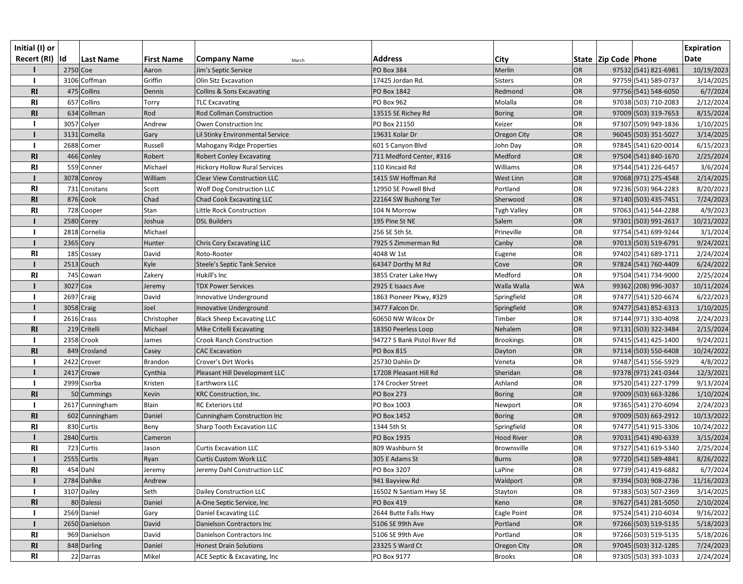| Initial (I) or Recert (RI) | Id | Last Name | First Name | Company Name March | Address | City | State | Zip Code | Phone | Expiration Date |
|---|---|---|---|---|---|---|---|---|---|---|
| I | 2750 | Coe | Aaron | Jim's Septic Service | PO Box 384 | Merlin | OR | 97532 | (541) 821-6981 | 10/19/2023 |
| I | 3106 | Coffman | Griffin | Olin Sitz Excavation | 17425 Jordan Rd. | Sisters | OR | 97759 | (541) 589-0737 | 3/14/2025 |
| RI | 475 | Collins | Dennis | Collins & Sons Excavating | PO Box 1842 | Redmond | OR | 97756 | (541) 548-6050 | 6/7/2024 |
| RI | 657 | Collins | Torry | TLC Excavating | PO Box 962 | Molalla | OR | 97038 | (503) 710-2083 | 2/12/2024 |
| RI | 634 | Collman | Rod | Rod Collman Construction | 13515 SE Richey Rd | Boring | OR | 97009 | (503) 319-7653 | 8/15/2024 |
| I | 3057 | Colyer | Andrew | Owen Construction Inc | PO Box 21150 | Keizer | OR | 97307 | (509) 949-1836 | 1/10/2025 |
| I | 3131 | Comella | Gary | Lil Stinky Environmental Service | 19631 Kolar Dr | Oregon City | OR | 96045 | (503) 351-5027 | 3/14/2025 |
| I | 2688 | Comer | Russell | Mahogany Ridge Properties | 601 S Canyon Blvd | John Day | OR | 97845 | (541) 620-0014 | 6/15/2023 |
| RI | 466 | Conley | Robert | Robert Conley Excavating | 711 Medford Center, #316 | Medford | OR | 97504 | (541) 840-1670 | 2/25/2024 |
| RI | 559 | Conner | Michael | Hickory Hollow Rural Services | 110 Kincaid Rd | Williams | OR | 97544 | (541) 226-6457 | 3/6/2024 |
| I | 3078 | Conroy | William | Clear View Construction LLC | 1415 SW Hoffman Rd | West Linn | OR | 97068 | (971) 275-4548 | 2/14/2025 |
| RI | 731 | Constans | Scott | Wolf Dog Construction LLC | 12950 SE Powell Blvd | Portland | OR | 97236 | (503) 964-2283 | 8/20/2023 |
| RI | 876 | Cook | Chad | Chad Cook Excavating LLC | 22164 SW Bushong Ter | Sherwood | OR | 97140 | (503) 435-7451 | 7/24/2023 |
| RI | 728 | Cooper | Stan | Little Rock Construction | 104 N Morrow | Tygh Valley | OR | 97063 | (541) 544-2288 | 4/9/2023 |
| I | 2580 | Corey | Joshua | DSL Builders | 195 Pine St NE | Salem | OR | 97301 | (503) 991-2617 | 10/21/2022 |
| I | 2818 | Cornelia | Michael | | 256 SE 5th St. | Prineville | OR | 97754 | (541) 699-9244 | 3/1/2024 |
| I | 2365 | Cory | Hunter | Chris Cory Excavating LLC | 7925 S Zimmerman Rd | Canby | OR | 97013 | (503) 519-6791 | 9/24/2021 |
| RI | 185 | Cossey | David | Roto-Rooter | 4048 W 1st | Eugene | OR | 97402 | (541) 689-1711 | 2/24/2024 |
| I | 2513 | Couch | Kyle | Steele's Septic Tank Service | 64347 Dorthy M Rd | Cove | OR | 97824 | (541) 760-4409 | 6/24/2022 |
| RI | 745 | Cowan | Zakery | Hukill's Inc | 3855 Crater Lake Hwy | Medford | OR | 97504 | (541) 734-9000 | 2/25/2024 |
| I | 3027 | Cox | Jeremy | TDX Power Services | 2925 E Isaacs Ave | Walla Walla | WA | 99362 | (208) 996-3037 | 10/11/2024 |
| I | 2697 | Craig | David | Innovative Underground | 1863 Pioneer Pkwy, #329 | Springfield | OR | 97477 | (541) 520-6674 | 6/22/2023 |
| I | 3058 | Craig | Joel | Innovative Underground | 3477 Falcon Dr. | Springfield | OR | 97477 | (541) 852-6313 | 1/10/2025 |
| I | 2616 | Crass | Christopher | Black Sheep Excavating LLC | 60650 NW Wilcox Dr | Timber | OR | 97144 | (971) 330-4098 | 2/24/2023 |
| RI | 219 | Critelli | Michael | Mike Critelli Excavating | 18350 Peerless Loop | Nehalem | OR | 97131 | (503) 322-3484 | 2/15/2024 |
| I | 2358 | Crook | James | Crook Ranch Construction | 94727 S Bank Pistol River Rd | Brookings | OR | 97415 | (541) 425-1400 | 9/24/2021 |
| RI | 849 | Crosland | Casey | CAC Excavation | PO Box 815 | Dayton | OR | 97114 | (503) 550-6408 | 10/24/2022 |
| I | 2422 | Crover | Brandon | Crover's Dirt Works | 25730 Dahlin Dr | Veneta | OR | 97487 | (541) 556-5929 | 4/8/2022 |
| I | 2417 | Crowe | Cynthia | Pleasant Hill Development LLC | 17208 Pleasant Hill Rd | Sheridan | OR | 97378 | (971) 241-0344 | 12/3/2021 |
| I | 2999 | Csorba | Kristen | Earthworx LLC | 174 Crocker Street | Ashland | OR | 97520 | (541) 227-1799 | 9/13/2024 |
| RI | 50 | Cummings | Kevin | KRC Construction, Inc. | PO Box 273 | Boring | OR | 97009 | (503) 663-3286 | 1/10/2024 |
| I | 2617 | Cunningham | Blain | RC Exteriors Ltd | PO Box 1003 | Newport | OR | 97365 | (541) 270-6094 | 2/24/2023 |
| RI | 602 | Cunningham | Daniel | Cunningham Construction Inc | PO Box 1452 | Boring | OR | 97009 | (503) 663-2912 | 10/13/2022 |
| RI | 830 | Curtis | Beny | Sharp Tooth Excavation LLC | 1344 5th St | Springfield | OR | 97477 | (541) 915-3306 | 10/24/2022 |
| I | 2840 | Curtis | Cameron | | PO Box 1935 | Hood River | OR | 97031 | (541) 490-6339 | 3/15/2024 |
| RI | 723 | Curtis | Jason | Curtis Excavation LLC | 809 Washburn St | Brownsville | OR | 97327 | (541) 619-5340 | 2/25/2024 |
| I | 2555 | Curtis | Ryan | Curtis Custom Work LLC | 305 E Adams St | Burns | OR | 97720 | (541) 589-4841 | 8/26/2022 |
| RI | 454 | Dahl | Jeremy | Jeremy Dahl Construction LLC | PO Box 3207 | LaPine | OR | 97739 | (541) 419-6882 | 6/7/2024 |
| I | 2784 | Dahlke | Andrew | | 941 Bayview Rd | Waldport | OR | 97394 | (503) 908-2736 | 11/16/2023 |
| I | 3107 | Dailey | Seth | Dailey Construction LLC | 16502 N Santiam Hwy SE | Stayton | OR | 97383 | (503) 507-2369 | 3/14/2025 |
| RI | 80 | Dalessi | Daniel | A-One Septic Service, Inc | PO Box 419 | Keno | OR | 97627 | (541) 281-5050 | 2/10/2024 |
| I | 2569 | Daniel | Gary | Daniel Excavating LLC | 2644 Butte Falls Hwy | Eagle Point | OR | 97524 | (541) 210-6034 | 9/16/2022 |
| I | 2650 | Danielson | David | Danielson Contractors Inc | 5106 SE 99th Ave | Portland | OR | 97266 | (503) 519-5135 | 5/18/2023 |
| RI | 969 | Danielson | David | Danielson Contractors Inc | 5106 SE 99th Ave | Portland | OR | 97266 | (503) 519-5135 | 5/18/2026 |
| RI | 848 | Darling | Daniel | Honest Drain Solutions | 23325 S Ward Ct | Oregon City | OR | 97045 | (503) 312-1285 | 7/24/2023 |
| RI | 22 | Darras | Mikel | ACE Septic & Excavating, Inc | PO Box 9177 | Brooks | OR | 97305 | (503) 393-1033 | 2/24/2024 |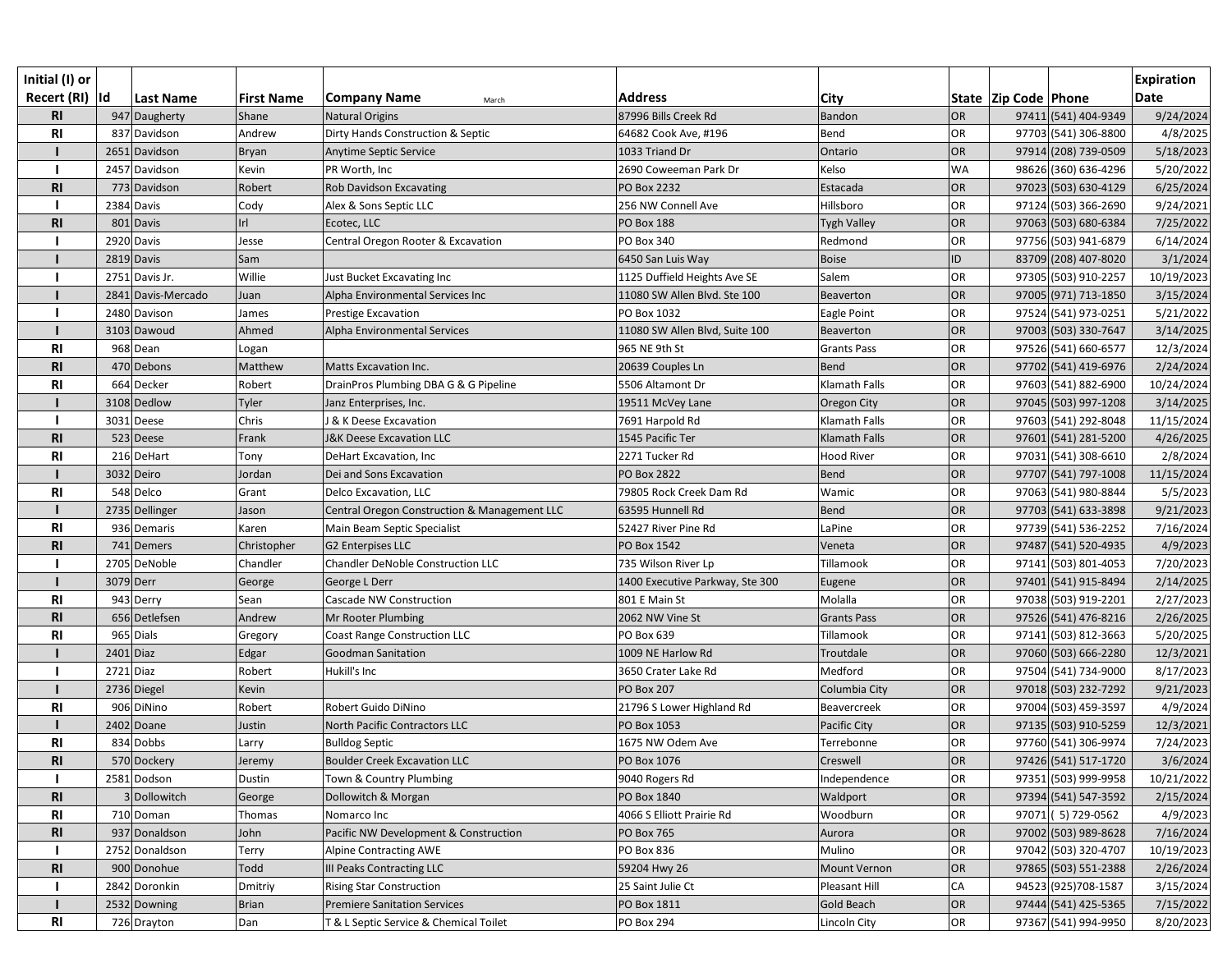| Initial (I) or Recert (RI) | Id | Last Name | First Name | Company Name March | Address | City | State | Zip Code | Phone | Expiration Date |
|---|---|---|---|---|---|---|---|---|---|---|
| RI | 947 | Daugherty | Shane | Natural Origins | 87996 Bills Creek Rd | Bandon | OR | 97411 | (541) 404-9349 | 9/24/2024 |
| RI | 837 | Davidson | Andrew | Dirty Hands Construction & Septic | 64682 Cook Ave, #196 | Bend | OR | 97703 | (541) 306-8800 | 4/8/2025 |
| I | 2651 | Davidson | Bryan | Anytime Septic Service | 1033 Triand Dr | Ontario | OR | 97914 | (208) 739-0509 | 5/18/2023 |
| I | 2457 | Davidson | Kevin | PR Worth, Inc | 2690 Coweeman Park Dr | Kelso | WA | 98626 | (360) 636-4296 | 5/20/2022 |
| RI | 773 | Davidson | Robert | Rob Davidson Excavating | PO Box 2232 | Estacada | OR | 97023 | (503) 630-4129 | 6/25/2024 |
| I | 2384 | Davis | Cody | Alex & Sons Septic LLC | 256 NW Connell Ave | Hillsboro | OR | 97124 | (503) 366-2690 | 9/24/2021 |
| RI | 801 | Davis | Irl | Ecotec, LLC | PO Box 188 | Tygh Valley | OR | 97063 | (503) 680-6384 | 7/25/2022 |
| I | 2920 | Davis | Jesse | Central Oregon Rooter & Excavation | PO Box 340 | Redmond | OR | 97756 | (503) 941-6879 | 6/14/2024 |
| I | 2819 | Davis | Sam | | 6450 San Luis Way | Boise | ID | 83709 | (208) 407-8020 | 3/1/2024 |
| I | 2751 | Davis Jr. | Willie | Just Bucket Excavating Inc | 1125 Duffield Heights Ave SE | Salem | OR | 97305 | (503) 910-2257 | 10/19/2023 |
| I | 2841 | Davis-Mercado | Juan | Alpha Environmental Services Inc | 11080 SW Allen Blvd. Ste 100 | Beaverton | OR | 97005 | (971) 713-1850 | 3/15/2024 |
| I | 2480 | Davison | James | Prestige Excavation | PO Box 1032 | Eagle Point | OR | 97524 | (541) 973-0251 | 5/21/2022 |
| I | 3103 | Dawoud | Ahmed | Alpha Environmental Services | 11080 SW Allen Blvd, Suite 100 | Beaverton | OR | 97003 | (503) 330-7647 | 3/14/2025 |
| RI | 968 | Dean | Logan | | 965 NE 9th St | Grants Pass | OR | 97526 | (541) 660-6577 | 12/3/2024 |
| RI | 470 | Debons | Matthew | Matts Excavation Inc. | 20639 Couples Ln | Bend | OR | 97702 | (541) 419-6976 | 2/24/2024 |
| RI | 664 | Decker | Robert | DrainPros Plumbing DBA G & G Pipeline | 5506 Altamont Dr | Klamath Falls | OR | 97603 | (541) 882-6900 | 10/24/2024 |
| I | 3108 | Dedlow | Tyler | Janz Enterprises, Inc. | 19511 McVey Lane | Oregon City | OR | 97045 | (503) 997-1208 | 3/14/2025 |
| I | 3031 | Deese | Chris | J & K Deese Excavation | 7691 Harpold Rd | Klamath Falls | OR | 97603 | (541) 292-8048 | 11/15/2024 |
| RI | 523 | Deese | Frank | J&K Deese Excavation LLC | 1545 Pacific Ter | Klamath Falls | OR | 97601 | (541) 281-5200 | 4/26/2025 |
| RI | 216 | DeHart | Tony | DeHart Excavation, Inc | 2271 Tucker Rd | Hood River | OR | 97031 | (541) 308-6610 | 2/8/2024 |
| I | 3032 | Deiro | Jordan | Dei and Sons Excavation | PO Box 2822 | Bend | OR | 97707 | (541) 797-1008 | 11/15/2024 |
| RI | 548 | Delco | Grant | Delco Excavation, LLC | 79805 Rock Creek Dam Rd | Wamic | OR | 97063 | (541) 980-8844 | 5/5/2023 |
| I | 2735 | Dellinger | Jason | Central Oregon Construction & Management LLC | 63595 Hunnell Rd | Bend | OR | 97703 | (541) 633-3898 | 9/21/2023 |
| RI | 936 | Demaris | Karen | Main Beam Septic Specialist | 52427 River Pine Rd | LaPine | OR | 97739 | (541) 536-2252 | 7/16/2024 |
| RI | 741 | Demers | Christopher | G2 Enterpises LLC | PO Box 1542 | Veneta | OR | 97487 | (541) 520-4935 | 4/9/2023 |
| I | 2705 | DeNoble | Chandler | Chandler DeNoble Construction LLC | 735 Wilson River Lp | Tillamook | OR | 97141 | (503) 801-4053 | 7/20/2023 |
| I | 3079 | Derr | George | George L Derr | 1400 Executive Parkway, Ste 300 | Eugene | OR | 97401 | (541) 915-8494 | 2/14/2025 |
| RI | 943 | Derry | Sean | Cascade NW Construction | 801 E Main St | Molalla | OR | 97038 | (503) 919-2201 | 2/27/2023 |
| RI | 656 | Detlefsen | Andrew | Mr Rooter Plumbing | 2062 NW Vine St | Grants Pass | OR | 97526 | (541) 476-8216 | 2/26/2025 |
| RI | 965 | Dials | Gregory | Coast Range Construction LLC | PO Box 639 | Tillamook | OR | 97141 | (503) 812-3663 | 5/20/2025 |
| I | 2401 | Diaz | Edgar | Goodman Sanitation | 1009 NE Harlow Rd | Troutdale | OR | 97060 | (503) 666-2280 | 12/3/2021 |
| I | 2721 | Diaz | Robert | Hukill's Inc | 3650 Crater Lake Rd | Medford | OR | 97504 | (541) 734-9000 | 8/17/2023 |
| I | 2736 | Diegel | Kevin | | PO Box 207 | Columbia City | OR | 97018 | (503) 232-7292 | 9/21/2023 |
| RI | 906 | DiNino | Robert | Robert Guido DiNino | 21796 S Lower Highland Rd | Beavercreek | OR | 97004 | (503) 459-3597 | 4/9/2024 |
| I | 2402 | Doane | Justin | North Pacific Contractors LLC | PO Box 1053 | Pacific City | OR | 97135 | (503) 910-5259 | 12/3/2021 |
| RI | 834 | Dobbs | Larry | Bulldog Septic | 1675 NW Odem Ave | Terrebonne | OR | 97760 | (541) 306-9974 | 7/24/2023 |
| RI | 570 | Dockery | Jeremy | Boulder Creek Excavation LLC | PO Box 1076 | Creswell | OR | 97426 | (541) 517-1720 | 3/6/2024 |
| I | 2581 | Dodson | Dustin | Town & Country Plumbing | 9040 Rogers Rd | Independence | OR | 97351 | (503) 999-9958 | 10/21/2022 |
| RI | 3 | Dollowitch | George | Dollowitch & Morgan | PO Box 1840 | Waldport | OR | 97394 | (541) 547-3592 | 2/15/2024 |
| RI | 710 | Doman | Thomas | Nomarco Inc | 4066 S Elliott Prairie Rd | Woodburn | OR | 97071 | ( 5) 729-0562 | 4/9/2023 |
| RI | 937 | Donaldson | John | Pacific NW Development & Construction | PO Box 765 | Aurora | OR | 97002 | (503) 989-8628 | 7/16/2024 |
| I | 2752 | Donaldson | Terry | Alpine Contracting AWE | PO Box 836 | Mulino | OR | 97042 | (503) 320-4707 | 10/19/2023 |
| RI | 900 | Donohue | Todd | III Peaks Contracting LLC | 59204 Hwy 26 | Mount Vernon | OR | 97865 | (503) 551-2388 | 2/26/2024 |
| I | 2842 | Doronkin | Dmitriy | Rising Star Construction | 25 Saint Julie Ct | Pleasant Hill | CA | 94523 | (925)708-1587 | 3/15/2024 |
| I | 2532 | Downing | Brian | Premiere Sanitation Services | PO Box 1811 | Gold Beach | OR | 97444 | (541) 425-5365 | 7/15/2022 |
| RI | 726 | Drayton | Dan | T & L Septic Service & Chemical Toilet | PO Box 294 | Lincoln City | OR | 97367 | (541) 994-9950 | 8/20/2023 |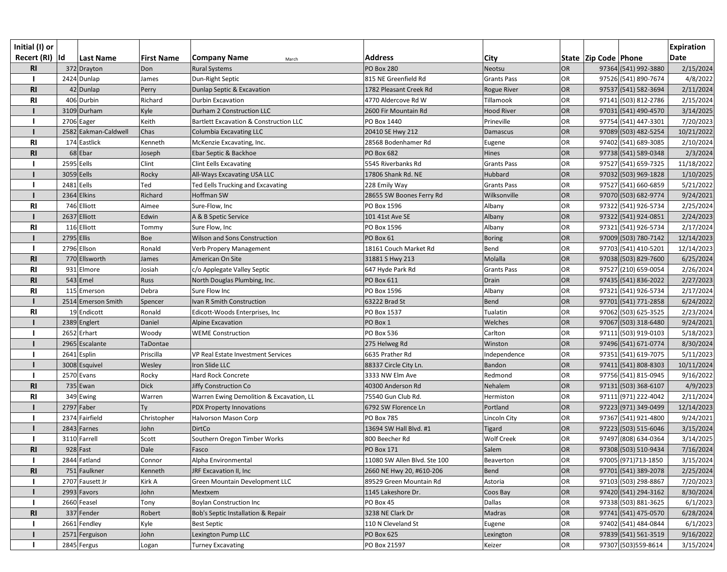| Initial (I) or Recert (RI) | Id | Last Name | First Name | Company Name March | Address | City | State | Zip Code | Phone | Expiration Date |
|---|---|---|---|---|---|---|---|---|---|---|
| RI | 372 | Drayton | Don | Rural Systems | PO Box 280 | Neotsu | OR | 97364 | (541) 992-3880 | 2/15/2024 |
| I | 2424 | Dunlap | James | Dun-Right Septic | 815 NE Greenfield Rd | Grants Pass | OR | 97526 | (541) 890-7674 | 4/8/2022 |
| RI | 42 | Dunlap | Perry | Dunlap Septic & Excavation | 1782 Pleasant Creek Rd | Rogue River | OR | 97537 | (541) 582-3694 | 2/11/2024 |
| RI | 406 | Durbin | Richard | Durbin Excavation | 4770 Aldercove Rd W | Tillamook | OR | 97141 | (503) 812-2786 | 2/15/2024 |
| I | 3109 | Durham | Kyle | Durham 2 Construction LLC | 2600 Fir Mountain Rd | Hood River | OR | 97031 | (541) 490-4570 | 3/14/2025 |
| I | 2706 | Eager | Keith | Bartlett Excavation & Construction LLC | PO Box 1440 | Prineville | OR | 97754 | (541) 447-3301 | 7/20/2023 |
| I | 2582 | Eakman-Caldwell | Chas | Columbia Excavating LLC | 20410 SE Hwy 212 | Damascus | OR | 97089 | (503) 482-5254 | 10/21/2022 |
| RI | 174 | Eastlick | Kenneth | McKenzie Excavating, Inc. | 28568 Bodenhamer Rd | Eugene | OR | 97402 | (541) 689-3085 | 2/10/2024 |
| RI | 68 | Ebar | Joseph | Ebar Septic & Backhoe | PO Box 682 | Hines | OR | 97738 | (541) 589-0348 | 2/3/2024 |
| I | 2595 | Eells | Clint | Clint Eells Excavating | 5545 Riverbanks Rd | Grants Pass | OR | 97527 | (541) 659-7325 | 11/18/2022 |
| I | 3059 | Eells | Rocky | All-Ways Excavating USA LLC | 17806 Shank Rd. NE | Hubbard | OR | 97032 | (503) 969-1828 | 1/10/2025 |
| I | 2481 | Eells | Ted | Ted Eells Trucking and Excavating | 228 Emily Way | Grants Pass | OR | 97527 | (541) 660-6859 | 5/21/2022 |
| I | 2364 | Elkins | Richard | Hoffman SW | 28655 SW Boones Ferry Rd | Wilksonville | OR | 97070 | (503) 682-9774 | 9/24/2021 |
| RI | 746 | Elliott | Aimee | Sure-Flow, Inc | PO Box 1596 | Albany | OR | 97322 | (541) 926-5734 | 2/25/2024 |
| I | 2637 | Elliott | Edwin | A & B Spetic Service | 101 41st Ave SE | Albany | OR | 97322 | (541) 924-0851 | 2/24/2023 |
| RI | 116 | Elliott | Tommy | Sure Flow, Inc | PO Box 1596 | Albany | OR | 97321 | (541) 926-5734 | 2/17/2024 |
| I | 2795 | Ellis | Boe | Wilson and Sons Construction | PO Box 61 | Boring | OR | 97009 | (503) 780-7142 | 12/14/2023 |
| I | 2796 | Ellson | Ronald | Verb Propery Management | 18161 Couch Market Rd | Bend | OR | 97703 | (541) 410-5201 | 12/14/2023 |
| RI | 770 | Ellsworth | James | American On Site | 31881 S Hwy 213 | Molalla | OR | 97038 | (503) 829-7600 | 6/25/2024 |
| RI | 931 | Elmore | Josiah | c/o Applegate Valley Septic | 647 Hyde Park Rd | Grants Pass | OR | 97527 | (210) 659-0054 | 2/26/2024 |
| RI | 543 | Emel | Russ | North Douglas Plumbing, Inc. | PO Box 611 | Drain | OR | 97435 | (541) 836-2022 | 2/27/2023 |
| RI | 115 | Emerson | Debra | Sure Flow Inc | PO Box 1596 | Albany | OR | 97321 | (541) 926-5734 | 2/17/2024 |
| I | 2514 | Emerson Smith | Spencer | Ivan R Smith Construction | 63222 Brad St | Bend | OR | 97701 | (541) 771-2858 | 6/24/2022 |
| RI | 19 | Endicott | Ronald | Edicott-Woods Enterprises, Inc | PO Box 1537 | Tualatin | OR | 97062 | (503) 625-3525 | 2/23/2024 |
| I | 2389 | Englert | Daniel | Alpine Excavation | PO Box 1 | Welches | OR | 97067 | (503) 318-6480 | 9/24/2021 |
| I | 2652 | Erhart | Woody | WEME Construction | PO Box 536 | Carlton | OR | 97111 | (503) 919-0103 | 5/18/2023 |
| I | 2965 | Escalante | TaDontae | | 275 Helweg Rd | Winston | OR | 97496 | (541) 671-0774 | 8/30/2024 |
| I | 2641 | Esplin | Priscilla | VP Real Estate Investment Services | 6635 Prather Rd | Independence | OR | 97351 | (541) 619-7075 | 5/11/2023 |
| I | 3008 | Esquivel | Wesley | Iron Slide LLC | 88337 Circle City Ln. | Bandon | OR | 97411 | (541) 808-8303 | 10/11/2024 |
| I | 2570 | Evans | Rocky | Hard Rock Concrete | 3333 NW Elm Ave | Redmond | OR | 97756 | (541) 815-0945 | 9/16/2022 |
| RI | 735 | Ewan | Dick | Jiffy Construction Co | 40300 Anderson Rd | Nehalem | OR | 97131 | (503) 368-6107 | 4/9/2023 |
| RI | 349 | Ewing | Warren | Warren Ewing Demolition & Excavation, LL | 75540 Gun Club Rd. | Hermiston | OR | 97111 | (971) 222-4042 | 2/11/2024 |
| I | 2797 | Faber | Ty | PDX Property Innovations | 6792 SW Florence Ln | Portland | OR | 97223 | (971) 349-0499 | 12/14/2023 |
| I | 2374 | Fairfield | Christopher | Halvorson Mason Corp | PO Box 785 | Lincoln City | OR | 97367 | (541) 921-4800 | 9/24/2021 |
| I | 2843 | Farnes | John | DirtCo | 13694 SW Hall Blvd. #1 | Tigard | OR | 97223 | (503) 515-6046 | 3/15/2024 |
| I | 3110 | Farrell | Scott | Southern Oregon Timber Works | 800 Beecher Rd | Wolf Creek | OR | 97497 | (808) 634-0364 | 3/14/2025 |
| RI | 928 | Fast | Dale | Fasco | PO Box 171 | Salem | OR | 97308 | (503) 510-9434 | 7/16/2024 |
| I | 2844 | Fatland | Connor | Alpha Environmental | 11080 SW Allen Blvd. Ste 100 | Beaverton | OR | 97005 | (971)713-1850 | 3/15/2024 |
| RI | 751 | Faulkner | Kenneth | JRF Excavation II, Inc | 2660 NE Hwy 20, #610-206 | Bend | OR | 97701 | (541) 389-2078 | 2/25/2024 |
| I | 2707 | Fausett Jr | Kirk A | Green Mountain Development LLC | 89529 Green Mountain Rd | Astoria | OR | 97103 | (503) 298-8867 | 7/20/2023 |
| I | 2993 | Favors | John | Mextxem | 1145 Lakeshore Dr. | Coos Bay | OR | 97420 | (541) 294-3162 | 8/30/2024 |
| I | 2660 | Feasel | Tony | Boylan Construction Inc | PO Box 45 | Dallas | OR | 97338 | (503) 881-3625 | 6/1/2023 |
| RI | 337 | Fender | Robert | Bob's Septic Installation & Repair | 3238 NE Clark Dr | Madras | OR | 97741 | (541) 475-0570 | 6/28/2024 |
| I | 2661 | Fendley | Kyle | Best Septic | 110 N Cleveland St | Eugene | OR | 97402 | (541) 484-0844 | 6/1/2023 |
| I | 2571 | Ferguison | John | Lexington Pump LLC | PO Box 625 | Lexington | OR | 97839 | (541) 561-3519 | 9/16/2022 |
| I | 2845 | Fergus | Logan | Turney Excavating | PO Box 21597 | Keizer | OR | 97307 | (503)559-8614 | 3/15/2024 |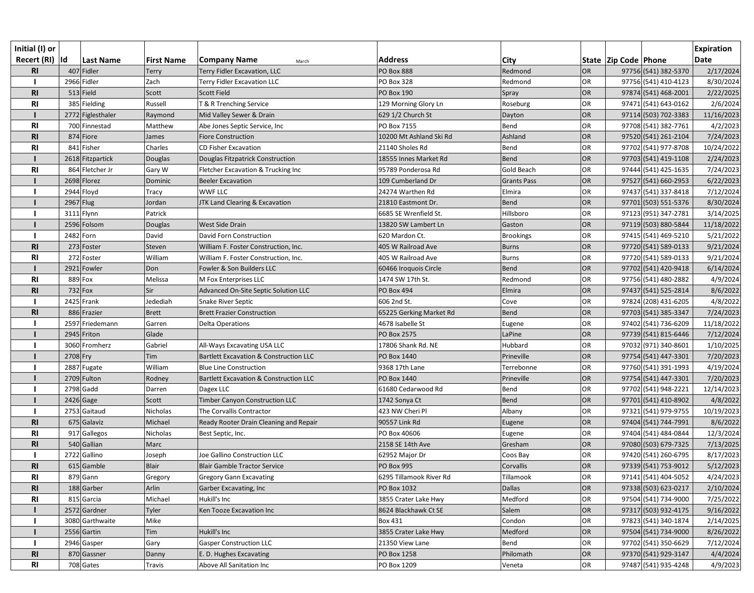| Initial (I) or Recert (RI) | Id | Last Name | First Name | Company Name | Address | City | State | Zip Code | Phone | Expiration Date |
|---|---|---|---|---|---|---|---|---|---|---|
| RI | 407 | Fidler | Terry | Terry Fidler Excavation, LLC | PO Box 888 | Redmond | OR | 97756 | (541) 382-5370 | 2/17/2024 |
| I | 2966 | Fidler | Zach | Terry Fidler Excavation LLC | PO Box 328 | Redmond | OR | 97756 | (541) 410-4123 | 8/30/2024 |
| RI | 513 | Field | Scott | Scott Field | PO Box 190 | Spray | OR | 97874 | (541) 468-2001 | 2/22/2025 |
| RI | 385 | Fielding | Russell | T & R Trenching Service | 129 Morning Glory Ln | Roseburg | OR | 97471 | (541) 643-0162 | 2/6/2024 |
| I | 2772 | Figlesthaler | Raymond | Mid Valley Sewer & Drain | 629 1/2 Church St | Dayton | OR | 97114 | (503) 702-3383 | 11/16/2023 |
| RI | 700 | Finnestad | Matthew | Abe Jones Septic Service, Inc | PO Box 7155 | Bend | OR | 97708 | (541) 382-7761 | 4/2/2023 |
| RI | 874 | Fiore | James | Fiore Construction | 10200 Mt Ashland Ski Rd | Ashland | OR | 97520 | (541) 261-2104 | 7/24/2023 |
| RI | 841 | Fisher | Charles | CD Fisher Excavation | 21140 Sholes Rd | Bend | OR | 97702 | (541) 977-8708 | 10/24/2022 |
| I | 2618 | Fitzpartick | Douglas | Douglas Fitzpatrick Construction | 18555 Innes Market Rd | Bend | OR | 97703 | (541) 419-1108 | 2/24/2023 |
| RI | 864 | Fletcher Jr | Gary W | Fletcher Excavation & Trucking Inc | 95789 Ponderosa Rd | Gold Beach | OR | 97444 | (541) 425-1635 | 7/24/2023 |
| I | 2698 | Florez | Dominic | Beeler Excavation | 109 Cumberland Dr | Grants Pass | OR | 97527 | (541) 660-2953 | 6/22/2023 |
| I | 2944 | Floyd | Tracy | WWF LLC | 24274 Warthen Rd | Elmira | OR | 97437 | (541) 337-8418 | 7/12/2024 |
| I | 2967 | Flug | Jordan | JTK Land Clearing & Excavation | 21810 Eastmont Dr. | Bend | OR | 97701 | (503) 551-5376 | 8/30/2024 |
| I | 3111 | Flynn | Patrick | | 6685 SE Wrenfield St. | Hillsboro | OR | 97123 | (951) 347-2781 | 3/14/2025 |
| I | 2596 | Folsom | Douglas | West Side Drain | 13820 SW Lambert Ln | Gaston | OR | 97119 | (503) 880-5844 | 11/18/2022 |
| I | 2482 | Forn | David | David Forn Construction | 620 Mardon Ct. | Brookings | OR | 97415 | (541) 469-5210 | 5/21/2022 |
| RI | 273 | Foster | Steven | William F. Foster Construction, Inc. | 405 W Railroad Ave | Burns | OR | 97720 | (541) 589-0133 | 9/21/2024 |
| RI | 272 | Foster | William | William F. Foster Construction, Inc. | 405 W Railroad Ave | Burns | OR | 97720 | (541) 589-0133 | 9/21/2024 |
| I | 2921 | Fowler | Don | Fowler & Son Builders LLC | 60466 Iroquois Circle | Bend | OR | 97702 | (541) 420-9418 | 6/14/2024 |
| RI | 889 | Fox | Melissa | M Fox Enterprises LLC | 1474 SW 17th St. | Redmond | OR | 97756 | (541) 480-2882 | 4/9/2024 |
| RI | 732 | Fox | Sir | Advanced On-Site Septic Solution LLC | PO Box 494 | Elmira | OR | 97437 | (541) 525-2814 | 8/6/2022 |
| I | 2425 | Frank | Jedediah | Snake River Septic | 606 2nd St. | Cove | OR | 97824 | (208) 431-6205 | 4/8/2022 |
| RI | 886 | Frazier | Brett | Brett Frazier Construction | 65225 Gerking Market Rd | Bend | OR | 97703 | (541) 385-3347 | 7/24/2023 |
| I | 2597 | Friedemann | Garren | Delta Operations | 4678 Isabelle St | Eugene | OR | 97402 | (541) 736-6209 | 11/18/2022 |
| I | 2945 | Friton | Glade | | PO Box 2575 | LaPine | OR | 97739 | (541) 815-6446 | 7/12/2024 |
| I | 3060 | Fromherz | Gabriel | All-Ways Excavating USA LLC | 17806 Shank Rd. NE | Hubbard | OR | 97032 | (971) 340-8601 | 1/10/2025 |
| I | 2708 | Fry | Tim | Bartlett Excavation & Construction LLC | PO Box 1440 | Prineville | OR | 97754 | (541) 447-3301 | 7/20/2023 |
| I | 2887 | Fugate | William | Blue Line Construction | 9368 17th Lane | Terrebonne | OR | 97760 | (541) 391-1993 | 4/19/2024 |
| I | 2709 | Fulton | Rodney | Bartlett Excavation & Construction LLC | PO Box 1440 | Prineville | OR | 97754 | (541) 447-3301 | 7/20/2023 |
| I | 2798 | Gadd | Darren | Dagex LLC | 61680 Cedarwood Rd | Bend | OR | 97702 | (541) 948-2221 | 12/14/2023 |
| I | 2426 | Gage | Scott | Timber Canyon Construction LLC | 1742 Sonya Ct | Bend | OR | 97701 | (541) 410-8902 | 4/8/2022 |
| I | 2753 | Gaitaud | Nicholas | The Corvallis Contractor | 423 NW Cheri Pl | Albany | OR | 97321 | (541) 979-9755 | 10/19/2023 |
| RI | 675 | Galaviz | Michael | Ready Rooter Drain Cleaning and Repair | 90557 Link Rd | Eugene | OR | 97404 | (541) 744-7991 | 8/6/2022 |
| RI | 917 | Gallegos | Nicholas | Best Septic, Inc. | PO Box 40606 | Eugene | OR | 97404 | (541) 484-0844 | 12/3/2024 |
| RI | 540 | Gallian | Marc | | 2158 SE 14th Ave | Gresham | OR | 97080 | (503) 679-7325 | 7/13/2025 |
| I | 2722 | Gallino | Joseph | Joe Gallino Construction LLC | 62952 Major Dr | Coos Bay | OR | 97420 | (541) 260-6795 | 8/17/2023 |
| RI | 615 | Gamble | Blair | Blair Gamble Tractor Service | PO Box 995 | Corvallis | OR | 97339 | (541) 753-9012 | 5/12/2023 |
| RI | 879 | Gann | Gregory | Gregory Gann Excavating | 6295 Tillamook River Rd | Tillamook | OR | 97141 | (541) 404-5052 | 4/24/2023 |
| RI | 188 | Garber | Arlin | Garber Excavating, Inc | PO Box 1032 | Dallas | OR | 97338 | (503) 623-0217 | 2/10/2024 |
| RI | 815 | Garcia | Michael | Hukill's Inc | 3855 Crater Lake Hwy | Medford | OR | 97504 | (541) 734-9000 | 7/25/2022 |
| I | 2572 | Gardner | Tyler | Ken Tooze Excavation Inc | 8624 Blackhawk Ct SE | Salem | OR | 97317 | (503) 932-4175 | 9/16/2022 |
| I | 3080 | Garthwaite | Mike | | Box 431 | Condon | OR | 97823 | (541) 340-1874 | 2/14/2025 |
| I | 2556 | Gartin | Tim | Hukill's Inc | 3855 Crater Lake Hwy | Medford | OR | 97504 | (541) 734-9000 | 8/26/2022 |
| I | 2946 | Gasper | Gary | Gasper Construction LLC | 21350 View Lane | Bend | OR | 97702 | (541) 350-6629 | 7/12/2024 |
| RI | 870 | Gassner | Danny | E. D. Hughes Excavating | PO Box 1258 | Philomath | OR | 97370 | (541) 929-3147 | 4/4/2024 |
| RI | 708 | Gates | Travis | Above All Sanitation Inc | PO Box 1209 | Veneta | OR | 97487 | (541) 935-4248 | 4/9/2023 |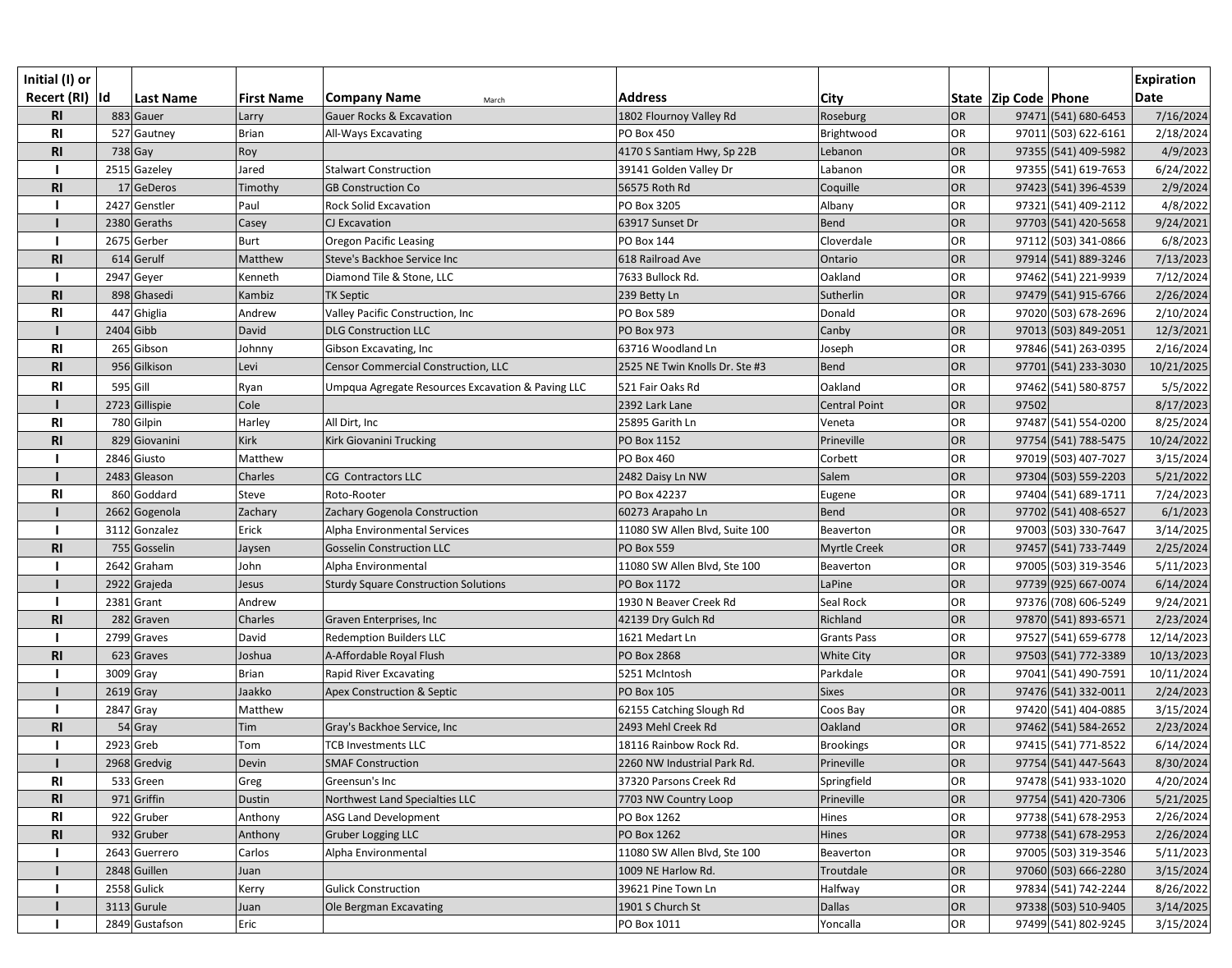| Initial (I) or Recert (RI) | Id | Last Name | First Name | Company Name March | Address | City | State | Zip Code | Phone | Expiration Date |
|---|---|---|---|---|---|---|---|---|---|---|
| RI | 883 | Gauer | Larry | Gauer Rocks & Excavation | 1802 Flournoy Valley Rd | Roseburg | OR | 97471 | (541) 680-6453 | 7/16/2024 |
| RI | 527 | Gautney | Brian | All-Ways Excavating | PO Box 450 | Brightwood | OR | 97011 | (503) 622-6161 | 2/18/2024 |
| RI | 738 | Gay | Roy | | 4170 S Santiam Hwy, Sp 22B | Lebanon | OR | 97355 | (541) 409-5982 | 4/9/2023 |
| I | 2515 | Gazeley | Jared | Stalwart Construction | 39141 Golden Valley Dr | Labanon | OR | 97355 | (541) 619-7653 | 6/24/2022 |
| RI | 17 | GeDeros | Timothy | GB Construction Co | 56575 Roth Rd | Coquille | OR | 97423 | (541) 396-4539 | 2/9/2024 |
| I | 2427 | Genstler | Paul | Rock Solid Excavation | PO Box 3205 | Albany | OR | 97321 | (541) 409-2112 | 4/8/2022 |
| I | 2380 | Geraths | Casey | CJ Excavation | 63917 Sunset Dr | Bend | OR | 97703 | (541) 420-5658 | 9/24/2021 |
| I | 2675 | Gerber | Burt | Oregon Pacific Leasing | PO Box 144 | Cloverdale | OR | 97112 | (503) 341-0866 | 6/8/2023 |
| RI | 614 | Gerulf | Matthew | Steve's Backhoe Service Inc | 618 Railroad Ave | Ontario | OR | 97914 | (541) 889-3246 | 7/13/2023 |
| I | 2947 | Geyer | Kenneth | Diamond Tile & Stone, LLC | 7633 Bullock Rd. | Oakland | OR | 97462 | (541) 221-9939 | 7/12/2024 |
| RI | 898 | Ghasedi | Kambiz | TK Septic | 239 Betty Ln | Sutherlin | OR | 97479 | (541) 915-6766 | 2/26/2024 |
| RI | 447 | Ghiglia | Andrew | Valley Pacific Construction, Inc | PO Box 589 | Donald | OR | 97020 | (503) 678-2696 | 2/10/2024 |
| I | 2404 | Gibb | David | DLG Construction LLC | PO Box 973 | Canby | OR | 97013 | (503) 849-2051 | 12/3/2021 |
| RI | 265 | Gibson | Johnny | Gibson Excavating, Inc | 63716 Woodland Ln | Joseph | OR | 97846 | (541) 263-0395 | 2/16/2024 |
| RI | 956 | Gilkison | Levi | Censor Commercial Construction, LLC | 2525 NE Twin Knolls Dr. Ste #3 | Bend | OR | 97701 | (541) 233-3030 | 10/21/2025 |
| RI | 595 | Gill | Ryan | Umpqua Agregate Resources Excavation & Paving LLC | 521 Fair Oaks Rd | Oakland | OR | 97462 | (541) 580-8757 | 5/5/2022 |
| I | 2723 | Gillispie | Cole | | 2392 Lark Lane | Central Point | OR | 97502 | | 8/17/2023 |
| RI | 780 | Gilpin | Harley | All Dirt, Inc | 25895 Garith Ln | Veneta | OR | 97487 | (541) 554-0200 | 8/25/2024 |
| RI | 829 | Giovanini | Kirk | Kirk Giovanini Trucking | PO Box 1152 | Prineville | OR | 97754 | (541) 788-5475 | 10/24/2022 |
| I | 2846 | Giusto | Matthew | | PO Box 460 | Corbett | OR | 97019 | (503) 407-7027 | 3/15/2024 |
| I | 2483 | Gleason | Charles | CG Contractors LLC | 2482 Daisy Ln NW | Salem | OR | 97304 | (503) 559-2203 | 5/21/2022 |
| RI | 860 | Goddard | Steve | Roto-Rooter | PO Box 42237 | Eugene | OR | 97404 | (541) 689-1711 | 7/24/2023 |
| I | 2662 | Gogenola | Zachary | Zachary Gogenola Construction | 60273 Arapaho Ln | Bend | OR | 97702 | (541) 408-6527 | 6/1/2023 |
| I | 3112 | Gonzalez | Erick | Alpha Environmental Services | 11080 SW Allen Blvd, Suite 100 | Beaverton | OR | 97003 | (503) 330-7647 | 3/14/2025 |
| RI | 755 | Gosselin | Jaysen | Gosselin Construction LLC | PO Box 559 | Myrtle Creek | OR | 97457 | (541) 733-7449 | 2/25/2024 |
| I | 2642 | Graham | John | Alpha Environmental | 11080 SW Allen Blvd, Ste 100 | Beaverton | OR | 97005 | (503) 319-3546 | 5/11/2023 |
| I | 2922 | Grajeda | Jesus | Sturdy Square Construction Solutions | PO Box 1172 | LaPine | OR | 97739 | (925) 667-0074 | 6/14/2024 |
| I | 2381 | Grant | Andrew | | 1930 N Beaver Creek Rd | Seal Rock | OR | 97376 | (708) 606-5249 | 9/24/2021 |
| RI | 282 | Graven | Charles | Graven Enterprises, Inc | 42139 Dry Gulch Rd | Richland | OR | 97870 | (541) 893-6571 | 2/23/2024 |
| I | 2799 | Graves | David | Redemption Builders LLC | 1621 Medart Ln | Grants Pass | OR | 97527 | (541) 659-6778 | 12/14/2023 |
| RI | 623 | Graves | Joshua | A-Affordable Royal Flush | PO Box 2868 | White City | OR | 97503 | (541) 772-3389 | 10/13/2023 |
| I | 3009 | Gray | Brian | Rapid River Excavating | 5251 McIntosh | Parkdale | OR | 97041 | (541) 490-7591 | 10/11/2024 |
| I | 2619 | Gray | Jaakko | Apex Construction & Septic | PO Box 105 | Sixes | OR | 97476 | (541) 332-0011 | 2/24/2023 |
| I | 2847 | Gray | Matthew | | 62155 Catching Slough Rd | Coos Bay | OR | 97420 | (541) 404-0885 | 3/15/2024 |
| RI | 54 | Gray | Tim | Gray's Backhoe Service, Inc | 2493 Mehl Creek Rd | Oakland | OR | 97462 | (541) 584-2652 | 2/23/2024 |
| I | 2923 | Greb | Tom | TCB Investments LLC | 18116 Rainbow Rock Rd. | Brookings | OR | 97415 | (541) 771-8522 | 6/14/2024 |
| I | 2968 | Gredvig | Devin | SMAF Construction | 2260 NW Industrial Park Rd. | Prineville | OR | 97754 | (541) 447-5643 | 8/30/2024 |
| RI | 533 | Green | Greg | Greensun's Inc | 37320 Parsons Creek Rd | Springfield | OR | 97478 | (541) 933-1020 | 4/20/2024 |
| RI | 971 | Griffin | Dustin | Northwest Land Specialties LLC | 7703 NW Country Loop | Prineville | OR | 97754 | (541) 420-7306 | 5/21/2025 |
| RI | 922 | Gruber | Anthony | ASG Land Development | PO Box 1262 | Hines | OR | 97738 | (541) 678-2953 | 2/26/2024 |
| RI | 932 | Gruber | Anthony | Gruber Logging LLC | PO Box 1262 | Hines | OR | 97738 | (541) 678-2953 | 2/26/2024 |
| I | 2643 | Guerrero | Carlos | Alpha Environmental | 11080 SW Allen Blvd, Ste 100 | Beaverton | OR | 97005 | (503) 319-3546 | 5/11/2023 |
| I | 2848 | Guillen | Juan | | 1009 NE Harlow Rd. | Troutdale | OR | 97060 | (503) 666-2280 | 3/15/2024 |
| I | 2558 | Gulick | Kerry | Gulick Construction | 39621 Pine Town Ln | Halfway | OR | 97834 | (541) 742-2244 | 8/26/2022 |
| I | 3113 | Gurule | Juan | Ole Bergman Excavating | 1901 S Church St | Dallas | OR | 97338 | (503) 510-9405 | 3/14/2025 |
| I | 2849 | Gustafson | Eric | | PO Box 1011 | Yoncalla | OR | 97499 | (541) 802-9245 | 3/15/2024 |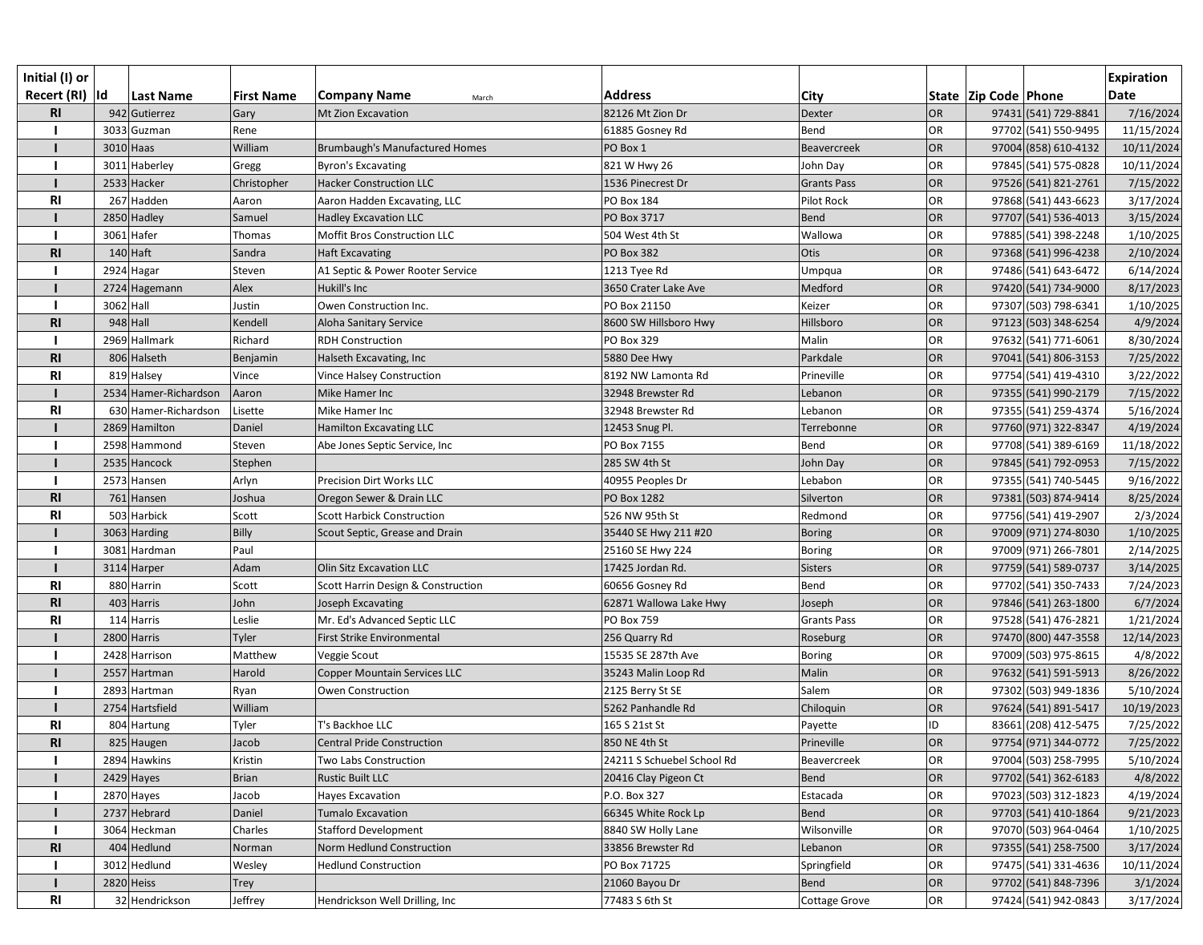| Initial (I) or Recert (RI) | Id | Last Name | First Name | Company Name March | Address | City | State | Zip Code | Phone | Expiration Date |
|---|---|---|---|---|---|---|---|---|---|---|
| RI | 942 | Gutierrez | Gary | Mt Zion Excavation | 82126 Mt Zion Dr | Dexter | OR | 97431 | (541) 729-8841 | 7/16/2024 |
| I | 3033 | Guzman | Rene | | 61885 Gosney Rd | Bend | OR | 97702 | (541) 550-9495 | 11/15/2024 |
| I | 3010 | Haas | William | Brumbaugh's Manufactured Homes | PO Box 1 | Beavercreek | OR | 97004 | (858) 610-4132 | 10/11/2024 |
| I | 3011 | Haberley | Gregg | Byron's Excavating | 821 W Hwy 26 | John Day | OR | 97845 | (541) 575-0828 | 10/11/2024 |
| I | 2533 | Hacker | Christopher | Hacker Construction LLC | 1536 Pinecrest Dr | Grants Pass | OR | 97526 | (541) 821-2761 | 7/15/2022 |
| RI | 267 | Hadden | Aaron | Aaron Hadden Excavating, LLC | PO Box 184 | Pilot Rock | OR | 97868 | (541) 443-6623 | 3/17/2024 |
| I | 2850 | Hadley | Samuel | Hadley Excavation LLC | PO Box 3717 | Bend | OR | 97707 | (541) 536-4013 | 3/15/2024 |
| I | 3061 | Hafer | Thomas | Moffit Bros Construction LLC | 504 West 4th St | Wallowa | OR | 97885 | (541) 398-2248 | 1/10/2025 |
| RI | 140 | Haft | Sandra | Haft Excavating | PO Box 382 | Otis | OR | 97368 | (541) 996-4238 | 2/10/2024 |
| I | 2924 | Hagar | Steven | A1 Septic & Power Rooter Service | 1213 Tyee Rd | Umpqua | OR | 97486 | (541) 643-6472 | 6/14/2024 |
| I | 2724 | Hagemann | Alex | Hukill's Inc | 3650 Crater Lake Ave | Medford | OR | 97420 | (541) 734-9000 | 8/17/2023 |
| I | 3062 | Hall | Justin | Owen Construction Inc. | PO Box 21150 | Keizer | OR | 97307 | (503) 798-6341 | 1/10/2025 |
| RI | 948 | Hall | Kendell | Aloha Sanitary Service | 8600 SW Hillsboro Hwy | Hillsboro | OR | 97123 | (503) 348-6254 | 4/9/2024 |
| I | 2969 | Hallmark | Richard | RDH Construction | PO Box 329 | Malin | OR | 97632 | (541) 771-6061 | 8/30/2024 |
| RI | 806 | Halseth | Benjamin | Halseth Excavating, Inc | 5880 Dee Hwy | Parkdale | OR | 97041 | (541) 806-3153 | 7/25/2022 |
| RI | 819 | Halsey | Vince | Vince Halsey Construction | 8192 NW Lamonta Rd | Prineville | OR | 97754 | (541) 419-4310 | 3/22/2022 |
| I | 2534 | Hamer-Richardson | Aaron | Mike Hamer Inc | 32948 Brewster Rd | Lebanon | OR | 97355 | (541) 990-2179 | 7/15/2022 |
| RI | 630 | Hamer-Richardson | Lisette | Mike Hamer Inc | 32948 Brewster Rd | Lebanon | OR | 97355 | (541) 259-4374 | 5/16/2024 |
| I | 2869 | Hamilton | Daniel | Hamilton Excavating LLC | 12453 Snug Pl. | Terrebonne | OR | 97760 | (971) 322-8347 | 4/19/2024 |
| I | 2598 | Hammond | Steven | Abe Jones Septic Service, Inc | PO Box 7155 | Bend | OR | 97708 | (541) 389-6169 | 11/18/2022 |
| I | 2535 | Hancock | Stephen | | 285 SW 4th St | John Day | OR | 97845 | (541) 792-0953 | 7/15/2022 |
| I | 2573 | Hansen | Arlyn | Precision Dirt Works LLC | 40955 Peoples Dr | Lebabon | OR | 97355 | (541) 740-5445 | 9/16/2022 |
| RI | 761 | Hansen | Joshua | Oregon Sewer & Drain LLC | PO Box 1282 | Silverton | OR | 97381 | (503) 874-9414 | 8/25/2024 |
| RI | 503 | Harbick | Scott | Scott Harbick Construction | 526 NW 95th St | Redmond | OR | 97756 | (541) 419-2907 | 2/3/2024 |
| I | 3063 | Harding | Billy | Scout Septic, Grease and Drain | 35440 SE Hwy 211 #20 | Boring | OR | 97009 | (971) 274-8030 | 1/10/2025 |
| I | 3081 | Hardman | Paul | | 25160 SE Hwy 224 | Boring | OR | 97009 | (971) 266-7801 | 2/14/2025 |
| I | 3114 | Harper | Adam | Olin Sitz Excavation LLC | 17425 Jordan Rd. | Sisters | OR | 97759 | (541) 589-0737 | 3/14/2025 |
| RI | 880 | Harrin | Scott | Scott Harrin Design & Construction | 60656 Gosney Rd | Bend | OR | 97702 | (541) 350-7433 | 7/24/2023 |
| RI | 403 | Harris | John | Joseph Excavating | 62871 Wallowa Lake Hwy | Joseph | OR | 97846 | (541) 263-1800 | 6/7/2024 |
| RI | 114 | Harris | Leslie | Mr. Ed's Advanced Septic LLC | PO Box 759 | Grants Pass | OR | 97528 | (541) 476-2821 | 1/21/2024 |
| I | 2800 | Harris | Tyler | First Strike Environmental | 256 Quarry Rd | Roseburg | OR | 97470 | (800) 447-3558 | 12/14/2023 |
| I | 2428 | Harrison | Matthew | Veggie Scout | 15535 SE 287th Ave | Boring | OR | 97009 | (503) 975-8615 | 4/8/2022 |
| I | 2557 | Hartman | Harold | Copper Mountain Services LLC | 35243 Malin Loop Rd | Malin | OR | 97632 | (541) 591-5913 | 8/26/2022 |
| I | 2893 | Hartman | Ryan | Owen Construction | 2125 Berry St SE | Salem | OR | 97302 | (503) 949-1836 | 5/10/2024 |
| I | 2754 | Hartsfield | William | | 5262 Panhandle Rd | Chiloquin | OR | 97624 | (541) 891-5417 | 10/19/2023 |
| RI | 804 | Hartung | Tyler | T's Backhoe LLC | 165 S 21st St | Payette | ID | 83661 | (208) 412-5475 | 7/25/2022 |
| RI | 825 | Haugen | Jacob | Central Pride Construction | 850 NE 4th St | Prineville | OR | 97754 | (971) 344-0772 | 7/25/2022 |
| I | 2894 | Hawkins | Kristin | Two Labs Construction | 24211 S Schuebel School Rd | Beavercreek | OR | 97004 | (503) 258-7995 | 5/10/2024 |
| I | 2429 | Hayes | Brian | Rustic Built LLC | 20416 Clay Pigeon Ct | Bend | OR | 97702 | (541) 362-6183 | 4/8/2022 |
| I | 2870 | Hayes | Jacob | Hayes Excavation | P.O. Box 327 | Estacada | OR | 97023 | (503) 312-1823 | 4/19/2024 |
| I | 2737 | Hebrard | Daniel | Tumalo Excavation | 66345 White Rock Lp | Bend | OR | 97703 | (541) 410-1864 | 9/21/2023 |
| I | 3064 | Heckman | Charles | Stafford Development | 8840 SW Holly Lane | Wilsonville | OR | 97070 | (503) 964-0464 | 1/10/2025 |
| RI | 404 | Hedlund | Norman | Norm Hedlund Construction | 33856 Brewster Rd | Lebanon | OR | 97355 | (541) 258-7500 | 3/17/2024 |
| I | 3012 | Hedlund | Wesley | Hedlund Construction | PO Box 71725 | Springfield | OR | 97475 | (541) 331-4636 | 10/11/2024 |
| I | 2820 | Heiss | Trey | | 21060 Bayou Dr | Bend | OR | 97702 | (541) 848-7396 | 3/1/2024 |
| RI | 32 | Hendrickson | Jeffrey | Hendrickson Well Drilling, Inc | 77483 S 6th St | Cottage Grove | OR | 97424 | (541) 942-0843 | 3/17/2024 |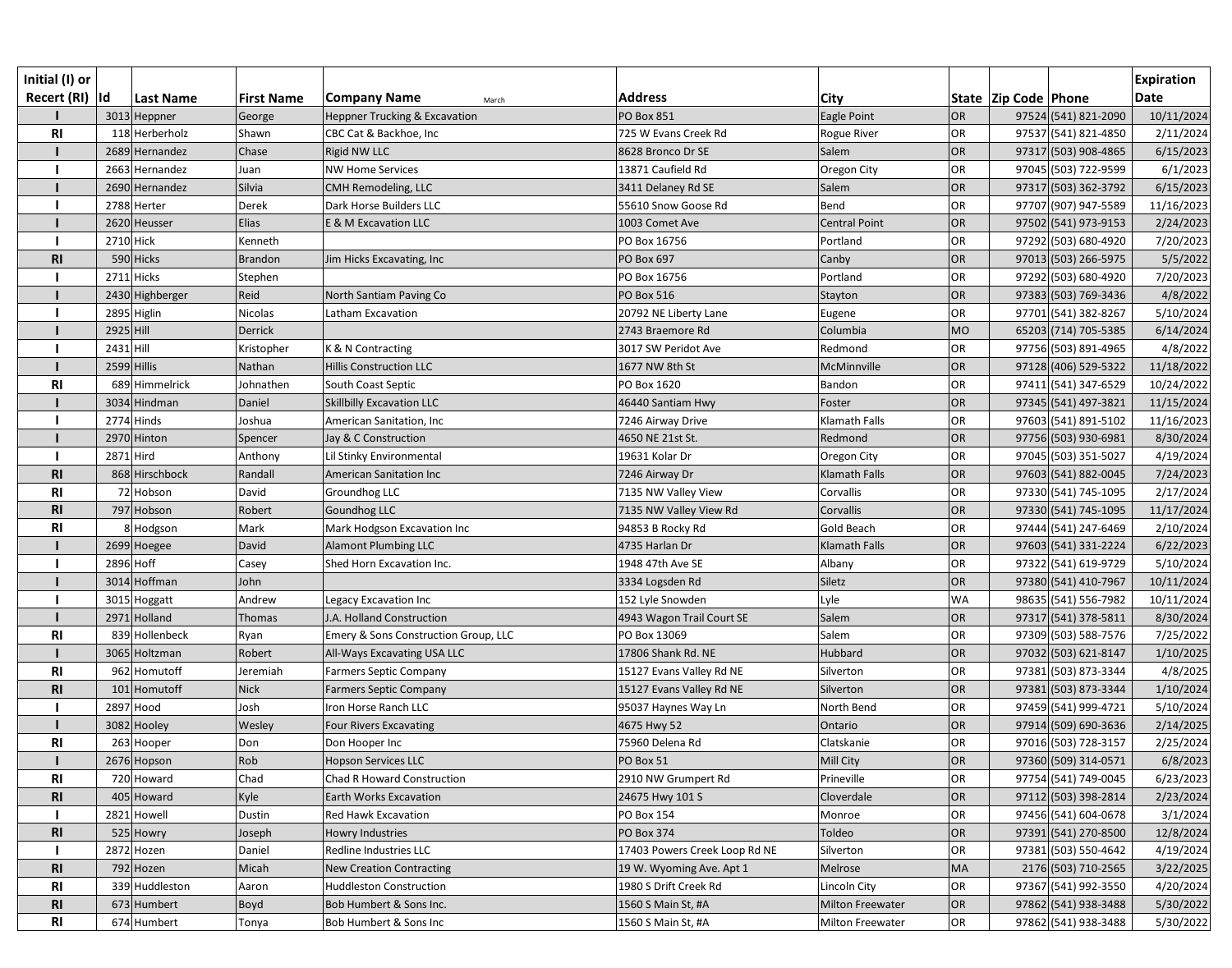| Initial (I) or Recert (RI) | Id | Last Name | First Name | Company Name March | Address | City | State | Zip Code | Phone | Expiration Date |
|---|---|---|---|---|---|---|---|---|---|---|
| I | 3013 | Heppner | George | Heppner Trucking & Excavation | PO Box 851 | Eagle Point | OR | 97524 | (541) 821-2090 | 10/11/2024 |
| RI | 118 | Herberholz | Shawn | CBC Cat & Backhoe, Inc | 725 W Evans Creek Rd | Rogue River | OR | 97537 | (541) 821-4850 | 2/11/2024 |
| I | 2689 | Hernandez | Chase | Rigid NW LLC | 8628 Bronco Dr SE | Salem | OR | 97317 | (503) 908-4865 | 6/15/2023 |
| I | 2663 | Hernandez | Juan | NW Home Services | 13871 Caufield Rd | Oregon City | OR | 97045 | (503) 722-9599 | 6/1/2023 |
| I | 2690 | Hernandez | Silvia | CMH Remodeling, LLC | 3411 Delaney Rd SE | Salem | OR | 97317 | (503) 362-3792 | 6/15/2023 |
| I | 2788 | Herter | Derek | Dark Horse Builders LLC | 55610 Snow Goose Rd | Bend | OR | 97707 | (907) 947-5589 | 11/16/2023 |
| I | 2620 | Heusser | Elias | E & M Excavation LLC | 1003 Comet Ave | Central Point | OR | 97502 | (541) 973-9153 | 2/24/2023 |
| I | 2710 | Hick | Kenneth | | PO Box 16756 | Portland | OR | 97292 | (503) 680-4920 | 7/20/2023 |
| RI | 590 | Hicks | Brandon | Jim Hicks Excavating, Inc | PO Box 697 | Canby | OR | 97013 | (503) 266-5975 | 5/5/2022 |
| I | 2711 | Hicks | Stephen | | PO Box 16756 | Portland | OR | 97292 | (503) 680-4920 | 7/20/2023 |
| I | 2430 | Highberger | Reid | North Santiam Paving Co | PO Box 516 | Stayton | OR | 97383 | (503) 769-3436 | 4/8/2022 |
| I | 2895 | Higlin | Nicolas | Latham Excavation | 20792 NE Liberty Lane | Eugene | OR | 97701 | (541) 382-8267 | 5/10/2024 |
| I | 2925 | Hill | Derrick | | 2743 Braemore Rd | Columbia | MO | 65203 | (714) 705-5385 | 6/14/2024 |
| I | 2431 | Hill | Kristopher | K & N Contracting | 3017 SW Peridot Ave | Redmond | OR | 97756 | (503) 891-4965 | 4/8/2022 |
| I | 2599 | Hillis | Nathan | Hillis Construction LLC | 1677 NW 8th St | McMinnville | OR | 97128 | (406) 529-5322 | 11/18/2022 |
| RI | 689 | Himmelrick | Johnathen | South Coast Septic | PO Box 1620 | Bandon | OR | 97411 | (541) 347-6529 | 10/24/2022 |
| I | 3034 | Hindman | Daniel | Skillbilly Excavation LLC | 46440 Santiam Hwy | Foster | OR | 97345 | (541) 497-3821 | 11/15/2024 |
| I | 2774 | Hinds | Joshua | American Sanitation, Inc | 7246 Airway Drive | Klamath Falls | OR | 97603 | (541) 891-5102 | 11/16/2023 |
| I | 2970 | Hinton | Spencer | Jay & C Construction | 4650 NE 21st St. | Redmond | OR | 97756 | (503) 930-6981 | 8/30/2024 |
| I | 2871 | Hird | Anthony | Lil Stinky Environmental | 19631 Kolar Dr | Oregon City | OR | 97045 | (503) 351-5027 | 4/19/2024 |
| RI | 868 | Hirschbock | Randall | American Sanitation Inc | 7246 Airway Dr | Klamath Falls | OR | 97603 | (541) 882-0045 | 7/24/2023 |
| RI | 72 | Hobson | David | Groundhog LLC | 7135 NW Valley View | Corvallis | OR | 97330 | (541) 745-1095 | 2/17/2024 |
| RI | 797 | Hobson | Robert | Goundhog LLC | 7135 NW Valley View Rd | Corvallis | OR | 97330 | (541) 745-1095 | 11/17/2024 |
| RI | 8 | Hodgson | Mark | Mark Hodgson Excavation Inc | 94853 B Rocky Rd | Gold Beach | OR | 97444 | (541) 247-6469 | 2/10/2024 |
| I | 2699 | Hoegee | David | Alamont Plumbing LLC | 4735 Harlan Dr | Klamath Falls | OR | 97603 | (541) 331-2224 | 6/22/2023 |
| I | 2896 | Hoff | Casey | Shed Horn Excavation Inc. | 1948 47th Ave SE | Albany | OR | 97322 | (541) 619-9729 | 5/10/2024 |
| I | 3014 | Hoffman | John | | 3334 Logsden Rd | Siletz | OR | 97380 | (541) 410-7967 | 10/11/2024 |
| I | 3015 | Hoggatt | Andrew | Legacy Excavation Inc | 152 Lyle Snowden | Lyle | WA | 98635 | (541) 556-7982 | 10/11/2024 |
| I | 2971 | Holland | Thomas | J.A. Holland Construction | 4943 Wagon Trail Court SE | Salem | OR | 97317 | (541) 378-5811 | 8/30/2024 |
| RI | 839 | Hollenbeck | Ryan | Emery & Sons Construction Group, LLC | PO Box 13069 | Salem | OR | 97309 | (503) 588-7576 | 7/25/2022 |
| I | 3065 | Holtzman | Robert | All-Ways Excavating USA LLC | 17806 Shank Rd. NE | Hubbard | OR | 97032 | (503) 621-8147 | 1/10/2025 |
| RI | 962 | Homutoff | Jeremiah | Farmers Septic Company | 15127 Evans Valley Rd NE | Silverton | OR | 97381 | (503) 873-3344 | 4/8/2025 |
| RI | 101 | Homutoff | Nick | Farmers Septic Company | 15127 Evans Valley Rd NE | Silverton | OR | 97381 | (503) 873-3344 | 1/10/2024 |
| I | 2897 | Hood | Josh | Iron Horse Ranch LLC | 95037 Haynes Way Ln | North Bend | OR | 97459 | (541) 999-4721 | 5/10/2024 |
| I | 3082 | Hooley | Wesley | Four Rivers Excavating | 4675 Hwy 52 | Ontario | OR | 97914 | (509) 690-3636 | 2/14/2025 |
| RI | 263 | Hooper | Don | Don Hooper Inc | 75960 Delena Rd | Clatskanie | OR | 97016 | (503) 728-3157 | 2/25/2024 |
| I | 2676 | Hopson | Rob | Hopson Services LLC | PO Box 51 | Mill City | OR | 97360 | (509) 314-0571 | 6/8/2023 |
| RI | 720 | Howard | Chad | Chad R Howard Construction | 2910 NW Grumpert Rd | Prineville | OR | 97754 | (541) 749-0045 | 6/23/2023 |
| RI | 405 | Howard | Kyle | Earth Works Excavation | 24675 Hwy 101 S | Cloverdale | OR | 97112 | (503) 398-2814 | 2/23/2024 |
| I | 2821 | Howell | Dustin | Red Hawk Excavation | PO Box 154 | Monroe | OR | 97456 | (541) 604-0678 | 3/1/2024 |
| RI | 525 | Howry | Joseph | Howry Industries | PO Box 374 | Toldeo | OR | 97391 | (541) 270-8500 | 12/8/2024 |
| I | 2872 | Hozen | Daniel | Redline Industries LLC | 17403 Powers Creek Loop Rd NE | Silverton | OR | 97381 | (503) 550-4642 | 4/19/2024 |
| RI | 792 | Hozen | Micah | New Creation Contracting | 19 W. Wyoming Ave. Apt 1 | Melrose | MA | 2176 | (503) 710-2565 | 3/22/2025 |
| RI | 339 | Huddleston | Aaron | Huddleston Construction | 1980 S Drift Creek Rd | Lincoln City | OR | 97367 | (541) 992-3550 | 4/20/2024 |
| RI | 673 | Humbert | Boyd | Bob Humbert & Sons Inc. | 1560 S Main St, #A | Milton Freewater | OR | 97862 | (541) 938-3488 | 5/30/2022 |
| RI | 674 | Humbert | Tonya | Bob Humbert & Sons Inc | 1560 S Main St, #A | Milton Freewater | OR | 97862 | (541) 938-3488 | 5/30/2022 |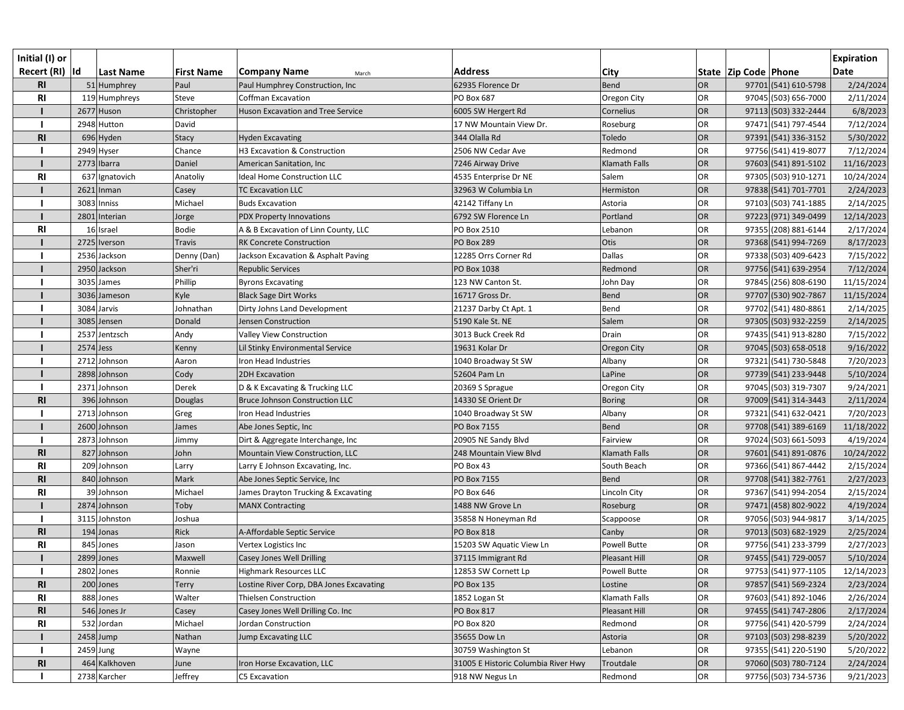| Initial (I) or Recert (RI) | Id | Last Name | First Name | Company Name March | Address | City | State | Zip Code | Phone | Expiration Date |
|---|---|---|---|---|---|---|---|---|---|---|
| RI | 51 | Humphrey | Paul | Paul Humphrey Construction, Inc | 62935 Florence Dr | Bend | OR | 97701 | (541) 610-5798 | 2/24/2024 |
| RI | 119 | Humphreys | Steve | Coffman Excavation | PO Box 687 | Oregon City | OR | 97045 | (503) 656-7000 | 2/11/2024 |
| I | 2677 | Huson | Christopher | Huson Excavation and Tree Service | 6005 SW Hergert Rd | Cornelius | OR | 97113 | (503) 332-2444 | 6/8/2023 |
| I | 2948 | Hutton | David | | 17 NW Mountain View Dr. | Roseburg | OR | 97471 | (541) 797-4544 | 7/12/2024 |
| RI | 696 | Hyden | Stacy | Hyden Excavating | 344 Olalla Rd | Toledo | OR | 97391 | (541) 336-3152 | 5/30/2022 |
| I | 2949 | Hyser | Chance | H3 Excavation & Construction | 2506 NW Cedar Ave | Redmond | OR | 97756 | (541) 419-8077 | 7/12/2024 |
| I | 2773 | Ibarra | Daniel | American Sanitation, Inc | 7246 Airway Drive | Klamath Falls | OR | 97603 | (541) 891-5102 | 11/16/2023 |
| RI | 637 | Ignatovich | Anatoliy | Ideal Home Construction LLC | 4535 Enterprise Dr NE | Salem | OR | 97305 | (503) 910-1271 | 10/24/2024 |
| I | 2621 | Inman | Casey | TC Excavation LLC | 32963 W Columbia Ln | Hermiston | OR | 97838 | (541) 701-7701 | 2/24/2023 |
| I | 3083 | Inniss | Michael | Buds Excavation | 42142 Tiffany Ln | Astoria | OR | 97103 | (503) 741-1885 | 2/14/2025 |
| I | 2801 | Interian | Jorge | PDX Property Innovations | 6792 SW Florence Ln | Portland | OR | 97223 | (971) 349-0499 | 12/14/2023 |
| RI | 16 | Israel | Bodie | A & B Excavation of Linn County, LLC | PO Box 2510 | Lebanon | OR | 97355 | (208) 881-6144 | 2/17/2024 |
| I | 2725 | Iverson | Travis | RK Concrete Construction | PO Box 289 | Otis | OR | 97368 | (541) 994-7269 | 8/17/2023 |
| I | 2536 | Jackson | Denny (Dan) | Jackson Excavation & Asphalt Paving | 12285 Orrs Corner Rd | Dallas | OR | 97338 | (503) 409-6423 | 7/15/2022 |
| I | 2950 | Jackson | Sher'ri | Republic Services | PO Box 1038 | Redmond | OR | 97756 | (541) 639-2954 | 7/12/2024 |
| I | 3035 | James | Phillip | Byrons Excavating | 123 NW Canton St. | John Day | OR | 97845 | (256) 808-6190 | 11/15/2024 |
| I | 3036 | Jameson | Kyle | Black Sage Dirt Works | 16717 Gross Dr. | Bend | OR | 97707 | (530) 902-7867 | 11/15/2024 |
| I | 3084 | Jarvis | Johnathan | Dirty Johns Land Development | 21237 Darby Ct Apt. 1 | Bend | OR | 97702 | (541) 480-8861 | 2/14/2025 |
| I | 3085 | Jensen | Donald | Jensen Construction | 5190 Kale St. NE | Salem | OR | 97305 | (503) 932-2259 | 2/14/2025 |
| I | 2537 | Jentzsch | Andy | Valley View Construction | 3013 Buck Creek Rd | Drain | OR | 97435 | (541) 913-8280 | 7/15/2022 |
| I | 2574 | Jess | Kenny | Lil Stinky Environmental Service | 19631 Kolar Dr | Oregon City | OR | 97045 | (503) 658-0518 | 9/16/2022 |
| I | 2712 | Johnson | Aaron | Iron Head Industries | 1040 Broadway St SW | Albany | OR | 97321 | (541) 730-5848 | 7/20/2023 |
| I | 2898 | Johnson | Cody | 2DH Excavation | 52604 Pam Ln | LaPine | OR | 97739 | (541) 233-9448 | 5/10/2024 |
| I | 2371 | Johnson | Derek | D & K Excavating & Trucking LLC | 20369 S Sprague | Oregon City | OR | 97045 | (503) 319-7307 | 9/24/2021 |
| RI | 396 | Johnson | Douglas | Bruce Johnson Construction LLC | 14330 SE Orient Dr | Boring | OR | 97009 | (541) 314-3443 | 2/11/2024 |
| I | 2713 | Johnson | Greg | Iron Head Industries | 1040 Broadway St SW | Albany | OR | 97321 | (541) 632-0421 | 7/20/2023 |
| I | 2600 | Johnson | James | Abe Jones Septic, Inc | PO Box 7155 | Bend | OR | 97708 | (541) 389-6169 | 11/18/2022 |
| I | 2873 | Johnson | Jimmy | Dirt & Aggregate Interchange, Inc | 20905 NE Sandy Blvd | Fairview | OR | 97024 | (503) 661-5093 | 4/19/2024 |
| RI | 827 | Johnson | John | Mountain View Construction, LLC | 248 Mountain View Blvd | Klamath Falls | OR | 97601 | (541) 891-0876 | 10/24/2022 |
| RI | 209 | Johnson | Larry | Larry E Johnson Excavating, Inc. | PO Box 43 | South Beach | OR | 97366 | (541) 867-4442 | 2/15/2024 |
| RI | 840 | Johnson | Mark | Abe Jones Septic Service, Inc | PO Box 7155 | Bend | OR | 97708 | (541) 382-7761 | 2/27/2023 |
| RI | 39 | Johnson | Michael | James Drayton Trucking & Excavating | PO Box 646 | Lincoln City | OR | 97367 | (541) 994-2054 | 2/15/2024 |
| I | 2874 | Johnson | Toby | MANX Contracting | 1488 NW Grove Ln | Roseburg | OR | 97471 | (458) 802-9022 | 4/19/2024 |
| I | 3115 | Johnston | Joshua | | 35858 N Honeyman Rd | Scappoose | OR | 97056 | (503) 944-9817 | 3/14/2025 |
| RI | 194 | Jonas | Rick | A-Affordable Septic Service | PO Box 818 | Canby | OR | 97013 | (503) 682-1929 | 2/25/2024 |
| RI | 845 | Jones | Jason | Vertex Logistics Inc | 15203 SW Aquatic View Ln | Powell Butte | OR | 97756 | (541) 233-3799 | 2/27/2023 |
| I | 2899 | Jones | Maxwell | Casey Jones Well Drilling | 37115 Immigrant Rd | Pleasant Hill | OR | 97455 | (541) 729-0057 | 5/10/2024 |
| I | 2802 | Jones | Ronnie | Highmark Resources LLC | 12853 SW Cornett Lp | Powell Butte | OR | 97753 | (541) 977-1105 | 12/14/2023 |
| RI | 200 | Jones | Terry | Lostine River Corp, DBA Jones Excavating | PO Box 135 | Lostine | OR | 97857 | (541) 569-2324 | 2/23/2024 |
| RI | 888 | Jones | Walter | Thielsen Construction | 1852 Logan St | Klamath Falls | OR | 97603 | (541) 892-1046 | 2/26/2024 |
| RI | 546 | Jones Jr | Casey | Casey Jones Well Drilling Co. Inc | PO Box 817 | Pleasant Hill | OR | 97455 | (541) 747-2806 | 2/17/2024 |
| RI | 532 | Jordan | Michael | Jordan Construction | PO Box 820 | Redmond | OR | 97756 | (541) 420-5799 | 2/24/2024 |
| I | 2458 | Jump | Nathan | Jump Excavating LLC | 35655 Dow Ln | Astoria | OR | 97103 | (503) 298-8239 | 5/20/2022 |
| I | 2459 | Jung | Wayne | | 30759 Washington St | Lebanon | OR | 97355 | (541) 220-5190 | 5/20/2022 |
| RI | 464 | Kalkhoven | June | Iron Horse Excavation, LLC | 31005 E Historic Columbia River Hwy | Troutdale | OR | 97060 | (503) 780-7124 | 2/24/2024 |
| I | 2738 | Karcher | Jeffrey | C5 Excavation | 918 NW Negus Ln | Redmond | OR | 97756 | (503) 734-5736 | 9/21/2023 |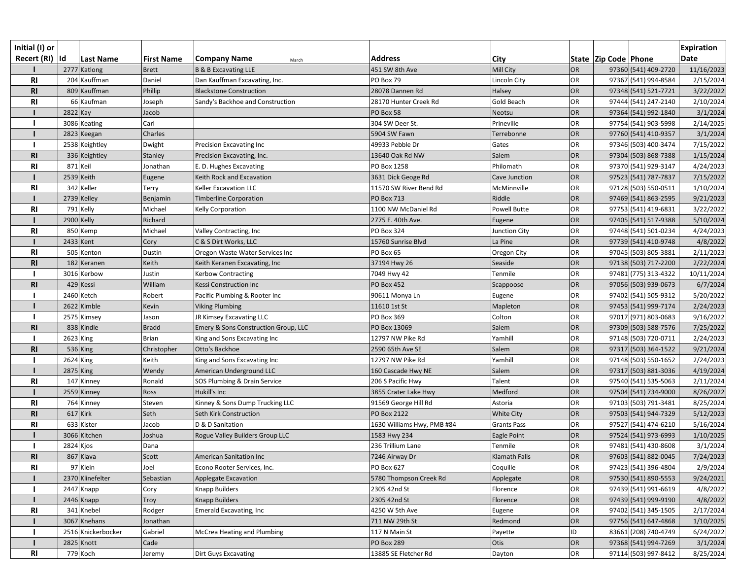| Initial (I) or Recert (RI) | Id | Last Name | First Name | Company Name March | Address | City | State | Zip Code | Phone | Expiration Date |
|---|---|---|---|---|---|---|---|---|---|---|
| I | 2777 | Katlong | Brett | B & B Excavating LLE | 451 SW 8th Ave | Mill City | OR | 97360 | (541) 409-2720 | 11/16/2023 |
| RI | 204 | Kauffman | Daniel | Dan Kauffman Excavating, Inc. | PO Box 79 | Lincoln City | OR | 97367 | (541) 994-8584 | 2/15/2024 |
| RI | 809 | Kauffman | Phillip | Blackstone Construction | 28078 Dannen Rd | Halsey | OR | 97348 | (541) 521-7721 | 3/22/2022 |
| RI | 66 | Kaufman | Joseph | Sandy's Backhoe and Construction | 28170 Hunter Creek Rd | Gold Beach | OR | 97444 | (541) 247-2140 | 2/10/2024 |
| I | 2822 | Kay | Jacob | | PO Box 58 | Neotsu | OR | 97364 | (541) 992-1840 | 3/1/2024 |
| I | 3086 | Keating | Carl | | 304 SW Deer St. | Prineville | OR | 97754 | (541) 903-5998 | 2/14/2025 |
| I | 2823 | Keegan | Charles | | 5904 SW Fawn | Terrebonne | OR | 97760 | (541) 410-9357 | 3/1/2024 |
| I | 2538 | Keightley | Dwight | Precision Excavating Inc | 49933 Pebble Dr | Gates | OR | 97346 | (503) 400-3474 | 7/15/2022 |
| RI | 336 | Keightley | Stanley | Precision Excavating, Inc. | 13640 Oak Rd NW | Salem | OR | 97304 | (503) 868-7388 | 1/15/2024 |
| RI | 871 | Keil | Jonathan | E. D. Hughes Excavating | PO Box 1258 | Philomath | OR | 97370 | (541) 929-3147 | 4/24/2023 |
| I | 2539 | Keith | Eugene | Keith Rock and Excavation | 3631 Dick Geoge Rd | Cave Junction | OR | 97523 | (541) 787-7837 | 7/15/2022 |
| RI | 342 | Keller | Terry | Keller Excavation LLC | 11570 SW River Bend Rd | McMinnville | OR | 97128 | (503) 550-0511 | 1/10/2024 |
| I | 2739 | Kelley | Benjamin | Timberline Corporation | PO Box 713 | Riddle | OR | 97469 | (541) 863-2595 | 9/21/2023 |
| RI | 791 | Kelly | Michael | Kelly Corporation | 1100 NW McDaniel Rd | Powell Butte | OR | 97753 | (541) 419-6831 | 3/22/2022 |
| I | 2900 | Kelly | Richard | | 2775 E. 40th Ave. | Eugene | OR | 97405 | (541) 517-9388 | 5/10/2024 |
| RI | 850 | Kemp | Michael | Valley Contracting, Inc | PO Box 324 | Junction City | OR | 97448 | (541) 501-0234 | 4/24/2023 |
| I | 2433 | Kent | Cory | C & S Dirt Works, LLC | 15760 Sunrise Blvd | La Pine | OR | 97739 | (541) 410-9748 | 4/8/2022 |
| RI | 505 | Kenton | Dustin | Oregon Waste Water Services Inc | PO Box 65 | Oregon City | OR | 97045 | (503) 805-3881 | 2/11/2023 |
| RI | 182 | Keranen | Keith | Keith Keranen Excavating, Inc | 37194 Hwy 26 | Seaside | OR | 97138 | (503) 717-2200 | 2/22/2024 |
| I | 3016 | Kerbow | Justin | Kerbow Contracting | 7049 Hwy 42 | Tenmile | OR | 97481 | (775) 313-4322 | 10/11/2024 |
| RI | 429 | Kessi | William | Kessi Construction Inc | PO Box 452 | Scappoose | OR | 97056 | (503) 939-0673 | 6/7/2024 |
| I | 2460 | Ketch | Robert | Pacific Plumbing & Rooter Inc | 90611 Monya Ln | Eugene | OR | 97402 | (541) 505-9312 | 5/20/2022 |
| I | 2622 | Kimble | Kevin | Viking Plumbing | 11610 1st St | Mapleton | OR | 97453 | (541) 999-7174 | 2/24/2023 |
| I | 2575 | Kimsey | Jason | JR Kimsey Excavating LLC | PO Box 369 | Colton | OR | 97017 | (971) 803-0683 | 9/16/2022 |
| RI | 838 | Kindle | Bradd | Emery & Sons Construction Group, LLC | PO Box 13069 | Salem | OR | 97309 | (503) 588-7576 | 7/25/2022 |
| I | 2623 | King | Brian | King and Sons Excavating Inc | 12797 NW Pike Rd | Yamhill | OR | 97148 | (503) 720-0711 | 2/24/2023 |
| RI | 536 | King | Christopher | Otto's Backhoe | 2590 65th Ave SE | Salem | OR | 97317 | (503) 364-1522 | 9/21/2024 |
| I | 2624 | King | Keith | King and Sons Excavating Inc | 12797 NW Pike Rd | Yamhill | OR | 97148 | (503) 550-1652 | 2/24/2023 |
| I | 2875 | King | Wendy | American Underground LLC | 160 Cascade Hwy NE | Salem | OR | 97317 | (503) 881-3036 | 4/19/2024 |
| RI | 147 | Kinney | Ronald | SOS Plumbing & Drain Service | 206 S Pacific Hwy | Talent | OR | 97540 | (541) 535-5063 | 2/11/2024 |
| I | 2559 | Kinney | Ross | Hukill's Inc | 3855 Crater Lake Hwy | Medford | OR | 97504 | (541) 734-9000 | 8/26/2022 |
| RI | 764 | Kinney | Steven | Kinney & Sons Dump Trucking LLC | 91569 George Hill Rd | Astoria | OR | 97103 | (503) 791-3481 | 8/25/2024 |
| RI | 617 | Kirk | Seth | Seth Kirk Construction | PO Box 2122 | White City | OR | 97503 | (541) 944-7329 | 5/12/2023 |
| RI | 633 | Kister | Jacob | D & D Sanitation | 1630 Williams Hwy, PMB #84 | Grants Pass | OR | 97527 | (541) 474-6210 | 5/16/2024 |
| I | 3066 | Kitchen | Joshua | Rogue Valley Builders Group LLC | 1583 Hwy 234 | Eagle Point | OR | 97524 | (541) 973-6993 | 1/10/2025 |
| I | 2824 | Kjos | Dana | | 236 Trillium Lane | Tenmile | OR | 97481 | (541) 430-8608 | 3/1/2024 |
| RI | 867 | Klava | Scott | American Sanitation Inc | 7246 Airway Dr | Klamath Falls | OR | 97603 | (541) 882-0045 | 7/24/2023 |
| RI | 97 | Klein | Joel | Econo Rooter Services, Inc. | PO Box 627 | Coquille | OR | 97423 | (541) 396-4804 | 2/9/2024 |
| I | 2370 | Klinefelter | Sebastian | Applegate Excavation | 5780 Thompson Creek Rd | Applegate | OR | 97530 | (541) 890-5553 | 9/24/2021 |
| I | 2447 | Knapp | Cory | Knapp Builders | 2305 42nd St | Florence | OR | 97439 | (541) 991-6619 | 4/8/2022 |
| I | 2446 | Knapp | Troy | Knapp Builders | 2305 42nd St | Florence | OR | 97439 | (541) 999-9190 | 4/8/2022 |
| RI | 341 | Knebel | Rodger | Emerald Excavating, Inc | 4250 W 5th Ave | Eugene | OR | 97402 | (541) 345-1505 | 2/17/2024 |
| I | 3067 | Knehans | Jonathan | | 711 NW 29th St | Redmond | OR | 97756 | (541) 647-4868 | 1/10/2025 |
| I | 2516 | Knickerbocker | Gabriel | McCrea Heating and Plumbing | 117 N Main St | Payette | ID | 83661 | (208) 740-4749 | 6/24/2022 |
| I | 2825 | Knott | Cade | | PO Box 289 | Otis | OR | 97368 | (541) 994-7269 | 3/1/2024 |
| RI | 779 | Koch | Jeremy | Dirt Guys Excavating | 13885 SE Fletcher Rd | Dayton | OR | 97114 | (503) 997-8412 | 8/25/2024 |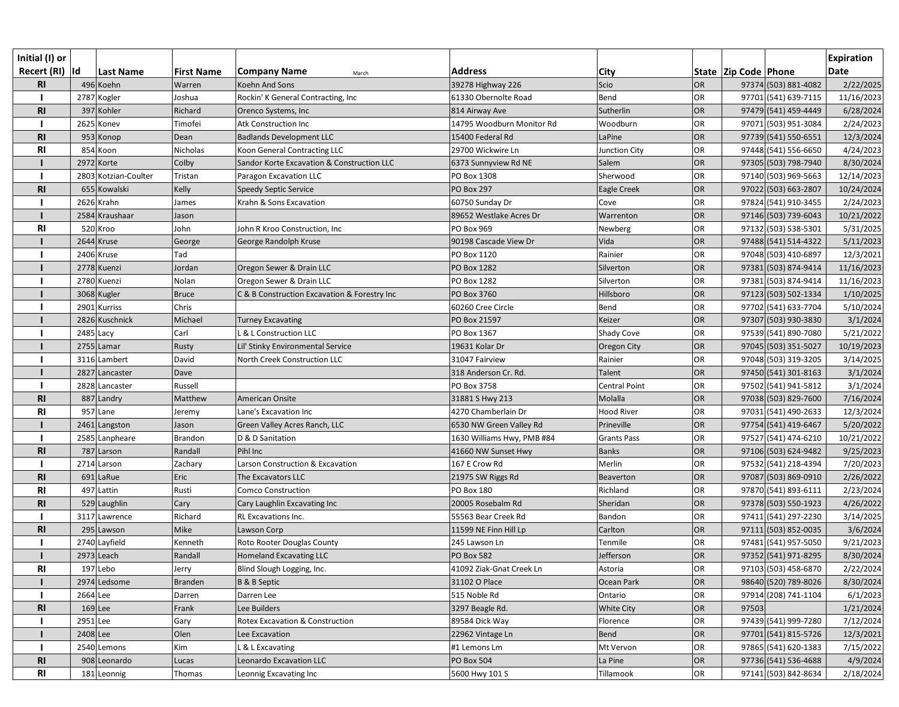| Initial (I) or Recert (RI) | Id | Last Name | First Name | Company Name March | Address | City | State | Zip Code | Phone | Expiration Date |
|---|---|---|---|---|---|---|---|---|---|---|
| RI | 496 | Koehn | Warren | Koehn And Sons | 39278 Highway 226 | Scio | OR | 97374 | (503) 881-4082 | 2/22/2025 |
| I | 2787 | Kogler | Joshua | Rockin' K General Contracting, Inc | 61330 Obernolte Road | Bend | OR | 97701 | (541) 639-7115 | 11/16/2023 |
| RI | 397 | Kohler | Richard | Orenco Systems, Inc | 814 Airway Ave | Sutherlin | OR | 97479 | (541) 459-4449 | 6/28/2024 |
| I | 2625 | Konev | Timofei | Atk Construction Inc | 14795 Woodburn Monitor Rd | Woodburn | OR | 97071 | (503) 951-3084 | 2/24/2023 |
| RI | 953 | Konop | Dean | Badlands Development LLC | 15400 Federal Rd | LaPine | OR | 97739 | (541) 550-6551 | 12/3/2024 |
| RI | 854 | Koon | Nicholas | Koon General Contracting LLC | 29700 Wickwire Ln | Junction City | OR | 97448 | (541) 556-6650 | 4/24/2023 |
| I | 2972 | Korte | Colby | Sandor Korte Excavation & Construction LLC | 6373 Sunnyview Rd NE | Salem | OR | 97305 | (503) 798-7940 | 8/30/2024 |
| I | 2803 | Kotzian-Coulter | Tristan | Paragon Excavation LLC | PO Box 1308 | Sherwood | OR | 97140 | (503) 969-5663 | 12/14/2023 |
| RI | 655 | Kowalski | Kelly | Speedy Septic Service | PO Box 297 | Eagle Creek | OR | 97022 | (503) 663-2807 | 10/24/2024 |
| I | 2626 | Krahn | James | Krahn & Sons Excavation | 60750 Sunday Dr | Cove | OR | 97824 | (541) 910-3455 | 2/24/2023 |
| I | 2584 | Kraushaar | Jason | | 89652 Westlake Acres Dr | Warrenton | OR | 97146 | (503) 739-6043 | 10/21/2022 |
| RI | 520 | Kroo | John | John R Kroo Construction, Inc | PO Box 969 | Newberg | OR | 97132 | (503) 538-5301 | 5/31/2025 |
| I | 2644 | Kruse | George | George Randolph Kruse | 90198 Cascade View Dr | Vida | OR | 97488 | (541) 514-4322 | 5/11/2023 |
| I | 2406 | Kruse | Tad | | PO Box 1120 | Rainier | OR | 97048 | (503) 410-6897 | 12/3/2021 |
| I | 2778 | Kuenzi | Jordan | Oregon Sewer & Drain LLC | PO Box 1282 | Silverton | OR | 97381 | (503) 874-9414 | 11/16/2023 |
| I | 2780 | Kuenzi | Nolan | Oregon Sewer & Drain LLC | PO Box 1282 | Silverton | OR | 97381 | (503) 874-9414 | 11/16/2023 |
| I | 3068 | Kugler | Bruce | C & B Construction Excavation & Forestry Inc | PO Box 3760 | Hillsboro | OR | 97123 | (503) 502-1334 | 1/10/2025 |
| I | 2901 | Kurriss | Chris | | 60260 Cree Circle | Bend | OR | 97702 | (541) 633-7704 | 5/10/2024 |
| I | 2826 | Kuschnick | Michael | Turney Excavating | PO Box 21597 | Keizer | OR | 97307 | (503) 930-3830 | 3/1/2024 |
| I | 2485 | Lacy | Carl | L & L Construction LLC | PO Box 1367 | Shady Cove | OR | 97539 | (541) 890-7080 | 5/21/2022 |
| I | 2755 | Lamar | Rusty | Lil' Stinky Environmental Service | 19631 Kolar Dr | Oregon City | OR | 97045 | (503) 351-5027 | 10/19/2023 |
| I | 3116 | Lambert | David | North Creek Construction LLC | 31047 Fairview | Rainier | OR | 97048 | (503) 319-3205 | 3/14/2025 |
| I | 2827 | Lancaster | Dave | | 318 Anderson Cr. Rd. | Talent | OR | 97450 | (541) 301-8163 | 3/1/2024 |
| I | 2828 | Lancaster | Russell | | PO Box 3758 | Central Point | OR | 97502 | (541) 941-5812 | 3/1/2024 |
| RI | 887 | Landry | Matthew | American Onsite | 31881 S Hwy 213 | Molalla | OR | 97038 | (503) 829-7600 | 7/16/2024 |
| RI | 957 | Lane | Jeremy | Lane's Excavation Inc | 4270 Chamberlain Dr | Hood River | OR | 97031 | (541) 490-2633 | 12/3/2024 |
| I | 2461 | Langston | Jason | Green Valley Acres Ranch, LLC | 6530 NW Green Valley Rd | Prineville | OR | 97754 | (541) 419-6467 | 5/20/2022 |
| I | 2585 | Lanpheare | Brandon | D & D Sanitation | 1630 Williams Hwy, PMB #84 | Grants Pass | OR | 97527 | (541) 474-6210 | 10/21/2022 |
| RI | 787 | Larson | Randall | Pihl Inc | 41660 NW Sunset Hwy | Banks | OR | 97106 | (503) 624-9482 | 9/25/2023 |
| I | 2714 | Larson | Zachary | Larson Construction & Excavation | 167 E Crow Rd | Merlin | OR | 97532 | (541) 218-4394 | 7/20/2023 |
| RI | 691 | LaRue | Eric | The Excavators LLC | 21975 SW Riggs Rd | Beaverton | OR | 97087 | (503) 869-0910 | 2/26/2022 |
| RI | 497 | Lattin | Rusti | Comco Construction | PO Box 180 | Richland | OR | 97870 | (541) 893-6111 | 2/23/2024 |
| RI | 529 | Laughlin | Cary | Cary Laughlin Excavating Inc | 20005 Rosebalm Rd | Sheridan | OR | 97378 | (503) 550-1923 | 4/26/2022 |
| I | 3117 | Lawrence | Richard | RL Excavations Inc. | 55563 Bear Creek Rd | Bandon | OR | 97411 | (541) 297-2230 | 3/14/2025 |
| RI | 295 | Lawson | Mike | Lawson Corp | 11599 NE Finn Hill Lp | Carlton | OR | 97111 | (503) 852-0035 | 3/6/2024 |
| I | 2740 | Layfield | Kenneth | Roto Rooter Douglas County | 245 Lawson Ln | Tenmile | OR | 97481 | (541) 957-5050 | 9/21/2023 |
| I | 2973 | Leach | Randall | Homeland Excavating LLC | PO Box 582 | Jefferson | OR | 97352 | (541) 971-8295 | 8/30/2024 |
| RI | 197 | Lebo | Jerry | Blind Slough Logging, Inc. | 41092 Ziak-Gnat Creek Ln | Astoria | OR | 97103 | (503) 458-6870 | 2/22/2024 |
| I | 2974 | Ledsome | Branden | B & B Septic | 31102 O Place | Ocean Park | OR | 98640 | (520) 789-8026 | 8/30/2024 |
| I | 2664 | Lee | Darren | Darren Lee | 515 Noble Rd | Ontario | OR | 97914 | (208) 741-1104 | 6/1/2023 |
| RI | 169 | Lee | Frank | Lee Builders | 3297 Beagle Rd. | White City | OR | 97503 | | 1/21/2024 |
| I | 2951 | Lee | Gary | Rotex Excavation & Construction | 89584 Dick Way | Florence | OR | 97439 | (541) 999-7280 | 7/12/2024 |
| I | 2408 | Lee | Olen | Lee Excavation | 22962 Vintage Ln | Bend | OR | 97701 | (541) 815-5726 | 12/3/2021 |
| I | 2540 | Lemons | Kim | L & L Excavating | #1 Lemons Lm | Mt Vervon | OR | 97865 | (541) 620-1383 | 7/15/2022 |
| RI | 908 | Leonardo | Lucas | Leonardo Excavation LLC | PO Box 504 | La Pine | OR | 97736 | (541) 536-4688 | 4/9/2024 |
| RI | 181 | Leonnig | Thomas | Leonnig Excavating Inc | 5600 Hwy 101 S | Tillamook | OR | 97141 | (503) 842-8634 | 2/18/2024 |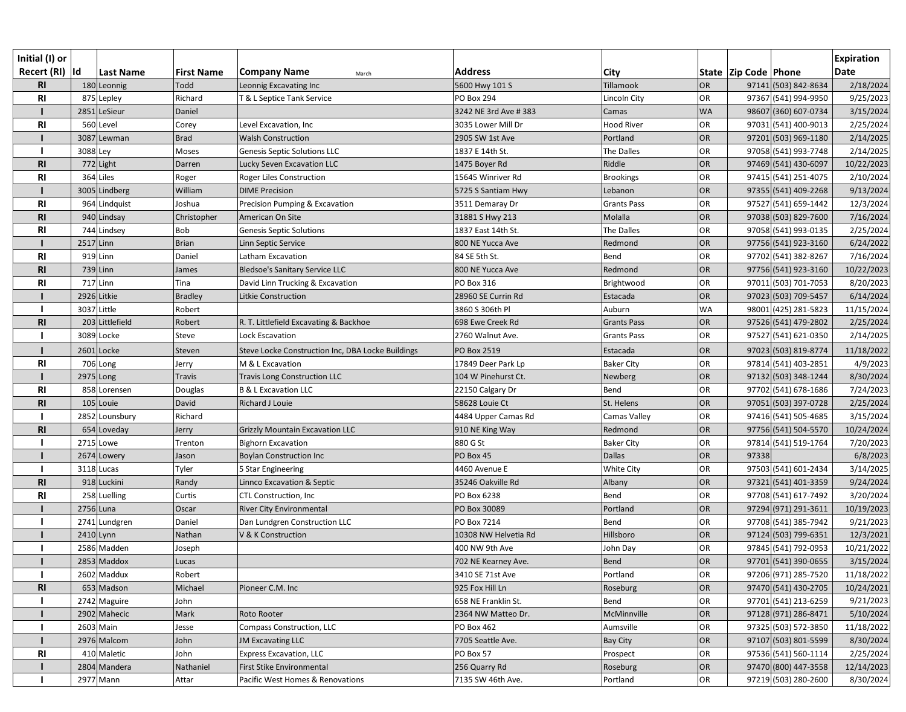| Initial (I) or Recert (RI) | Id | Last Name | First Name | Company Name March | Address | City | State | Zip Code | Phone | Expiration Date |
|---|---|---|---|---|---|---|---|---|---|---|
| RI | 180 | Leonnig | Todd | Leonnig Excavating Inc | 5600 Hwy 101 S | Tillamook | OR | 97141 | (503) 842-8634 | 2/18/2024 |
| RI | 875 | Lepley | Richard | T & L Septice Tank Service | PO Box 294 | Lincoln City | OR | 97367 | (541) 994-9950 | 9/25/2023 |
| I | 2851 | LeSieur | Daniel | | 3242 NE 3rd Ave # 383 | Camas | WA | 98607 | (360) 607-0734 | 3/15/2024 |
| RI | 560 | Level | Corey | Level Excavation, Inc | 3035 Lower Mill Dr | Hood River | OR | 97031 | (541) 400-9013 | 2/25/2024 |
| I | 3087 | Lewman | Brad | Walsh Construction | 2905 SW 1st Ave | Portland | OR | 97201 | (503) 969-1180 | 2/14/2025 |
| I | 3088 | Ley | Moses | Genesis Septic Solutions LLC | 1837 E 14th St. | The Dalles | OR | 97058 | (541) 993-7748 | 2/14/2025 |
| RI | 772 | Light | Darren | Lucky Seven Excavation LLC | 1475 Boyer Rd | Riddle | OR | 97469 | (541) 430-6097 | 10/22/2023 |
| RI | 364 | Liles | Roger | Roger Liles Construction | 15645 Winriver Rd | Brookings | OR | 97415 | (541) 251-4075 | 2/10/2024 |
| I | 3005 | Lindberg | William | DIME Precision | 5725 S Santiam Hwy | Lebanon | OR | 97355 | (541) 409-2268 | 9/13/2024 |
| RI | 964 | Lindquist | Joshua | Precision Pumping & Excavation | 3511 Demaray Dr | Grants Pass | OR | 97527 | (541) 659-1442 | 12/3/2024 |
| RI | 940 | Lindsay | Christopher | American On Site | 31881 S Hwy 213 | Molalla | OR | 97038 | (503) 829-7600 | 7/16/2024 |
| RI | 744 | Lindsey | Bob | Genesis Septic Solutions | 1837 East 14th St. | The Dalles | OR | 97058 | (541) 993-0135 | 2/25/2024 |
| I | 2517 | Linn | Brian | Linn Septic Service | 800 NE Yucca Ave | Redmond | OR | 97756 | (541) 923-3160 | 6/24/2022 |
| RI | 919 | Linn | Daniel | Latham Excavation | 84 SE 5th St. | Bend | OR | 97702 | (541) 382-8267 | 7/16/2024 |
| RI | 739 | Linn | James | Bledsoe's Sanitary Service LLC | 800 NE Yucca Ave | Redmond | OR | 97756 | (541) 923-3160 | 10/22/2023 |
| RI | 717 | Linn | Tina | David Linn Trucking & Excavation | PO Box 316 | Brightwood | OR | 97011 | (503) 701-7053 | 8/20/2023 |
| I | 2926 | Litkie | Bradley | Litkie Construction | 28960 SE Currin Rd | Estacada | OR | 97023 | (503) 709-5457 | 6/14/2024 |
| I | 3037 | Little | Robert | | 3860 S 306th Pl | Auburn | WA | 98001 | (425) 281-5823 | 11/15/2024 |
| RI | 203 | Littlefield | Robert | R. T. Littlefield Excavating & Backhoe | 698 Ewe Creek Rd | Grants Pass | OR | 97526 | (541) 479-2802 | 2/25/2024 |
| I | 3089 | Locke | Steve | Lock Escavation | 2760 Walnut Ave. | Grants Pass | OR | 97527 | (541) 621-0350 | 2/14/2025 |
| I | 2601 | Locke | Steven | Steve Locke Construction Inc, DBA Locke Buildings | PO Box 2519 | Estacada | OR | 97023 | (503) 819-8774 | 11/18/2022 |
| RI | 706 | Long | Jerry | M & L Excavation | 17849 Deer Park Lp | Baker City | OR | 97814 | (541) 403-2851 | 4/9/2023 |
| I | 2975 | Long | Travis | Travis Long Construction LLC | 104 W Pinehurst Ct. | Newberg | OR | 97132 | (503) 348-1244 | 8/30/2024 |
| RI | 858 | Lorensen | Douglas | B & L Excavation LLC | 22150 Calgary Dr | Bend | OR | 97702 | (541) 678-1686 | 7/24/2023 |
| RI | 105 | Louie | David | Richard J Louie | 58628 Louie Ct | St. Helens | OR | 97051 | (503) 397-0728 | 2/25/2024 |
| I | 2852 | Lounsbury | Richard | | 4484 Upper Camas Rd | Camas Valley | OR | 97416 | (541) 505-4685 | 3/15/2024 |
| RI | 654 | Loveday | Jerry | Grizzly Mountain Excavation LLC | 910 NE King Way | Redmond | OR | 97756 | (541) 504-5570 | 10/24/2024 |
| I | 2715 | Lowe | Trenton | Bighorn Excavation | 880 G St | Baker City | OR | 97814 | (541) 519-1764 | 7/20/2023 |
| I | 2674 | Lowery | Jason | Boylan Construction Inc | PO Box 45 | Dallas | OR | 97338 | | 6/8/2023 |
| I | 3118 | Lucas | Tyler | 5 Star Engineering | 4460 Avenue E | White City | OR | 97503 | (541) 601-2434 | 3/14/2025 |
| RI | 918 | Luckini | Randy | Linnco Excavation & Septic | 35246 Oakville Rd | Albany | OR | 97321 | (541) 401-3359 | 9/24/2024 |
| RI | 258 | Luelling | Curtis | CTL Construction, Inc | PO Box 6238 | Bend | OR | 97708 | (541) 617-7492 | 3/20/2024 |
| I | 2756 | Luna | Oscar | River City Environmental | PO Box 30089 | Portland | OR | 97294 | (971) 291-3611 | 10/19/2023 |
| I | 2741 | Lundgren | Daniel | Dan Lundgren Construction LLC | PO Box 7214 | Bend | OR | 97708 | (541) 385-7942 | 9/21/2023 |
| I | 2410 | Lynn | Nathan | V & K Construction | 10308 NW Helvetia Rd | Hillsboro | OR | 97124 | (503) 799-6351 | 12/3/2021 |
| I | 2586 | Madden | Joseph | | 400 NW 9th Ave | John Day | OR | 97845 | (541) 792-0953 | 10/21/2022 |
| I | 2853 | Maddox | Lucas | | 702 NE Kearney Ave. | Bend | OR | 97701 | (541) 390-0655 | 3/15/2024 |
| I | 2602 | Maddux | Robert | | 3410 SE 71st Ave | Portland | OR | 97206 | (971) 285-7520 | 11/18/2022 |
| RI | 653 | Madson | Michael | Pioneer C.M. Inc | 925 Fox Hill Ln | Roseburg | OR | 97470 | (541) 430-2705 | 10/24/2021 |
| I | 2742 | Maguire | John | | 658 NE Franklin St. | Bend | OR | 97701 | (541) 213-6259 | 9/21/2023 |
| I | 2902 | Mahecic | Mark | Roto Rooter | 2364 NW Matteo Dr. | McMinnville | OR | 97128 | (971) 286-8471 | 5/10/2024 |
| I | 2603 | Main | Jesse | Compass Construction, LLC | PO Box 462 | Aumsville | OR | 97325 | (503) 572-3850 | 11/18/2022 |
| I | 2976 | Malcom | John | JM Excavating LLC | 7705 Seattle Ave. | Bay City | OR | 97107 | (503) 801-5599 | 8/30/2024 |
| RI | 410 | Maletic | John | Express Excavation, LLC | PO Box 57 | Prospect | OR | 97536 | (541) 560-1114 | 2/25/2024 |
| I | 2804 | Mandera | Nathaniel | First Stike Environmental | 256 Quarry Rd | Roseburg | OR | 97470 | (800) 447-3558 | 12/14/2023 |
| I | 2977 | Mann | Attar | Pacific West Homes & Renovations | 7135 SW 46th Ave. | Portland | OR | 97219 | (503) 280-2600 | 8/30/2024 |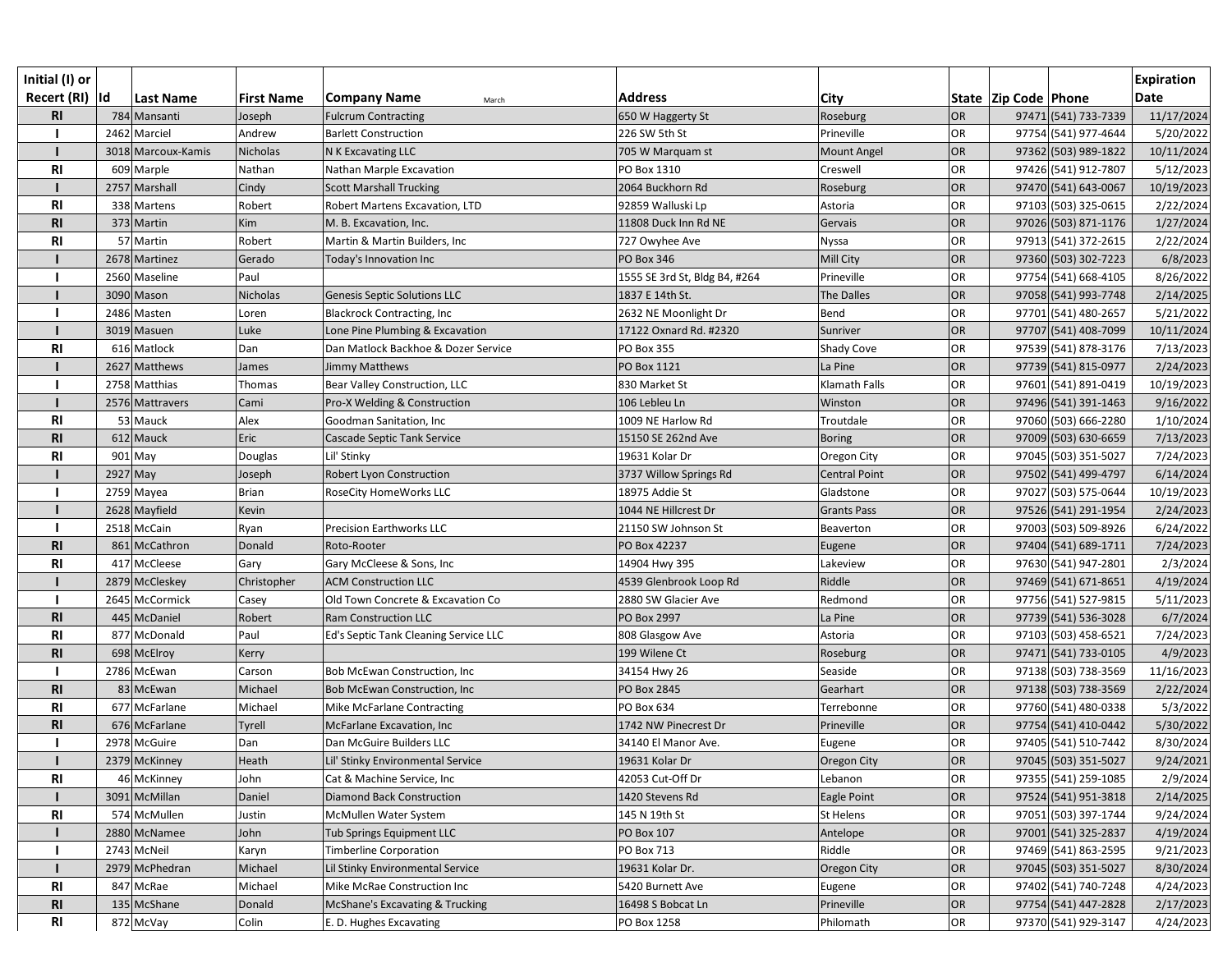| Initial (I) or Recert (RI) | Id | Last Name | First Name | Company Name | Address | City | State | Zip Code | Phone | Expiration Date |
|---|---|---|---|---|---|---|---|---|---|---|
| RI | 784 | Mansanti | Joseph | Fulcrum Contracting | 650 W Haggerty St | Roseburg | OR | 97471 | (541) 733-7339 | 11/17/2024 |
| I | 2462 | Marciel | Andrew | Barlett Construction | 226 SW 5th St | Prineville | OR | 97754 | (541) 977-4644 | 5/20/2022 |
| I | 3018 | Marcoux-Kamis | Nicholas | N K Excavating LLC | 705 W Marquam st | Mount Angel | OR | 97362 | (503) 989-1822 | 10/11/2024 |
| RI | 609 | Marple | Nathan | Nathan Marple Excavation | PO Box 1310 | Creswell | OR | 97426 | (541) 912-7807 | 5/12/2023 |
| I | 2757 | Marshall | Cindy | Scott Marshall Trucking | 2064 Buckhorn Rd | Roseburg | OR | 97470 | (541) 643-0067 | 10/19/2023 |
| RI | 338 | Martens | Robert | Robert Martens Excavation, LTD | 92859 Walluski Lp | Astoria | OR | 97103 | (503) 325-0615 | 2/22/2024 |
| RI | 373 | Martin | Kim | M. B. Excavation, Inc. | 11808 Duck Inn Rd NE | Gervais | OR | 97026 | (503) 871-1176 | 1/27/2024 |
| RI | 57 | Martin | Robert | Martin & Martin Builders, Inc | 727 Owyhee Ave | Nyssa | OR | 97913 | (541) 372-2615 | 2/22/2024 |
| I | 2678 | Martinez | Gerado | Today's Innovation Inc | PO Box 346 | Mill City | OR | 97360 | (503) 302-7223 | 6/8/2023 |
| I | 2560 | Maseline | Paul | | 1555 SE 3rd St, Bldg B4, #264 | Prineville | OR | 97754 | (541) 668-4105 | 8/26/2022 |
| I | 3090 | Mason | Nicholas | Genesis Septic Solutions LLC | 1837 E 14th St. | The Dalles | OR | 97058 | (541) 993-7748 | 2/14/2025 |
| I | 2486 | Masten | Loren | Blackrock Contracting, Inc | 2632 NE Moonlight Dr | Bend | OR | 97701 | (541) 480-2657 | 5/21/2022 |
| I | 3019 | Masuen | Luke | Lone Pine Plumbing & Excavation | 17122 Oxnard Rd. #2320 | Sunriver | OR | 97707 | (541) 408-7099 | 10/11/2024 |
| RI | 616 | Matlock | Dan | Dan Matlock Backhoe & Dozer Service | PO Box 355 | Shady Cove | OR | 97539 | (541) 878-3176 | 7/13/2023 |
| I | 2627 | Matthews | James | Jimmy Matthews | PO Box 1121 | La Pine | OR | 97739 | (541) 815-0977 | 2/24/2023 |
| I | 2758 | Matthias | Thomas | Bear Valley Construction, LLC | 830 Market St | Klamath Falls | OR | 97601 | (541) 891-0419 | 10/19/2023 |
| I | 2576 | Mattravers | Cami | Pro-X Welding & Construction | 106 Lebleu Ln | Winston | OR | 97496 | (541) 391-1463 | 9/16/2022 |
| RI | 53 | Mauck | Alex | Goodman Sanitation, Inc | 1009 NE Harlow Rd | Troutdale | OR | 97060 | (503) 666-2280 | 1/10/2024 |
| RI | 612 | Mauck | Eric | Cascade Septic Tank Service | 15150 SE 262nd Ave | Boring | OR | 97009 | (503) 630-6659 | 7/13/2023 |
| RI | 901 | May | Douglas | Lil' Stinky | 19631 Kolar Dr | Oregon City | OR | 97045 | (503) 351-5027 | 7/24/2023 |
| I | 2927 | May | Joseph | Robert Lyon Construction | 3737 Willow Springs Rd | Central Point | OR | 97502 | (541) 499-4797 | 6/14/2024 |
| I | 2759 | Mayea | Brian | RoseCity HomeWorks LLC | 18975 Addie St | Gladstone | OR | 97027 | (503) 575-0644 | 10/19/2023 |
| I | 2628 | Mayfield | Kevin | | 1044 NE Hillcrest Dr | Grants Pass | OR | 97526 | (541) 291-1954 | 2/24/2023 |
| I | 2518 | McCain | Ryan | Precision Earthworks LLC | 21150 SW Johnson St | Beaverton | OR | 97003 | (503) 509-8926 | 6/24/2022 |
| RI | 861 | McCathron | Donald | Roto-Rooter | PO Box 42237 | Eugene | OR | 97404 | (541) 689-1711 | 7/24/2023 |
| RI | 417 | McCleese | Gary | Gary McCleese & Sons, Inc | 14904 Hwy 395 | Lakeview | OR | 97630 | (541) 947-2801 | 2/3/2024 |
| I | 2879 | McCleskey | Christopher | ACM Construction LLC | 4539 Glenbrook Loop Rd | Riddle | OR | 97469 | (541) 671-8651 | 4/19/2024 |
| I | 2645 | McCormick | Casey | Old Town Concrete & Excavation Co | 2880 SW Glacier Ave | Redmond | OR | 97756 | (541) 527-9815 | 5/11/2023 |
| RI | 445 | McDaniel | Robert | Ram Construction LLC | PO Box 2997 | La Pine | OR | 97739 | (541) 536-3028 | 6/7/2024 |
| RI | 877 | McDonald | Paul | Ed's Septic Tank Cleaning Service LLC | 808 Glasgow Ave | Astoria | OR | 97103 | (503) 458-6521 | 7/24/2023 |
| RI | 698 | McElroy | Kerry | | 199 Wilene Ct | Roseburg | OR | 97471 | (541) 733-0105 | 4/9/2023 |
| I | 2786 | McEwan | Carson | Bob McEwan Construction, Inc | 34154 Hwy 26 | Seaside | OR | 97138 | (503) 738-3569 | 11/16/2023 |
| RI | 83 | McEwan | Michael | Bob McEwan Construction, Inc | PO Box 2845 | Gearhart | OR | 97138 | (503) 738-3569 | 2/22/2024 |
| RI | 677 | McFarlane | Michael | Mike McFarlane Contracting | PO Box 634 | Terrebonne | OR | 97760 | (541) 480-0338 | 5/3/2022 |
| RI | 676 | McFarlane | Tyrell | McFarlane Excavation, Inc | 1742 NW Pinecrest Dr | Prineville | OR | 97754 | (541) 410-0442 | 5/30/2022 |
| I | 2978 | McGuire | Dan | Dan McGuire Builders LLC | 34140 El Manor Ave. | Eugene | OR | 97405 | (541) 510-7442 | 8/30/2024 |
| I | 2379 | McKinney | Heath | Lil' Stinky Environmental Service | 19631 Kolar Dr | Oregon City | OR | 97045 | (503) 351-5027 | 9/24/2021 |
| RI | 46 | McKinney | John | Cat & Machine Service, Inc | 42053 Cut-Off Dr | Lebanon | OR | 97355 | (541) 259-1085 | 2/9/2024 |
| I | 3091 | McMillan | Daniel | Diamond Back Construction | 1420 Stevens Rd | Eagle Point | OR | 97524 | (541) 951-3818 | 2/14/2025 |
| RI | 574 | McMullen | Justin | McMullen Water System | 145 N 19th St | St Helens | OR | 97051 | (503) 397-1744 | 9/24/2024 |
| I | 2880 | McNamee | John | Tub Springs Equipment LLC | PO Box 107 | Antelope | OR | 97001 | (541) 325-2837 | 4/19/2024 |
| I | 2743 | McNeil | Karyn | Timberline Corporation | PO Box 713 | Riddle | OR | 97469 | (541) 863-2595 | 9/21/2023 |
| I | 2979 | McPhedran | Michael | Lil Stinky Environmental Service | 19631 Kolar Dr. | Oregon City | OR | 97045 | (503) 351-5027 | 8/30/2024 |
| RI | 847 | McRae | Michael | Mike McRae Construction Inc | 5420 Burnett Ave | Eugene | OR | 97402 | (541) 740-7248 | 4/24/2023 |
| RI | 135 | McShane | Donald | McShane's Excavating & Trucking | 16498 S Bobcat Ln | Prineville | OR | 97754 | (541) 447-2828 | 2/17/2023 |
| RI | 872 | McVay | Colin | E. D. Hughes Excavating | PO Box 1258 | Philomath | OR | 97370 | (541) 929-3147 | 4/24/2023 |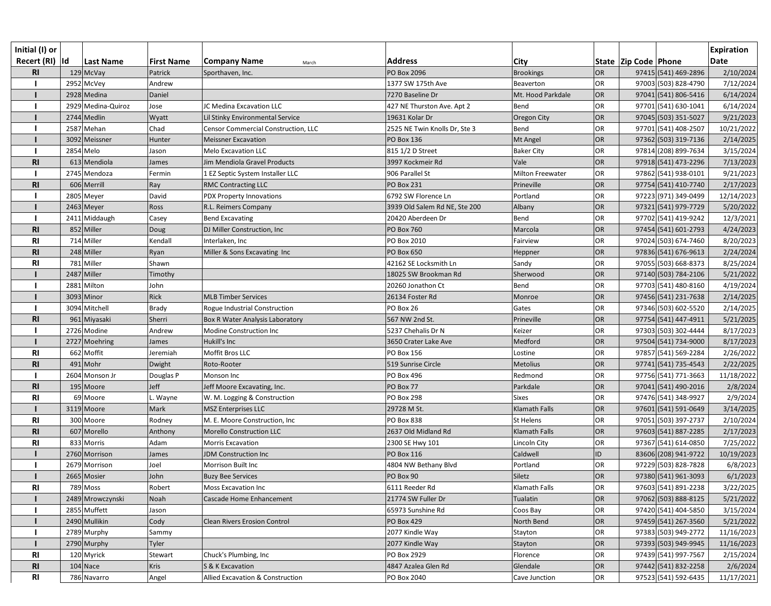| Initial (I) or Recert (RI) | Id | Last Name | First Name | Company Name March | Address | City | State | Zip Code | Phone | Expiration Date |
|---|---|---|---|---|---|---|---|---|---|---|
| RI | 129 | McVay | Patrick | Sporthaven, Inc. | PO Box 2096 | Brookings | OR | 97415 | (541) 469-2896 | 2/10/2024 |
| I | 2952 | McVey | Andrew | | 1377 SW 175th Ave | Beaverton | OR | 97003 | (503) 828-4790 | 7/12/2024 |
| I | 2928 | Medina | Daniel | | 7270 Baseline Dr | Mt. Hood Parkdale | OR | 97041 | (541) 806-5416 | 6/14/2024 |
| I | 2929 | Medina-Quiroz | Jose | JC Medina Excavation LLC | 427 NE Thurston Ave. Apt 2 | Bend | OR | 97701 | (541) 630-1041 | 6/14/2024 |
| I | 2744 | Medlin | Wyatt | Lil Stinky Environmental Service | 19631 Kolar Dr | Oregon City | OR | 97045 | (503) 351-5027 | 9/21/2023 |
| I | 2587 | Mehan | Chad | Censor Commercial Construction, LLC | 2525 NE Twin Knolls Dr, Ste 3 | Bend | OR | 97701 | (541) 408-2507 | 10/21/2022 |
| I | 3092 | Meissner | Hunter | Meissner Excavation | PO Box 136 | Mt Angel | OR | 97362 | (503) 319-7136 | 2/14/2025 |
| I | 2854 | Melo | Jason | Melo Excavation LLC | 815 1/2 D Street | Baker City | OR | 97814 | (208) 899-7634 | 3/15/2024 |
| RI | 613 | Mendiola | James | Jim Mendiola Gravel Products | 3997 Kockmeir Rd | Vale | OR | 97918 | (541) 473-2296 | 7/13/2023 |
| I | 2745 | Mendoza | Fermin | 1 EZ Septic System Installer LLC | 906 Parallel St | Milton Freewater | OR | 97862 | (541) 938-0101 | 9/21/2023 |
| RI | 606 | Merrill | Ray | RMC Contracting LLC | PO Box 231 | Prineville | OR | 97754 | (541) 410-7740 | 2/17/2023 |
| I | 2805 | Meyer | David | PDX Property Innovations | 6792 SW Florence Ln | Portland | OR | 97223 | (971) 349-0499 | 12/14/2023 |
| I | 2463 | Meyer | Ross | R.L. Reimers Company | 3939 Old Salem Rd NE, Ste 200 | Albany | OR | 97321 | (541) 979-7729 | 5/20/2022 |
| I | 2411 | Middaugh | Casey | Bend Excavating | 20420 Aberdeen Dr | Bend | OR | 97702 | (541) 419-9242 | 12/3/2021 |
| RI | 852 | Miller | Doug | DJ Miller Construction, Inc | PO Box 760 | Marcola | OR | 97454 | (541) 601-2793 | 4/24/2023 |
| RI | 714 | Miller | Kendall | Interlaken, Inc | PO Box 2010 | Fairview | OR | 97024 | (503) 674-7460 | 8/20/2023 |
| RI | 248 | Miller | Ryan | Miller & Sons Excavating Inc | PO Box 650 | Heppner | OR | 97836 | (541) 676-9613 | 2/24/2024 |
| RI | 781 | Miller | Shawn | | 42162 SE Locksmith Ln | Sandy | OR | 97055 | (503) 668-8373 | 8/25/2024 |
| I | 2487 | Miller | Timothy | | 18025 SW Brookman Rd | Sherwood | OR | 97140 | (503) 784-2106 | 5/21/2022 |
| I | 2881 | Milton | John | | 20260 Jonathon Ct | Bend | OR | 97703 | (541) 480-8160 | 4/19/2024 |
| I | 3093 | Minor | Rick | MLB Timber Services | 26134 Foster Rd | Monroe | OR | 97456 | (541) 231-7638 | 2/14/2025 |
| I | 3094 | Mitchell | Brady | Rogue Industrial Construction | PO Box 26 | Gates | OR | 97346 | (503) 602-5520 | 2/14/2025 |
| RI | 961 | Miyasaki | Sherri | Box R Water Analysis Laboratory | 567 NW 2nd St. | Prineville | OR | 97754 | (541) 447-4911 | 5/21/2025 |
| I | 2726 | Modine | Andrew | Modine Construction Inc | 5237 Chehalis Dr N | Keizer | OR | 97303 | (503) 302-4444 | 8/17/2023 |
| I | 2727 | Moehring | James | Hukill's Inc | 3650 Crater Lake Ave | Medford | OR | 97504 | (541) 734-9000 | 8/17/2023 |
| RI | 662 | Moffit | Jeremiah | Moffit Bros LLC | PO Box 156 | Lostine | OR | 97857 | (541) 569-2284 | 2/26/2022 |
| RI | 491 | Mohr | Dwight | Roto-Rooter | 519 Sunrise Circle | Metolius | OR | 97741 | (541) 735-4543 | 2/22/2025 |
| I | 2604 | Monson Jr | Douglas P | Monson Inc | PO Box 496 | Redmond | OR | 97756 | (541) 771-3663 | 11/18/2022 |
| RI | 195 | Moore | Jeff | Jeff Moore Excavating, Inc. | PO Box 77 | Parkdale | OR | 97041 | (541) 490-2016 | 2/8/2024 |
| RI | 69 | Moore | L. Wayne | W. M. Logging & Construction | PO Box 298 | Sixes | OR | 97476 | (541) 348-9927 | 2/9/2024 |
| I | 3119 | Moore | Mark | MSZ Enterprises LLC | 29728 M St. | Klamath Falls | OR | 97601 | (541) 591-0649 | 3/14/2025 |
| RI | 300 | Moore | Rodney | M. E. Moore Construction, Inc | PO Box 838 | St Helens | OR | 97051 | (503) 397-2737 | 2/10/2024 |
| RI | 607 | Morello | Anthony | Morello Construction LLC | 2637 Old Midland Rd | Klamath Falls | OR | 97603 | (541) 887-2285 | 2/17/2023 |
| RI | 833 | Morris | Adam | Morris Excavation | 2300 SE Hwy 101 | Lincoln City | OR | 97367 | (541) 614-0850 | 7/25/2022 |
| I | 2760 | Morrison | James | JDM Construction Inc | PO Box 116 | Caldwell | ID | 83606 | (208) 941-9722 | 10/19/2023 |
| I | 2679 | Morrison | Joel | Morrison Built Inc | 4804 NW Bethany Blvd | Portland | OR | 97229 | (503) 828-7828 | 6/8/2023 |
| I | 2665 | Mosier | John | Buzy Bee Services | PO Box 90 | Siletz | OR | 97380 | (541) 961-3093 | 6/1/2023 |
| RI | 789 | Moss | Robert | Moss Excavation Inc | 6111 Reeder Rd | Klamath Falls | OR | 97603 | (541) 891-2238 | 3/22/2025 |
| I | 2489 | Mrowczynski | Noah | Cascade Home Enhancement | 21774 SW Fuller Dr | Tualatin | OR | 97062 | (503) 888-8125 | 5/21/2022 |
| I | 2855 | Muffett | Jason | | 65973 Sunshine Rd | Coos Bay | OR | 97420 | (541) 404-5850 | 3/15/2024 |
| I | 2490 | Mullikin | Cody | Clean Rivers Erosion Control | PO Box 429 | North Bend | OR | 97459 | (541) 267-3560 | 5/21/2022 |
| I | 2789 | Murphy | Sammy | | 2077 Kindle Way | Stayton | OR | 97383 | (503) 949-2772 | 11/16/2023 |
| I | 2790 | Murphy | Tyler | | 2077 Kindle Way | Stayton | OR | 97393 | (503) 949-9945 | 11/16/2023 |
| RI | 120 | Myrick | Stewart | Chuck's Plumbing, Inc | PO Box 2929 | Florence | OR | 97439 | (541) 997-7567 | 2/15/2024 |
| RI | 104 | Nace | Kris | S & K Excavation | 4847 Azalea Glen Rd | Glendale | OR | 97442 | (541) 832-2258 | 2/6/2024 |
| RI | 786 | Navarro | Angel | Allied Excavation & Construction | PO Box 2040 | Cave Junction | OR | 97523 | (541) 592-6435 | 11/17/2021 |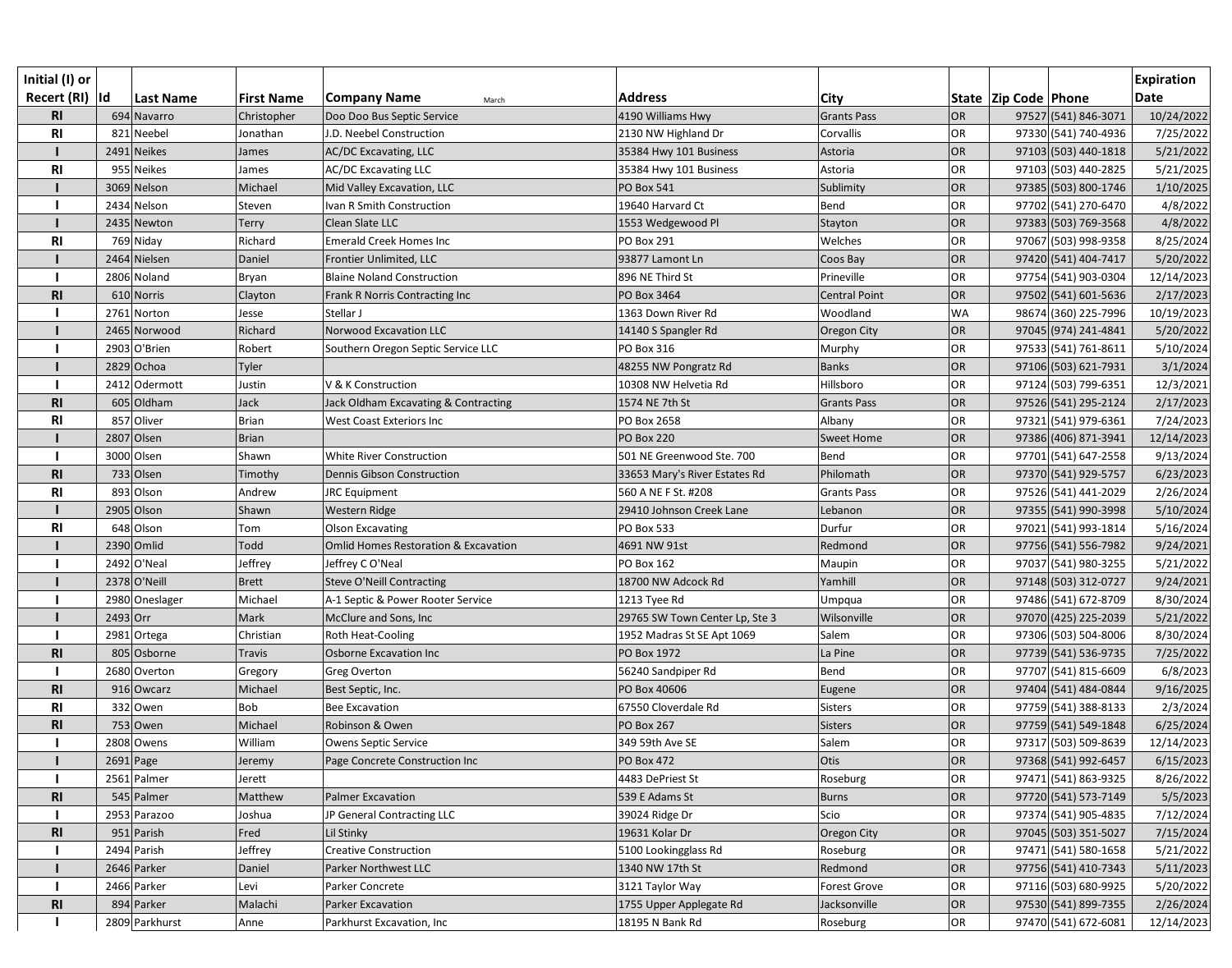| Initial (I) or Recert (RI) | Id | Last Name | First Name | Company Name March | Address | City | State | Zip Code | Phone | Expiration Date |
|---|---|---|---|---|---|---|---|---|---|---|
| RI | 694 | Navarro | Christopher | Doo Doo Bus Septic Service | 4190 Williams Hwy | Grants Pass | OR | 97527 | (541) 846-3071 | 10/24/2022 |
| RI | 821 | Neebel | Jonathan | J.D. Neebel Construction | 2130 NW Highland Dr | Corvallis | OR | 97330 | (541) 740-4936 | 7/25/2022 |
| I | 2491 | Neikes | James | AC/DC Excavating, LLC | 35384 Hwy 101 Business | Astoria | OR | 97103 | (503) 440-1818 | 5/21/2022 |
| RI | 955 | Neikes | James | AC/DC Excavating LLC | 35384 Hwy 101 Business | Astoria | OR | 97103 | (503) 440-2825 | 5/21/2025 |
| I | 3069 | Nelson | Michael | Mid Valley Excavation, LLC | PO Box 541 | Sublimity | OR | 97385 | (503) 800-1746 | 1/10/2025 |
| I | 2434 | Nelson | Steven | Ivan R Smith Construction | 19640 Harvard Ct | Bend | OR | 97702 | (541) 270-6470 | 4/8/2022 |
| I | 2435 | Newton | Terry | Clean Slate LLC | 1553 Wedgewood Pl | Stayton | OR | 97383 | (503) 769-3568 | 4/8/2022 |
| RI | 769 | Niday | Richard | Emerald Creek Homes Inc | PO Box 291 | Welches | OR | 97067 | (503) 998-9358 | 8/25/2024 |
| I | 2464 | Nielsen | Daniel | Frontier Unlimited, LLC | 93877 Lamont Ln | Coos Bay | OR | 97420 | (541) 404-7417 | 5/20/2022 |
| I | 2806 | Noland | Bryan | Blaine Noland Construction | 896 NE Third St | Prineville | OR | 97754 | (541) 903-0304 | 12/14/2023 |
| RI | 610 | Norris | Clayton | Frank R Norris Contracting Inc | PO Box 3464 | Central Point | OR | 97502 | (541) 601-5636 | 2/17/2023 |
| I | 2761 | Norton | Jesse | Stellar J | 1363 Down River Rd | Woodland | WA | 98674 | (360) 225-7996 | 10/19/2023 |
| I | 2465 | Norwood | Richard | Norwood Excavation LLC | 14140 S Spangler Rd | Oregon City | OR | 97045 | (974) 241-4841 | 5/20/2022 |
| I | 2903 | O'Brien | Robert | Southern Oregon Septic Service LLC | PO Box 316 | Murphy | OR | 97533 | (541) 761-8611 | 5/10/2024 |
| I | 2829 | Ochoa | Tyler | | 48255 NW Pongratz Rd | Banks | OR | 97106 | (503) 621-7931 | 3/1/2024 |
| I | 2412 | Odermott | Justin | V & K Construction | 10308 NW Helvetia Rd | Hillsboro | OR | 97124 | (503) 799-6351 | 12/3/2021 |
| RI | 605 | Oldham | Jack | Jack Oldham Excavating & Contracting | 1574 NE 7th St | Grants Pass | OR | 97526 | (541) 295-2124 | 2/17/2023 |
| RI | 857 | Oliver | Brian | West Coast Exteriors Inc | PO Box 2658 | Albany | OR | 97321 | (541) 979-6361 | 7/24/2023 |
| I | 2807 | Olsen | Brian | | PO Box 220 | Sweet Home | OR | 97386 | (406) 871-3941 | 12/14/2023 |
| I | 3000 | Olsen | Shawn | White River Construction | 501 NE Greenwood Ste. 700 | Bend | OR | 97701 | (541) 647-2558 | 9/13/2024 |
| RI | 733 | Olsen | Timothy | Dennis Gibson Construction | 33653 Mary's River Estates Rd | Philomath | OR | 97370 | (541) 929-5757 | 6/23/2023 |
| RI | 893 | Olson | Andrew | JRC Equipment | 560 A NE F St. #208 | Grants Pass | OR | 97526 | (541) 441-2029 | 2/26/2024 |
| I | 2905 | Olson | Shawn | Western Ridge | 29410 Johnson Creek Lane | Lebanon | OR | 97355 | (541) 990-3998 | 5/10/2024 |
| RI | 648 | Olson | Tom | Olson Excavating | PO Box 533 | Durfur | OR | 97021 | (541) 993-1814 | 5/16/2024 |
| I | 2390 | Omlid | Todd | Omlid Homes Restoration & Excavation | 4691 NW 91st | Redmond | OR | 97756 | (541) 556-7982 | 9/24/2021 |
| I | 2492 | O'Neal | Jeffrey | Jeffrey C O'Neal | PO Box 162 | Maupin | OR | 97037 | (541) 980-3255 | 5/21/2022 |
| I | 2378 | O'Neill | Brett | Steve O'Neill Contracting | 18700 NW Adcock Rd | Yamhill | OR | 97148 | (503) 312-0727 | 9/24/2021 |
| I | 2980 | Oneslager | Michael | A-1 Septic & Power Rooter Service | 1213 Tyee Rd | Umpqua | OR | 97486 | (541) 672-8709 | 8/30/2024 |
| I | 2493 | Orr | Mark | McClure and Sons, Inc | 29765 SW Town Center Lp, Ste 3 | Wilsonville | OR | 97070 | (425) 225-2039 | 5/21/2022 |
| I | 2981 | Ortega | Christian | Roth Heat-Cooling | 1952 Madras St SE Apt 1069 | Salem | OR | 97306 | (503) 504-8006 | 8/30/2024 |
| RI | 805 | Osborne | Travis | Osborne Excavation Inc | PO Box 1972 | La Pine | OR | 97739 | (541) 536-9735 | 7/25/2022 |
| I | 2680 | Overton | Gregory | Greg Overton | 56240 Sandpiper Rd | Bend | OR | 97707 | (541) 815-6609 | 6/8/2023 |
| RI | 916 | Owcarz | Michael | Best Septic, Inc. | PO Box 40606 | Eugene | OR | 97404 | (541) 484-0844 | 9/16/2025 |
| RI | 332 | Owen | Bob | Bee Excavation | 67550 Cloverdale Rd | Sisters | OR | 97759 | (541) 388-8133 | 2/3/2024 |
| RI | 753 | Owen | Michael | Robinson & Owen | PO Box 267 | Sisters | OR | 97759 | (541) 549-1848 | 6/25/2024 |
| I | 2808 | Owens | William | Owens Septic Service | 349 59th Ave SE | Salem | OR | 97317 | (503) 509-8639 | 12/14/2023 |
| I | 2691 | Page | Jeremy | Page Concrete Construction Inc | PO Box 472 | Otis | OR | 97368 | (541) 992-6457 | 6/15/2023 |
| I | 2561 | Palmer | Jerett | | 4483 DePriest St | Roseburg | OR | 97471 | (541) 863-9325 | 8/26/2022 |
| RI | 545 | Palmer | Matthew | Palmer Excavation | 539 E Adams St | Burns | OR | 97720 | (541) 573-7149 | 5/5/2023 |
| I | 2953 | Parazoo | Joshua | JP General Contracting LLC | 39024 Ridge Dr | Scio | OR | 97374 | (541) 905-4835 | 7/12/2024 |
| RI | 951 | Parish | Fred | Lil Stinky | 19631 Kolar Dr | Oregon City | OR | 97045 | (503) 351-5027 | 7/15/2024 |
| I | 2494 | Parish | Jeffrey | Creative Construction | 5100 Lookingglass Rd | Roseburg | OR | 97471 | (541) 580-1658 | 5/21/2022 |
| I | 2646 | Parker | Daniel | Parker Northwest LLC | 1340 NW 17th St | Redmond | OR | 97756 | (541) 410-7343 | 5/11/2023 |
| I | 2466 | Parker | Levi | Parker Concrete | 3121 Taylor Way | Forest Grove | OR | 97116 | (503) 680-9925 | 5/20/2022 |
| RI | 894 | Parker | Malachi | Parker Excavation | 1755 Upper Applegate Rd | Jacksonville | OR | 97530 | (541) 899-7355 | 2/26/2024 |
| I | 2809 | Parkhurst | Anne | Parkhurst Excavation, Inc | 18195 N Bank Rd | Roseburg | OR | 97470 | (541) 672-6081 | 12/14/2023 |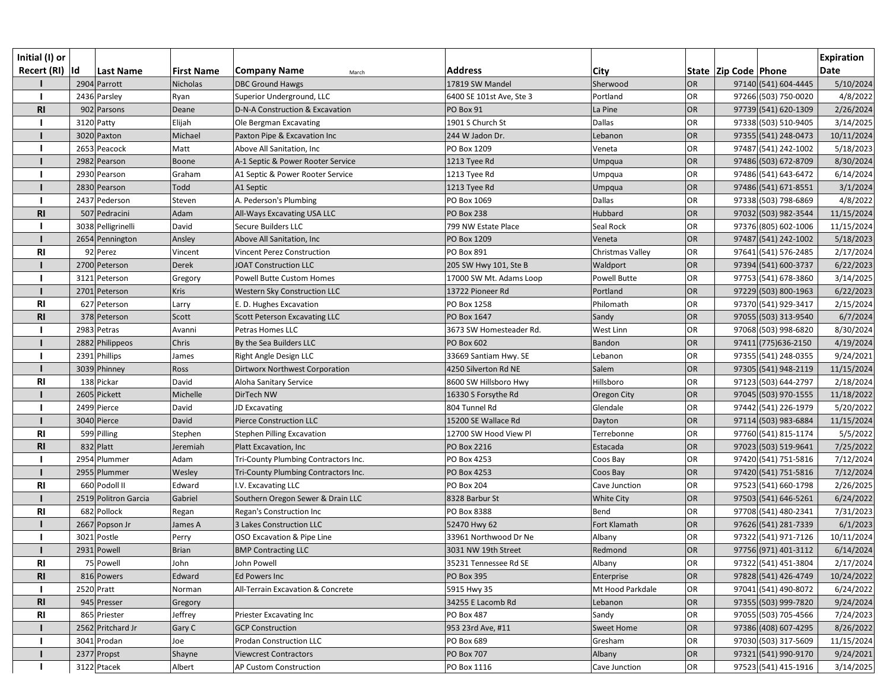| Initial (I) or Recert (RI) | Id | Last Name | First Name | Company Name March | Address | City | State | Zip Code | Phone | Expiration Date |
|---|---|---|---|---|---|---|---|---|---|---|
| I | 2904 | Parrott | Nicholas | DBC Ground Hawgs | 17819 SW Mandel | Sherwood | OR | 97140 | (541) 604-4445 | 5/10/2024 |
| I | 2436 | Parsley | Ryan | Superior Underground, LLC | 6400 SE 101st Ave, Ste 3 | Portland | OR | 97266 | (503) 750-0020 | 4/8/2022 |
| RI | 902 | Parsons | Deane | D-N-A Construction & Excavation | PO Box 91 | La Pine | OR | 97739 | (541) 620-1309 | 2/26/2024 |
| I | 3120 | Patty | Elijah | Ole Bergman Excavating | 1901 S Church St | Dallas | OR | 97338 | (503) 510-9405 | 3/14/2025 |
| I | 3020 | Paxton | Michael | Paxton Pipe & Excavation Inc | 244 W Jadon Dr. | Lebanon | OR | 97355 | (541) 248-0473 | 10/11/2024 |
| I | 2653 | Peacock | Matt | Above All Sanitation, Inc | PO Box 1209 | Veneta | OR | 97487 | (541) 242-1002 | 5/18/2023 |
| I | 2982 | Pearson | Boone | A-1 Septic & Power Rooter Service | 1213 Tyee Rd | Umpqua | OR | 97486 | (503) 672-8709 | 8/30/2024 |
| I | 2930 | Pearson | Graham | A1 Septic & Power Rooter Service | 1213 Tyee Rd | Umpqua | OR | 97486 | (541) 643-6472 | 6/14/2024 |
| I | 2830 | Pearson | Todd | A1 Septic | 1213 Tyee Rd | Umpqua | OR | 97486 | (541) 671-8551 | 3/1/2024 |
| I | 2437 | Pederson | Steven | A. Pederson's Plumbing | PO Box 1069 | Dallas | OR | 97338 | (503) 798-6869 | 4/8/2022 |
| RI | 507 | Pedracini | Adam | All-Ways Excavating USA LLC | PO Box 238 | Hubbard | OR | 97032 | (503) 982-3544 | 11/15/2024 |
| I | 3038 | Pelligrinelli | David | Secure Builders LLC | 799 NW Estate Place | Seal Rock | OR | 97376 | (805) 602-1006 | 11/15/2024 |
| I | 2654 | Pennington | Ansley | Above All Sanitation, Inc | PO Box 1209 | Veneta | OR | 97487 | (541) 242-1002 | 5/18/2023 |
| RI | 92 | Perez | Vincent | Vincent Perez Construction | PO Box 891 | Christmas Valley | OR | 97641 | (541) 576-2485 | 2/17/2024 |
| I | 2700 | Peterson | Derek | JOAT Construction LLC | 205 SW Hwy 101, Ste B | Waldport | OR | 97394 | (541) 600-3737 | 6/22/2023 |
| I | 3121 | Peterson | Gregory | Powell Butte Custom Homes | 17000 SW Mt. Adams Loop | Powell Butte | OR | 97753 | (541) 678-3860 | 3/14/2025 |
| I | 2701 | Peterson | Kris | Western Sky Construction LLC | 13722 Pioneer Rd | Portland | OR | 97229 | (503) 800-1963 | 6/22/2023 |
| RI | 627 | Peterson | Larry | E. D. Hughes Excavation | PO Box 1258 | Philomath | OR | 97370 | (541) 929-3417 | 2/15/2024 |
| RI | 378 | Peterson | Scott | Scott Peterson Excavating LLC | PO Box 1647 | Sandy | OR | 97055 | (503) 313-9540 | 6/7/2024 |
| I | 2983 | Petras | Avanni | Petras Homes LLC | 3673 SW Homesteader Rd. | West Linn | OR | 97068 | (503) 998-6820 | 8/30/2024 |
| I | 2882 | Philippeos | Chris | By the Sea Builders LLC | PO Box 602 | Bandon | OR | 97411 | (775)636-2150 | 4/19/2024 |
| I | 2391 | Phillips | James | Right Angle Design LLC | 33669 Santiam Hwy. SE | Lebanon | OR | 97355 | (541) 248-0355 | 9/24/2021 |
| I | 3039 | Phinney | Ross | Dirtworx Northwest Corporation | 4250 Silverton Rd NE | Salem | OR | 97305 | (541) 948-2119 | 11/15/2024 |
| RI | 138 | Pickar | David | Aloha Sanitary Service | 8600 SW Hillsboro Hwy | Hillsboro | OR | 97123 | (503) 644-2797 | 2/18/2024 |
| I | 2605 | Pickett | Michelle | DirTech NW | 16330 S Forsythe Rd | Oregon City | OR | 97045 | (503) 970-1555 | 11/18/2022 |
| I | 2499 | Pierce | David | JD Excavating | 804 Tunnel Rd | Glendale | OR | 97442 | (541) 226-1979 | 5/20/2022 |
| I | 3040 | Pierce | David | Pierce Construction LLC | 15200 SE Wallace Rd | Dayton | OR | 97114 | (503) 983-6884 | 11/15/2024 |
| RI | 599 | Pilling | Stephen | Stephen Pilling Excavation | 12700 SW Hood View Pl | Terrebonne | OR | 97760 | (541) 815-1174 | 5/5/2022 |
| RI | 832 | Platt | Jeremiah | Platt Excavation, Inc | PO Box 2216 | Estacada | OR | 97023 | (503) 519-9641 | 7/25/2022 |
| I | 2954 | Plummer | Adam | Tri-County Plumbing Contractors Inc. | PO Box 4253 | Coos Bay | OR | 97420 | (541) 751-5816 | 7/12/2024 |
| I | 2955 | Plummer | Wesley | Tri-County Plumbing Contractors Inc. | PO Box 4253 | Coos Bay | OR | 97420 | (541) 751-5816 | 7/12/2024 |
| RI | 660 | Podoll II | Edward | I.V. Excavating LLC | PO Box 204 | Cave Junction | OR | 97523 | (541) 660-1798 | 2/26/2025 |
| I | 2519 | Politron Garcia | Gabriel | Southern Oregon Sewer & Drain LLC | 8328 Barbur St | White City | OR | 97503 | (541) 646-5261 | 6/24/2022 |
| RI | 682 | Pollock | Regan | Regan's Construction Inc | PO Box 8388 | Bend | OR | 97708 | (541) 480-2341 | 7/31/2023 |
| I | 2667 | Popson Jr | James A | 3 Lakes Construction LLC | 52470 Hwy 62 | Fort Klamath | OR | 97626 | (541) 281-7339 | 6/1/2023 |
| I | 3021 | Postle | Perry | OSO Excavation & Pipe Line | 33961 Northwood Dr Ne | Albany | OR | 97322 | (541) 971-7126 | 10/11/2024 |
| I | 2931 | Powell | Brian | BMP Contracting LLC | 3031 NW 19th Street | Redmond | OR | 97756 | (971) 401-3112 | 6/14/2024 |
| RI | 75 | Powell | John | John Powell | 35231 Tennessee Rd SE | Albany | OR | 97322 | (541) 451-3804 | 2/17/2024 |
| RI | 816 | Powers | Edward | Ed Powers Inc | PO Box 395 | Enterprise | OR | 97828 | (541) 426-4749 | 10/24/2022 |
| I | 2520 | Pratt | Norman | All-Terrain Excavation & Concrete | 5915 Hwy 35 | Mt Hood Parkdale | OR | 97041 | (541) 490-8072 | 6/24/2022 |
| RI | 945 | Presser | Gregory | | 34255 E Lacomb Rd | Lebanon | OR | 97355 | (503) 999-7820 | 9/24/2024 |
| RI | 865 | Priester | Jeffrey | Priester Excavating Inc | PO Box 487 | Sandy | OR | 97055 | (503) 705-4566 | 7/24/2023 |
| I | 2562 | Pritchard Jr | Gary C | GCP Construction | 953 23rd Ave, #11 | Sweet Home | OR | 97386 | (408) 607-4295 | 8/26/2022 |
| I | 3041 | Prodan | Joe | Prodan Construction LLC | PO Box 689 | Gresham | OR | 97030 | (503) 317-5609 | 11/15/2024 |
| I | 2377 | Propst | Shayne | Viewcrest Contractors | PO Box 707 | Albany | OR | 97321 | (541) 990-9170 | 9/24/2021 |
| I | 3122 | Ptacek | Albert | AP Custom Construction | PO Box 1116 | Cave Junction | OR | 97523 | (541) 415-1916 | 3/14/2025 |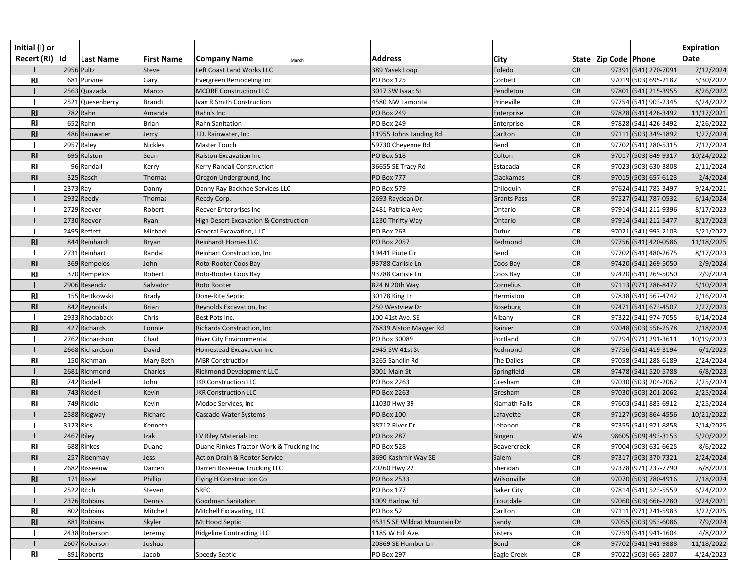| Initial (I) or Recert (RI) | Id | Last Name | First Name | Company Name March | Address | City | State | Zip Code | Phone | Expiration Date |
|---|---|---|---|---|---|---|---|---|---|---|
| I | 2956 | Pultz | Steve | Left Coast Land Works LLC | 389 Yasek Loop | Toledo | OR | 97391 | (541) 270-7091 | 7/12/2024 |
| RI | 681 | Purvine | Gary | Evergreen Remodeling Inc | PO Box 125 | Corbett | OR | 97019 | (503) 695-2182 | 5/30/2022 |
| I | 2563 | Quazada | Marco | MCORE Construction LLC | 3017 SW Isaac St | Pendleton | OR | 97801 | (541) 215-3955 | 8/26/2022 |
| I | 2521 | Quesenberry | Brandt | Ivan R Smith Construction | 4580 NW Lamonta | Prineville | OR | 97754 | (541) 903-2345 | 6/24/2022 |
| RI | 782 | Rahn | Amanda | Rahn's Inc | PO Box 249 | Enterprise | OR | 97828 | (541) 426-3492 | 11/17/2021 |
| RI | 652 | Rahn | Brian | Rahn Sanitation | PO Box 249 | Enterprise | OR | 97828 | (541) 426-3492 | 2/26/2022 |
| RI | 486 | Rainwater | Jerry | J.D. Rainwater, Inc | 11955 Johns Landing Rd | Carlton | OR | 97111 | (503) 349-1892 | 1/27/2024 |
| I | 2957 | Raley | Nickles | Master Touch | 59730 Cheyenne Rd | Bend | OR | 97702 | (541) 280-5315 | 7/12/2024 |
| RI | 695 | Ralston | Sean | Ralston Excavation Inc | PO Box 518 | Colton | OR | 97017 | (503) 849-9317 | 10/24/2022 |
| RI | 96 | Randall | Kerry | Kerry Randall Construction | 36655 SE Tracy Rd | Estacada | OR | 97023 | (503) 630-3808 | 2/11/2024 |
| RI | 325 | Rasch | Thomas | Oregon Underground, Inc | PO Box 777 | Clackamas | OR | 97015 | (503) 657-6123 | 2/4/2024 |
| I | 2373 | Ray | Danny | Danny Ray Backhoe Services LLC | PO Box 579 | Chiloquin | OR | 97624 | (541) 783-3497 | 9/24/2021 |
| I | 2932 | Reedy | Thomas | Reedy Corp. | 2693 Raydean Dr. | Grants Pass | OR | 97527 | (541) 787-0532 | 6/14/2024 |
| I | 2729 | Reever | Robert | Reever Enterprises Inc | 2481 Patricia Ave | Ontario | OR | 97914 | (541) 212-9396 | 8/17/2023 |
| I | 2730 | Reever | Ryan | High Desert Excavation & Construction | 1230 Thrifty Way | Ontario | OR | 97914 | (541) 212-5477 | 8/17/2023 |
| I | 2495 | Reffett | Michael | General Excavation, LLC | PO Box 263 | Dufur | OR | 97021 | (541) 993-2103 | 5/21/2022 |
| RI | 844 | Reinhardt | Bryan | Reinhardt Homes LLC | PO Box 2057 | Redmond | OR | 97756 | (541) 420-0586 | 11/18/2025 |
| I | 2731 | Reinhart | Randal | Reinhart Construction, Inc | 19441 Piute Cir | Bend | OR | 97702 | (541) 480-2675 | 8/17/2023 |
| RI | 369 | Rempelos | John | Roto-Rooter Coos Bay | 93788 Carlisle Ln | Coos Bay | OR | 97420 | (541) 269-5050 | 2/9/2024 |
| RI | 370 | Rempelos | Robert | Roto-Rooter Coos Bay | 93788 Carlisle Ln | Coos Bay | OR | 97420 | (541) 269-5050 | 2/9/2024 |
| I | 2906 | Resendiz | Salvador | Roto Rooter | 824 N 20th Way | Cornelius | OR | 97113 | (971) 286-8472 | 5/10/2024 |
| RI | 155 | Rettkowski | Brady | Done-Rite Septic | 30178 King Ln | Hermiston | OR | 97838 | (541) 567-4742 | 2/16/2024 |
| RI | 842 | Reynolds | Brian | Reynolds Excavation, Inc | 250 Westview Dr | Roseburg | OR | 97471 | (541) 673-4507 | 2/27/2023 |
| I | 2933 | Rhodaback | Chris | Best Pots Inc. | 100 41st Ave. SE | Albany | OR | 97322 | (541) 974-7055 | 6/14/2024 |
| RI | 427 | Richards | Lonnie | Richards Construction, Inc | 76839 Alston Mayger Rd | Rainier | OR | 97048 | (503) 556-2578 | 2/18/2024 |
| I | 2762 | Richardson | Chad | River City Environmental | PO Box 30089 | Portland | OR | 97294 | (971) 291-3611 | 10/19/2023 |
| I | 2668 | Richardson | David | Homestead Excavation Inc | 2945 SW 41st St | Redmond | OR | 97756 | (541) 419-3194 | 6/1/2023 |
| RI | 150 | Richman | Mary Beth | MBR Construction | 3265 Sandlin Rd | The Dalles | OR | 97058 | (541) 288-6189 | 2/24/2024 |
| I | 2681 | Richmond | Charles | Richmond Development LLC | 3001 Main St | Springfield | OR | 97478 | (541) 520-5788 | 6/8/2023 |
| RI | 742 | Riddell | John | JKR Construction LLC | PO Box 2263 | Gresham | OR | 97030 | (503) 204-2062 | 2/25/2024 |
| RI | 743 | Riddell | Kevin | JKR Construction LLC | PO Box 2263 | Gresham | OR | 97030 | (503) 201-2062 | 2/25/2024 |
| RI | 749 | Riddle | Kevin | Modoc Services, Inc | 11030 Hwy 39 | Klamath Falls | OR | 97603 | (541) 883-6912 | 2/25/2024 |
| I | 2588 | Ridgway | Richard | Cascade Water Systems | PO Box 100 | Lafayette | OR | 97127 | (503) 864-4556 | 10/21/2022 |
| I | 3123 | Ries | Kenneth | | 38712 River Dr. | Lebanon | OR | 97355 | (541) 971-8858 | 3/14/2025 |
| I | 2467 | Riley | Izak | I V Riley Materials Inc | PO Box 287 | Bingen | WA | 98605 | (509) 493-3153 | 5/20/2022 |
| RI | 688 | Rinkes | Duane | Duane Rinkes Tractor Work & Trucking Inc | PO Box 528 | Beavercreek | OR | 97004 | (503) 632-6625 | 8/6/2022 |
| RI | 257 | Risenmay | Jess | Action Drain & Rooter Service | 3690 Kashmir Way SE | Salem | OR | 97317 | (503) 370-7321 | 2/24/2024 |
| I | 2682 | Risseeuw | Darren | Darren Risseeuw Trucking LLC | 20260 Hwy 22 | Sheridan | OR | 97378 | (971) 237-7790 | 6/8/2023 |
| RI | 171 | Rissel | Phillip | Flying H Construction Co | PO Box 2533 | Wilsonville | OR | 97070 | (503) 780-4916 | 2/18/2024 |
| I | 2522 | Ritch | Steven | SREC | PO Box 177 | Baker City | OR | 97814 | (541) 523-5559 | 6/24/2022 |
| I | 2376 | Robbins | Dennis | Goodman Sanitation | 1009 Harlow Rd | Troutdale | OR | 97060 | (503) 666-2280 | 9/24/2021 |
| RI | 802 | Robbins | Mitchell | Mitchell Excavating, LLC | PO Box 52 | Carlton | OR | 97111 | (971) 241-5983 | 3/22/2025 |
| RI | 881 | Robbins | Skyler | Mt Hood Septic | 45315 SE Wildcat Mountain Dr | Sandy | OR | 97055 | (503) 953-6086 | 7/9/2024 |
| I | 2438 | Roberson | Jeremy | Ridgeline Contracting LLC | 1185 W Hill Ave. | Sisters | OR | 97759 | (541) 941-1604 | 4/8/2022 |
| I | 2607 | Roberson | Joshua | | 20869 SE Humber Ln | Bend | OR | 97702 | (541) 941-9888 | 11/18/2022 |
| RI | 891 | Roberts | Jacob | Speedy Septic | PO Box 297 | Eagle Creek | OR | 97022 | (503) 663-2807 | 4/24/2023 |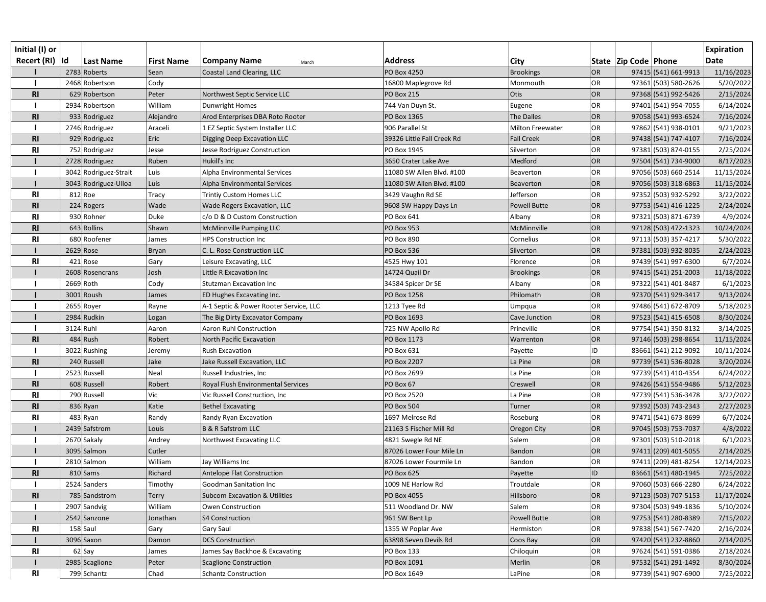| Initial (I) or Recert (RI) | Id | Last Name | First Name | Company Name | Address | City | State | Zip Code | Phone | Expiration Date |
|---|---|---|---|---|---|---|---|---|---|---|
| I | 2783 | Roberts | Sean | Coastal Land Clearing, LLC | PO Box 4250 | Brookings | OR | 97415 | (541) 661-9913 | 11/16/2023 |
| I | 2468 | Robertson | Cody | | 16800 Maplegrove Rd | Monmouth | OR | 97361 | (503) 580-2626 | 5/20/2022 |
| RI | 629 | Robertson | Peter | Northwest Septic Service LLC | PO Box 215 | Otis | OR | 97368 | (541) 992-5426 | 2/15/2024 |
| I | 2934 | Robertson | William | Dunwright Homes | 744 Van Duyn St. | Eugene | OR | 97401 | (541) 954-7055 | 6/14/2024 |
| RI | 933 | Rodriguez | Alejandro | Arod Enterprises DBA Roto Rooter | PO Box 1365 | The Dalles | OR | 97058 | (541) 993-6524 | 7/16/2024 |
| I | 2746 | Rodriguez | Araceli | 1 EZ Septic System Installer LLC | 906 Parallel St | Milton Freewater | OR | 97862 | (541) 938-0101 | 9/21/2023 |
| RI | 929 | Rodriguez | Eric | Digging Deep Excavation LLC | 39326 Little Fall Creek Rd | Fall Creek | OR | 97438 | (541) 747-4107 | 7/16/2024 |
| RI | 752 | Rodriguez | Jesse | Jesse Rodriguez Construction | PO Box 1945 | Silverton | OR | 97381 | (503) 874-0155 | 2/25/2024 |
| I | 2728 | Rodriguez | Ruben | Hukill's Inc | 3650 Crater Lake Ave | Medford | OR | 97504 | (541) 734-9000 | 8/17/2023 |
| I | 3042 | Rodriguez-Strait | Luis | Alpha Environmental Services | 11080 SW Allen Blvd. #100 | Beaverton | OR | 97056 | (503) 660-2514 | 11/15/2024 |
| I | 3043 | Rodriguez-Ulloa | Luis | Alpha Environmental Services | 11080 SW Allen Blvd. #100 | Beaverton | OR | 97056 | (503) 318-6863 | 11/15/2024 |
| RI | 812 | Roe | Tracy | Trintiy Custom Homes LLC | 3429 Vaughn Rd SE | Jefferson | OR | 97352 | (503) 932-5292 | 3/22/2022 |
| RI | 224 | Rogers | Wade | Wade Rogers Excavation, LLC | 9608 SW Happy Days Ln | Powell Butte | OR | 97753 | (541) 416-1225 | 2/24/2024 |
| RI | 930 | Rohner | Duke | c/o D & D Custom Construction | PO Box 641 | Albany | OR | 97321 | (503) 871-6739 | 4/9/2024 |
| RI | 643 | Rollins | Shawn | McMinnville Pumping LLC | PO Box 953 | McMinnville | OR | 97128 | (503) 472-1323 | 10/24/2024 |
| RI | 680 | Roofener | James | HPS Construction Inc | PO Box 890 | Cornelius | OR | 97113 | (503) 357-4217 | 5/30/2022 |
| I | 2629 | Rose | Bryan | C. L. Rose Construction LLC | PO Box 536 | Silverton | OR | 97381 | (503) 932-8035 | 2/24/2023 |
| RI | 421 | Rose | Gary | Leisure Excavating, LLC | 4525 Hwy 101 | Florence | OR | 97439 | (541) 997-6300 | 6/7/2024 |
| I | 2608 | Rosencrans | Josh | Little R Excavation Inc | 14724 Quail Dr | Brookings | OR | 97415 | (541) 251-2003 | 11/18/2022 |
| I | 2669 | Roth | Cody | Stutzman Excavation Inc | 34584 Spicer Dr SE | Albany | OR | 97322 | (541) 401-8487 | 6/1/2023 |
| I | 3001 | Roush | James | ED Hughes Excavating Inc. | PO Box 1258 | Philomath | OR | 97370 | (541) 929-3417 | 9/13/2024 |
| I | 2655 | Royer | Rayne | A-1 Septic & Power Rooter Service, LLC | 1213 Tyee Rd | Umpqua | OR | 97486 | (541) 672-8709 | 5/18/2023 |
| I | 2984 | Rudkin | Logan | The Big Dirty Excavator Company | PO Box 1693 | Cave Junction | OR | 97523 | (541) 415-6508 | 8/30/2024 |
| I | 3124 | Ruhl | Aaron | Aaron Ruhl Construction | 725 NW Apollo Rd | Prineville | OR | 97754 | (541) 350-8132 | 3/14/2025 |
| RI | 484 | Rush | Robert | North Pacific Excavation | PO Box 1173 | Warrenton | OR | 97146 | (503) 298-8654 | 11/15/2024 |
| I | 3022 | Rushing | Jeremy | Rush Excavation | PO Box 631 | Payette | ID | 83661 | (541) 212-9092 | 10/11/2024 |
| RI | 240 | Russell | Jake | Jake Russell Excavation, LLC | PO Box 2207 | La Pine | OR | 97739 | (541) 536-8028 | 3/20/2024 |
| I | 2523 | Russell | Neal | Russell Industries, Inc | PO Box 2699 | La Pine | OR | 97739 | (541) 410-4354 | 6/24/2022 |
| RI | 608 | Russell | Robert | Royal Flush Environmental Services | PO Box 67 | Creswell | OR | 97426 | (541) 554-9486 | 5/12/2023 |
| RI | 790 | Russell | Vic | Vic Russell Construction, Inc | PO Box 2520 | La Pine | OR | 97739 | (541) 536-3478 | 3/22/2022 |
| RI | 836 | Ryan | Katie | Bethel Excavating | PO Box 504 | Turner | OR | 97392 | (503) 743-2343 | 2/27/2023 |
| RI | 483 | Ryan | Randy | Randy Ryan Excavation | 1697 Melrose Rd | Roseburg | OR | 97471 | (541) 673-8699 | 6/7/2024 |
| I | 2439 | Safstrom | Louis | B & R Safstrom LLC | 21163 S Fischer Mill Rd | Oregon City | OR | 97045 | (503) 753-7037 | 4/8/2022 |
| I | 2670 | Sakaly | Andrey | Northwest Excavating LLC | 4821 Swegle Rd NE | Salem | OR | 97301 | (503) 510-2018 | 6/1/2023 |
| I | 3095 | Salmon | Cutler | | 87026 Lower Four Mile Ln | Bandon | OR | 97411 | (209) 401-5055 | 2/14/2025 |
| I | 2810 | Salmon | William | Jay Williams Inc | 87026 Lower Fourmile Ln | Bandon | OR | 97411 | (209) 481-8254 | 12/14/2023 |
| RI | 810 | Sams | Richard | Antelope Flat Construction | PO Box 625 | Payette | ID | 83661 | (541) 480-1945 | 7/25/2022 |
| I | 2524 | Sanders | Timothy | Goodman Sanitation Inc | 1009 NE Harlow Rd | Troutdale | OR | 97060 | (503) 666-2280 | 6/24/2022 |
| RI | 785 | Sandstrom | Terry | Subcom Excavation & Utilities | PO Box 4055 | Hillsboro | OR | 97123 | (503) 707-5153 | 11/17/2024 |
| I | 2907 | Sandvig | William | Owen Construction | 511 Woodland Dr. NW | Salem | OR | 97304 | (503) 949-1836 | 5/10/2024 |
| I | 2542 | Sanzone | Jonathan | S4 Construction | 961 SW Bent Lp | Powell Butte | OR | 97753 | (541) 280-8389 | 7/15/2022 |
| RI | 158 | Saul | Gary | Gary Saul | 1355 W Poplar Ave | Hermiston | OR | 97838 | (541) 567-7420 | 2/16/2024 |
| I | 3096 | Saxon | Damon | DCS Construction | 63898 Seven Devils Rd | Coos Bay | OR | 97420 | (541) 232-8860 | 2/14/2025 |
| RI | 62 | Say | James | James Say Backhoe & Excavating | PO Box 133 | Chiloquin | OR | 97624 | (541) 591-0386 | 2/18/2024 |
| I | 2985 | Scaglione | Peter | Scaglione Construction | PO Box 1091 | Merlin | OR | 97532 | (541) 291-1492 | 8/30/2024 |
| RI | 799 | Schantz | Chad | Schantz Construction | PO Box 1649 | LaPine | OR | 97739 | (541) 907-6900 | 7/25/2022 |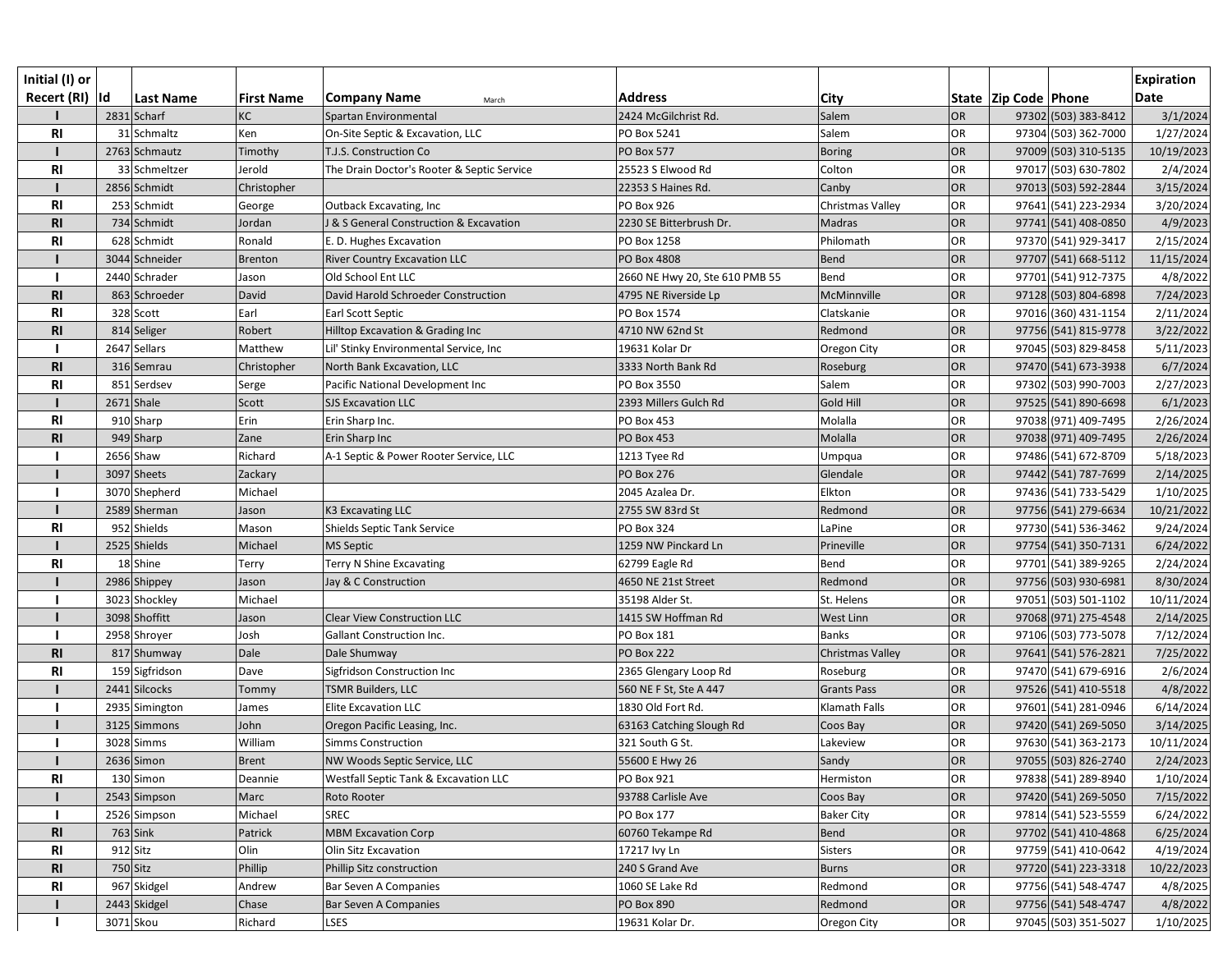| Initial (I) or Recert (RI) | Id | Last Name | First Name | Company Name March | Address | City | State | Zip Code | Phone | Expiration Date |
|---|---|---|---|---|---|---|---|---|---|---|
| I | 2831 | Scharf | KC | Spartan Environmental | 2424 McGilchrist Rd. | Salem | OR | 97302 | (503) 383-8412 | 3/1/2024 |
| RI | 31 | Schmaltz | Ken | On-Site Septic & Excavation, LLC | PO Box 5241 | Salem | OR | 97304 | (503) 362-7000 | 1/27/2024 |
| I | 2763 | Schmautz | Timothy | T.J.S. Construction Co | PO Box 577 | Boring | OR | 97009 | (503) 310-5135 | 10/19/2023 |
| RI | 33 | Schmeltzer | Jerold | The Drain Doctor's Rooter & Septic Service | 25523 S Elwood Rd | Colton | OR | 97017 | (503) 630-7802 | 2/4/2024 |
| I | 2856 | Schmidt | Christopher | | 22353 S Haines Rd. | Canby | OR | 97013 | (503) 592-2844 | 3/15/2024 |
| RI | 253 | Schmidt | George | Outback Excavating, Inc | PO Box 926 | Christmas Valley | OR | 97641 | (541) 223-2934 | 3/20/2024 |
| RI | 734 | Schmidt | Jordan | J & S General Construction & Excavation | 2230 SE Bitterbrush Dr. | Madras | OR | 97741 | (541) 408-0850 | 4/9/2023 |
| RI | 628 | Schmidt | Ronald | E. D. Hughes Excavation | PO Box 1258 | Philomath | OR | 97370 | (541) 929-3417 | 2/15/2024 |
| I | 3044 | Schneider | Brenton | River Country Excavation LLC | PO Box 4808 | Bend | OR | 97707 | (541) 668-5112 | 11/15/2024 |
| I | 2440 | Schrader | Jason | Old School Ent LLC | 2660 NE Hwy 20, Ste 610 PMB 55 | Bend | OR | 97701 | (541) 912-7375 | 4/8/2022 |
| RI | 863 | Schroeder | David | David Harold Schroeder Construction | 4795 NE Riverside Lp | McMinnville | OR | 97128 | (503) 804-6898 | 7/24/2023 |
| RI | 328 | Scott | Earl | Earl Scott Septic | PO Box 1574 | Clatskanie | OR | 97016 | (360) 431-1154 | 2/11/2024 |
| RI | 814 | Seliger | Robert | Hilltop Excavation & Grading Inc | 4710 NW 62nd St | Redmond | OR | 97756 | (541) 815-9778 | 3/22/2022 |
| I | 2647 | Sellars | Matthew | Lil' Stinky Environmental Service, Inc | 19631 Kolar Dr | Oregon City | OR | 97045 | (503) 829-8458 | 5/11/2023 |
| RI | 316 | Semrau | Christopher | North Bank Excavation, LLC | 3333 North Bank Rd | Roseburg | OR | 97470 | (541) 673-3938 | 6/7/2024 |
| RI | 851 | Serdsev | Serge | Pacific National Development Inc | PO Box 3550 | Salem | OR | 97302 | (503) 990-7003 | 2/27/2023 |
| I | 2671 | Shale | Scott | SJS Excavation LLC | 2393 Millers Gulch Rd | Gold Hill | OR | 97525 | (541) 890-6698 | 6/1/2023 |
| RI | 910 | Sharp | Erin | Erin Sharp Inc. | PO Box 453 | Molalla | OR | 97038 | (971) 409-7495 | 2/26/2024 |
| RI | 949 | Sharp | Zane | Erin Sharp Inc | PO Box 453 | Molalla | OR | 97038 | (971) 409-7495 | 2/26/2024 |
| I | 2656 | Shaw | Richard | A-1 Septic & Power Rooter Service, LLC | 1213 Tyee Rd | Umpqua | OR | 97486 | (541) 672-8709 | 5/18/2023 |
| I | 3097 | Sheets | Zackary | | PO Box 276 | Glendale | OR | 97442 | (541) 787-7699 | 2/14/2025 |
| I | 3070 | Shepherd | Michael | | 2045 Azalea Dr. | Elkton | OR | 97436 | (541) 733-5429 | 1/10/2025 |
| I | 2589 | Sherman | Jason | K3 Excavating LLC | 2755 SW 83rd St | Redmond | OR | 97756 | (541) 279-6634 | 10/21/2022 |
| RI | 952 | Shields | Mason | Shields Septic Tank Service | PO Box 324 | LaPine | OR | 97730 | (541) 536-3462 | 9/24/2024 |
| I | 2525 | Shields | Michael | MS Septic | 1259 NW Pinckard Ln | Prineville | OR | 97754 | (541) 350-7131 | 6/24/2022 |
| RI | 18 | Shine | Terry | Terry N Shine Excavating | 62799 Eagle Rd | Bend | OR | 97701 | (541) 389-9265 | 2/24/2024 |
| I | 2986 | Shippey | Jason | Jay & C Construction | 4650 NE 21st Street | Redmond | OR | 97756 | (503) 930-6981 | 8/30/2024 |
| I | 3023 | Shockley | Michael | | 35198 Alder St. | St. Helens | OR | 97051 | (503) 501-1102 | 10/11/2024 |
| I | 3098 | Shoffitt | Jason | Clear View Construction LLC | 1415 SW Hoffman Rd | West Linn | OR | 97068 | (971) 275-4548 | 2/14/2025 |
| I | 2958 | Shroyer | Josh | Gallant Construction Inc. | PO Box 181 | Banks | OR | 97106 | (503) 773-5078 | 7/12/2024 |
| RI | 817 | Shumway | Dale | Dale Shumway | PO Box 222 | Christmas Valley | OR | 97641 | (541) 576-2821 | 7/25/2022 |
| RI | 159 | Sigfridson | Dave | Sigfridson Construction Inc | 2365 Glengary Loop Rd | Roseburg | OR | 97470 | (541) 679-6916 | 2/6/2024 |
| I | 2441 | Silcocks | Tommy | TSMR Builders, LLC | 560 NE F St, Ste A 447 | Grants Pass | OR | 97526 | (541) 410-5518 | 4/8/2022 |
| I | 2935 | Simington | James | Elite Excavation LLC | 1830 Old Fort Rd. | Klamath Falls | OR | 97601 | (541) 281-0946 | 6/14/2024 |
| I | 3125 | Simmons | John | Oregon Pacific Leasing, Inc. | 63163 Catching Slough Rd | Coos Bay | OR | 97420 | (541) 269-5050 | 3/14/2025 |
| I | 3028 | Simms | William | Simms Construction | 321 South G St. | Lakeview | OR | 97630 | (541) 363-2173 | 10/11/2024 |
| I | 2636 | Simon | Brent | NW Woods Septic Service, LLC | 55600 E Hwy 26 | Sandy | OR | 97055 | (503) 826-2740 | 2/24/2023 |
| RI | 130 | Simon | Deannie | Westfall Septic Tank & Excavation LLC | PO Box 921 | Hermiston | OR | 97838 | (541) 289-8940 | 1/10/2024 |
| I | 2543 | Simpson | Marc | Roto Rooter | 93788 Carlisle Ave | Coos Bay | OR | 97420 | (541) 269-5050 | 7/15/2022 |
| I | 2526 | Simpson | Michael | SREC | PO Box 177 | Baker City | OR | 97814 | (541) 523-5559 | 6/24/2022 |
| RI | 763 | Sink | Patrick | MBM Excavation Corp | 60760 Tekampe Rd | Bend | OR | 97702 | (541) 410-4868 | 6/25/2024 |
| RI | 912 | Sitz | Olin | Olin Sitz Excavation | 17217 Ivy Ln | Sisters | OR | 97759 | (541) 410-0642 | 4/19/2024 |
| RI | 750 | Sitz | Phillip | Phillip Sitz construction | 240 S Grand Ave | Burns | OR | 97720 | (541) 223-3318 | 10/22/2023 |
| RI | 967 | Skidgel | Andrew | Bar Seven A Companies | 1060 SE Lake Rd | Redmond | OR | 97756 | (541) 548-4747 | 4/8/2025 |
| I | 2443 | Skidgel | Chase | Bar Seven A Companies | PO Box 890 | Redmond | OR | 97756 | (541) 548-4747 | 4/8/2022 |
| I | 3071 | Skou | Richard | LSES | 19631 Kolar Dr. | Oregon City | OR | 97045 | (503) 351-5027 | 1/10/2025 |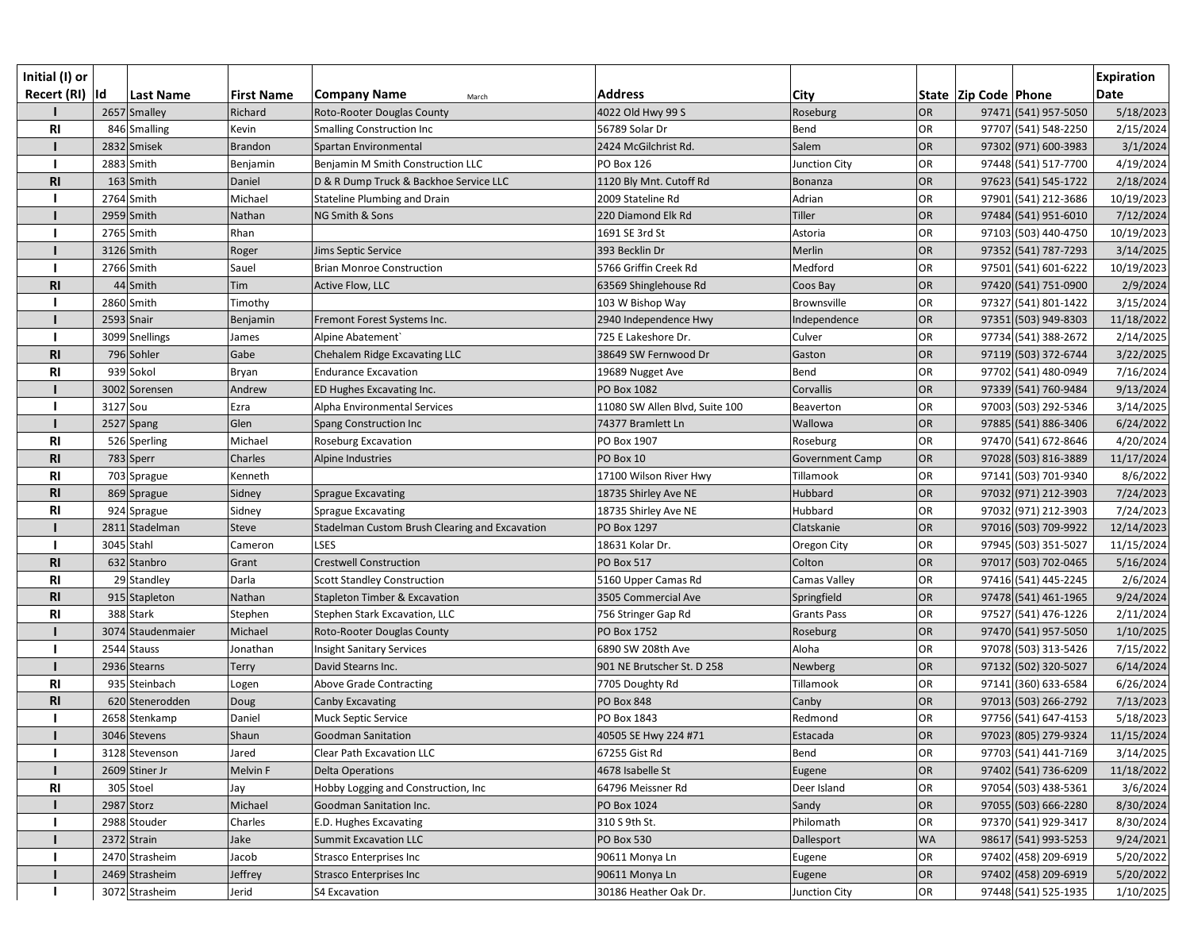| Initial (I) or Recert (RI) | Id | Last Name | First Name | Company Name | Address | City | State | Zip Code | Phone | Expiration Date |
|---|---|---|---|---|---|---|---|---|---|---|
| I | 2657 | Smalley | Richard | Roto-Rooter Douglas County | 4022 Old Hwy 99 S | Roseburg | OR | 97471 | (541) 957-5050 | 5/18/2023 |
| RI | 846 | Smalling | Kevin | Smalling Construction Inc | 56789 Solar Dr | Bend | OR | 97707 | (541) 548-2250 | 2/15/2024 |
| I | 2832 | Smisek | Brandon | Spartan Environmental | 2424 McGilchrist Rd. | Salem | OR | 97302 | (971) 600-3983 | 3/1/2024 |
| I | 2883 | Smith | Benjamin | Benjamin M Smith Construction LLC | PO Box 126 | Junction City | OR | 97448 | (541) 517-7700 | 4/19/2024 |
| RI | 163 | Smith | Daniel | D & R Dump Truck & Backhoe Service LLC | 1120 Bly Mnt. Cutoff Rd | Bonanza | OR | 97623 | (541) 545-1722 | 2/18/2024 |
| I | 2764 | Smith | Michael | Stateline Plumbing and Drain | 2009 Stateline Rd | Adrian | OR | 97901 | (541) 212-3686 | 10/19/2023 |
| I | 2959 | Smith | Nathan | NG Smith & Sons | 220 Diamond Elk Rd | Tiller | OR | 97484 | (541) 951-6010 | 7/12/2024 |
| I | 2765 | Smith | Rhan | | 1691 SE 3rd St | Astoria | OR | 97103 | (503) 440-4750 | 10/19/2023 |
| I | 3126 | Smith | Roger | Jims Septic Service | 393 Becklin Dr | Merlin | OR | 97352 | (541) 787-7293 | 3/14/2025 |
| I | 2766 | Smith | Sauel | Brian Monroe Construction | 5766 Griffin Creek Rd | Medford | OR | 97501 | (541) 601-6222 | 10/19/2023 |
| RI | 44 | Smith | Tim | Active Flow, LLC | 63569 Shinglehouse Rd | Coos Bay | OR | 97420 | (541) 751-0900 | 2/9/2024 |
| I | 2860 | Smith | Timothy | | 103 W Bishop Way | Brownsville | OR | 97327 | (541) 801-1422 | 3/15/2024 |
| I | 2593 | Snair | Benjamin | Fremont Forest Systems Inc. | 2940 Independence Hwy | Independence | OR | 97351 | (503) 949-8303 | 11/18/2022 |
| I | 3099 | Snellings | James | Alpine Abatement` | 725 E Lakeshore Dr. | Culver | OR | 97734 | (541) 388-2672 | 2/14/2025 |
| RI | 796 | Sohler | Gabe | Chehalem Ridge Excavating LLC | 38649 SW Fernwood Dr | Gaston | OR | 97119 | (503) 372-6744 | 3/22/2025 |
| RI | 939 | Sokol | Bryan | Endurance Excavation | 19689 Nugget Ave | Bend | OR | 97702 | (541) 480-0949 | 7/16/2024 |
| I | 3002 | Sorensen | Andrew | ED Hughes Excavating Inc. | PO Box 1082 | Corvallis | OR | 97339 | (541) 760-9484 | 9/13/2024 |
| I | 3127 | Sou | Ezra | Alpha Environmental Services | 11080 SW Allen Blvd, Suite 100 | Beaverton | OR | 97003 | (503) 292-5346 | 3/14/2025 |
| I | 2527 | Spang | Glen | Spang Construction Inc | 74377 Bramlett Ln | Wallowa | OR | 97885 | (541) 886-3406 | 6/24/2022 |
| RI | 526 | Sperling | Michael | Roseburg Excavation | PO Box 1907 | Roseburg | OR | 97470 | (541) 672-8646 | 4/20/2024 |
| RI | 783 | Sperr | Charles | Alpine Industries | PO Box 10 | Government Camp | OR | 97028 | (503) 816-3889 | 11/17/2024 |
| RI | 703 | Sprague | Kenneth | | 17100 Wilson River Hwy | Tillamook | OR | 97141 | (503) 701-9340 | 8/6/2022 |
| RI | 869 | Sprague | Sidney | Sprague Excavating | 18735 Shirley Ave NE | Hubbard | OR | 97032 | (971) 212-3903 | 7/24/2023 |
| RI | 924 | Sprague | Sidney | Sprague Excavating | 18735 Shirley Ave NE | Hubbard | OR | 97032 | (971) 212-3903 | 7/24/2023 |
| I | 2811 | Stadelman | Steve | Stadelman Custom Brush Clearing and Excavation | PO Box 1297 | Clatskanie | OR | 97016 | (503) 709-9922 | 12/14/2023 |
| I | 3045 | Stahl | Cameron | LSES | 18631 Kolar Dr. | Oregon City | OR | 97945 | (503) 351-5027 | 11/15/2024 |
| RI | 632 | Stanbro | Grant | Crestwell Construction | PO Box 517 | Colton | OR | 97017 | (503) 702-0465 | 5/16/2024 |
| RI | 29 | Standley | Darla | Scott Standley Construction | 5160 Upper Camas Rd | Camas Valley | OR | 97416 | (541) 445-2245 | 2/6/2024 |
| RI | 915 | Stapleton | Nathan | Stapleton Timber & Excavation | 3505 Commercial Ave | Springfield | OR | 97478 | (541) 461-1965 | 9/24/2024 |
| RI | 388 | Stark | Stephen | Stephen Stark Excavation, LLC | 756 Stringer Gap Rd | Grants Pass | OR | 97527 | (541) 476-1226 | 2/11/2024 |
| I | 3074 | Staudenmaier | Michael | Roto-Rooter Douglas County | PO Box 1752 | Roseburg | OR | 97470 | (541) 957-5050 | 1/10/2025 |
| I | 2544 | Stauss | Jonathan | Insight Sanitary Services | 6890 SW 208th Ave | Aloha | OR | 97078 | (503) 313-5426 | 7/15/2022 |
| I | 2936 | Stearns | Terry | David Stearns Inc. | 901 NE Brutscher St. D 258 | Newberg | OR | 97132 | (502) 320-5027 | 6/14/2024 |
| RI | 935 | Steinbach | Logen | Above Grade Contracting | 7705 Doughty Rd | Tillamook | OR | 97141 | (360) 633-6584 | 6/26/2024 |
| RI | 620 | Stenerodden | Doug | Canby Excavating | PO Box 848 | Canby | OR | 97013 | (503) 266-2792 | 7/13/2023 |
| I | 2658 | Stenkamp | Daniel | Muck Septic Service | PO Box 1843 | Redmond | OR | 97756 | (541) 647-4153 | 5/18/2023 |
| I | 3046 | Stevens | Shaun | Goodman Sanitation | 40505 SE Hwy 224 #71 | Estacada | OR | 97023 | (805) 279-9324 | 11/15/2024 |
| I | 3128 | Stevenson | Jared | Clear Path Excavation LLC | 67255 Gist Rd | Bend | OR | 97703 | (541) 441-7169 | 3/14/2025 |
| I | 2609 | Stiner Jr | Melvin F | Delta Operations | 4678 Isabelle St | Eugene | OR | 97402 | (541) 736-6209 | 11/18/2022 |
| RI | 305 | Stoel | Jay | Hobby Logging and Construction, Inc | 64796 Meissner Rd | Deer Island | OR | 97054 | (503) 438-5361 | 3/6/2024 |
| I | 2987 | Storz | Michael | Goodman Sanitation Inc. | PO Box 1024 | Sandy | OR | 97055 | (503) 666-2280 | 8/30/2024 |
| I | 2988 | Stouder | Charles | E.D. Hughes Excavating | 310 S 9th St. | Philomath | OR | 97370 | (541) 929-3417 | 8/30/2024 |
| I | 2372 | Strain | Jake | Summit Excavation LLC | PO Box 530 | Dallesport | WA | 98617 | (541) 993-5253 | 9/24/2021 |
| I | 2470 | Strasheim | Jacob | Strasco Enterprises Inc | 90611 Monya Ln | Eugene | OR | 97402 | (458) 209-6919 | 5/20/2022 |
| I | 2469 | Strasheim | Jeffrey | Strasco Enterprises Inc | 90611 Monya Ln | Eugene | OR | 97402 | (458) 209-6919 | 5/20/2022 |
| I | 3072 | Strasheim | Jerid | S4 Excavation | 30186 Heather Oak Dr. | Junction City | OR | 97448 | (541) 525-1935 | 1/10/2025 |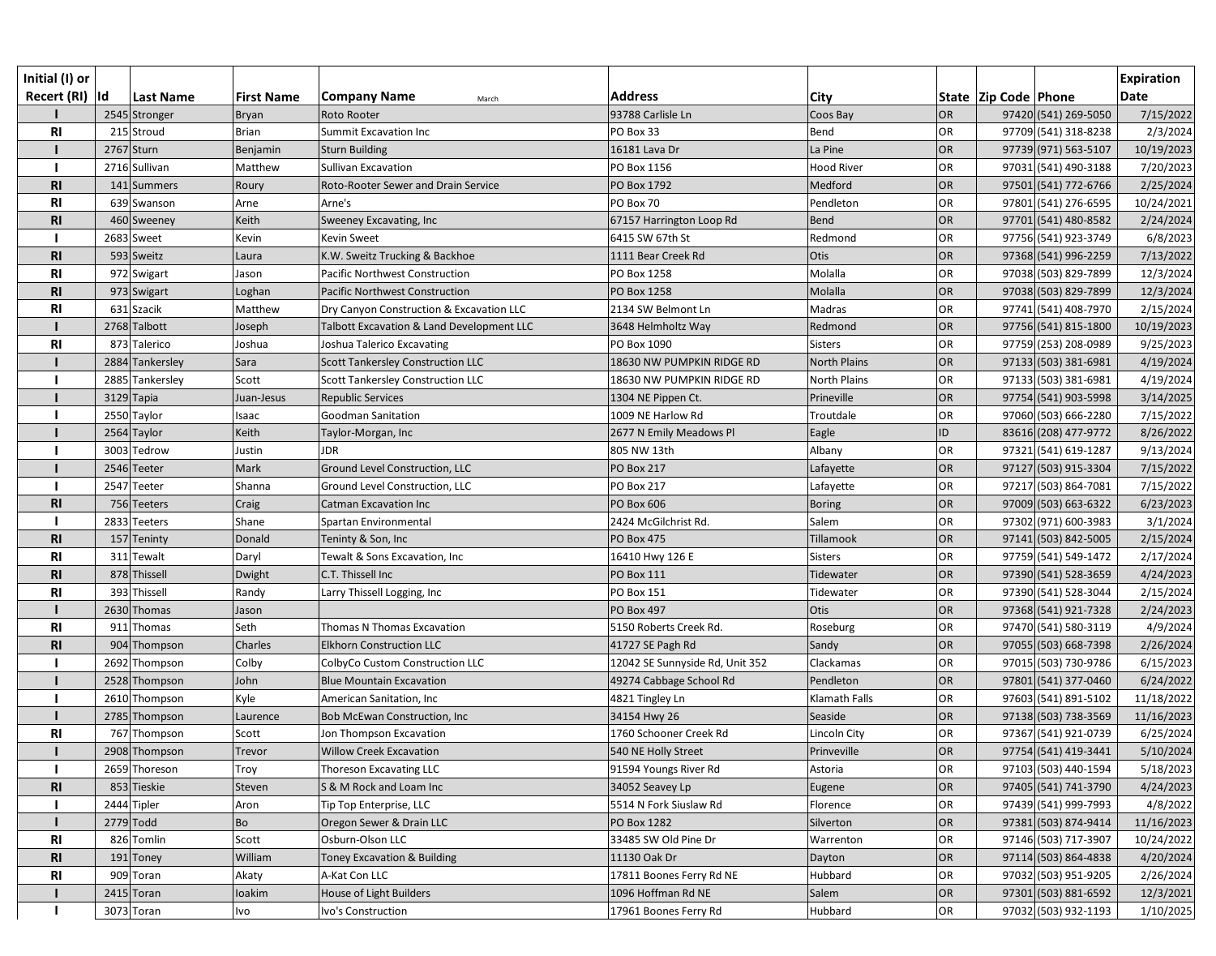| Initial (I) or Recert (RI) | Id | Last Name | First Name | Company Name | Address | City | State | Zip Code | Phone | Expiration Date |
|---|---|---|---|---|---|---|---|---|---|---|
| I | 2545 | Stronger | Bryan | Roto Rooter | 93788 Carlisle Ln | Coos Bay | OR | 97420 | (541) 269-5050 | 7/15/2022 |
| RI | 215 | Stroud | Brian | Summit Excavation Inc | PO Box 33 | Bend | OR | 97709 | (541) 318-8238 | 2/3/2024 |
| I | 2767 | Sturn | Benjamin | Sturn Building | 16181 Lava Dr | La Pine | OR | 97739 | (971) 563-5107 | 10/19/2023 |
| I | 2716 | Sullivan | Matthew | Sullivan Excavation | PO Box 1156 | Hood River | OR | 97031 | (541) 490-3188 | 7/20/2023 |
| RI | 141 | Summers | Roury | Roto-Rooter Sewer and Drain Service | PO Box 1792 | Medford | OR | 97501 | (541) 772-6766 | 2/25/2024 |
| RI | 639 | Swanson | Arne | Arne's | PO Box 70 | Pendleton | OR | 97801 | (541) 276-6595 | 10/24/2021 |
| RI | 460 | Sweeney | Keith | Sweeney Excavating, Inc | 67157 Harrington Loop Rd | Bend | OR | 97701 | (541) 480-8582 | 2/24/2024 |
| I | 2683 | Sweet | Kevin | Kevin Sweet | 6415 SW 67th St | Redmond | OR | 97756 | (541) 923-3749 | 6/8/2023 |
| RI | 593 | Sweitz | Laura | K.W. Sweitz Trucking & Backhoe | 1111 Bear Creek Rd | Otis | OR | 97368 | (541) 996-2259 | 7/13/2022 |
| RI | 972 | Swigart | Jason | Pacific Northwest Construction | PO Box 1258 | Molalla | OR | 97038 | (503) 829-7899 | 12/3/2024 |
| RI | 973 | Swigart | Loghan | Pacific Northwest Construction | PO Box 1258 | Molalla | OR | 97038 | (503) 829-7899 | 12/3/2024 |
| RI | 631 | Szacik | Matthew | Dry Canyon Construction & Excavation LLC | 2134 SW Belmont Ln | Madras | OR | 97741 | (541) 408-7970 | 2/15/2024 |
| I | 2768 | Talbott | Joseph | Talbott Excavation & Land Development LLC | 3648 Helmholtz Way | Redmond | OR | 97756 | (541) 815-1800 | 10/19/2023 |
| RI | 873 | Talerico | Joshua | Joshua Talerico Excavating | PO Box 1090 | Sisters | OR | 97759 | (253) 208-0989 | 9/25/2023 |
| I | 2884 | Tankersley | Sara | Scott Tankersley Construction LLC | 18630 NW PUMPKIN RIDGE RD | North Plains | OR | 97133 | (503) 381-6981 | 4/19/2024 |
| I | 2885 | Tankersley | Scott | Scott Tankersley Construction LLC | 18630 NW PUMPKIN RIDGE RD | North Plains | OR | 97133 | (503) 381-6981 | 4/19/2024 |
| I | 3129 | Tapia | Juan-Jesus | Republic Services | 1304 NE Pippen Ct. | Prineville | OR | 97754 | (541) 903-5998 | 3/14/2025 |
| I | 2550 | Taylor | Isaac | Goodman Sanitation | 1009 NE Harlow Rd | Troutdale | OR | 97060 | (503) 666-2280 | 7/15/2022 |
| I | 2564 | Taylor | Keith | Taylor-Morgan, Inc | 2677 N Emily Meadows Pl | Eagle | ID | 83616 | (208) 477-9772 | 8/26/2022 |
| I | 3003 | Tedrow | Justin | JDR | 805 NW 13th | Albany | OR | 97321 | (541) 619-1287 | 9/13/2024 |
| I | 2546 | Teeter | Mark | Ground Level Construction, LLC | PO Box 217 | Lafayette | OR | 97127 | (503) 915-3304 | 7/15/2022 |
| I | 2547 | Teeter | Shanna | Ground Level Construction, LLC | PO Box 217 | Lafayette | OR | 97217 | (503) 864-7081 | 7/15/2022 |
| RI | 756 | Teeters | Craig | Catman Excavation Inc | PO Box 606 | Boring | OR | 97009 | (503) 663-6322 | 6/23/2023 |
| I | 2833 | Teeters | Shane | Spartan Environmental | 2424 McGilchrist Rd. | Salem | OR | 97302 | (971) 600-3983 | 3/1/2024 |
| RI | 157 | Teninty | Donald | Teninty & Son, Inc | PO Box 475 | Tillamook | OR | 97141 | (503) 842-5005 | 2/15/2024 |
| RI | 311 | Tewalt | Daryl | Tewalt & Sons Excavation, Inc | 16410 Hwy 126 E | Sisters | OR | 97759 | (541) 549-1472 | 2/17/2024 |
| RI | 878 | Thissell | Dwight | C.T. Thissell Inc | PO Box 111 | Tidewater | OR | 97390 | (541) 528-3659 | 4/24/2023 |
| RI | 393 | Thissell | Randy | Larry Thissell Logging, Inc | PO Box 151 | Tidewater | OR | 97390 | (541) 528-3044 | 2/15/2024 |
| I | 2630 | Thomas | Jason | | PO Box 497 | Otis | OR | 97368 | (541) 921-7328 | 2/24/2023 |
| RI | 911 | Thomas | Seth | Thomas N Thomas Excavation | 5150 Roberts Creek Rd. | Roseburg | OR | 97470 | (541) 580-3119 | 4/9/2024 |
| RI | 904 | Thompson | Charles | Elkhorn Construction LLC | 41727 SE Pagh Rd | Sandy | OR | 97055 | (503) 668-7398 | 2/26/2024 |
| I | 2692 | Thompson | Colby | ColbyCo Custom Construction LLC | 12042 SE Sunnyside Rd, Unit 352 | Clackamas | OR | 97015 | (503) 730-9786 | 6/15/2023 |
| I | 2528 | Thompson | John | Blue Mountain Excavation | 49274 Cabbage School Rd | Pendleton | OR | 97801 | (541) 377-0460 | 6/24/2022 |
| I | 2610 | Thompson | Kyle | American Sanitation, Inc | 4821 Tingley Ln | Klamath Falls | OR | 97603 | (541) 891-5102 | 11/18/2022 |
| I | 2785 | Thompson | Laurence | Bob McEwan Construction, Inc | 34154 Hwy 26 | Seaside | OR | 97138 | (503) 738-3569 | 11/16/2023 |
| RI | 767 | Thompson | Scott | Jon Thompson Excavation | 1760 Schooner Creek Rd | Lincoln City | OR | 97367 | (541) 921-0739 | 6/25/2024 |
| I | 2908 | Thompson | Trevor | Willow Creek Excavation | 540 NE Holly Street | Prinveville | OR | 97754 | (541) 419-3441 | 5/10/2024 |
| I | 2659 | Thoreson | Troy | Thoreson Excavating LLC | 91594 Youngs River Rd | Astoria | OR | 97103 | (503) 440-1594 | 5/18/2023 |
| RI | 853 | Tieskie | Steven | S & M Rock and Loam Inc | 34052 Seavey Lp | Eugene | OR | 97405 | (541) 741-3790 | 4/24/2023 |
| I | 2444 | Tipler | Aron | Tip Top Enterprise, LLC | 5514 N Fork Siuslaw Rd | Florence | OR | 97439 | (541) 999-7993 | 4/8/2022 |
| I | 2779 | Todd | Bo | Oregon Sewer & Drain LLC | PO Box 1282 | Silverton | OR | 97381 | (503) 874-9414 | 11/16/2023 |
| RI | 826 | Tomlin | Scott | Osburn-Olson LLC | 33485 SW Old Pine Dr | Warrenton | OR | 97146 | (503) 717-3907 | 10/24/2022 |
| RI | 191 | Toney | William | Toney Excavation & Building | 11130 Oak Dr | Dayton | OR | 97114 | (503) 864-4838 | 4/20/2024 |
| RI | 909 | Toran | Akaty | A-Kat Con LLC | 17811 Boones Ferry Rd NE | Hubbard | OR | 97032 | (503) 951-9205 | 2/26/2024 |
| I | 2415 | Toran | Ioakim | House of Light Builders | 1096 Hoffman Rd NE | Salem | OR | 97301 | (503) 881-6592 | 12/3/2021 |
| I | 3073 | Toran | Ivo | Ivo's Construction | 17961 Boones Ferry Rd | Hubbard | OR | 97032 | (503) 932-1193 | 1/10/2025 |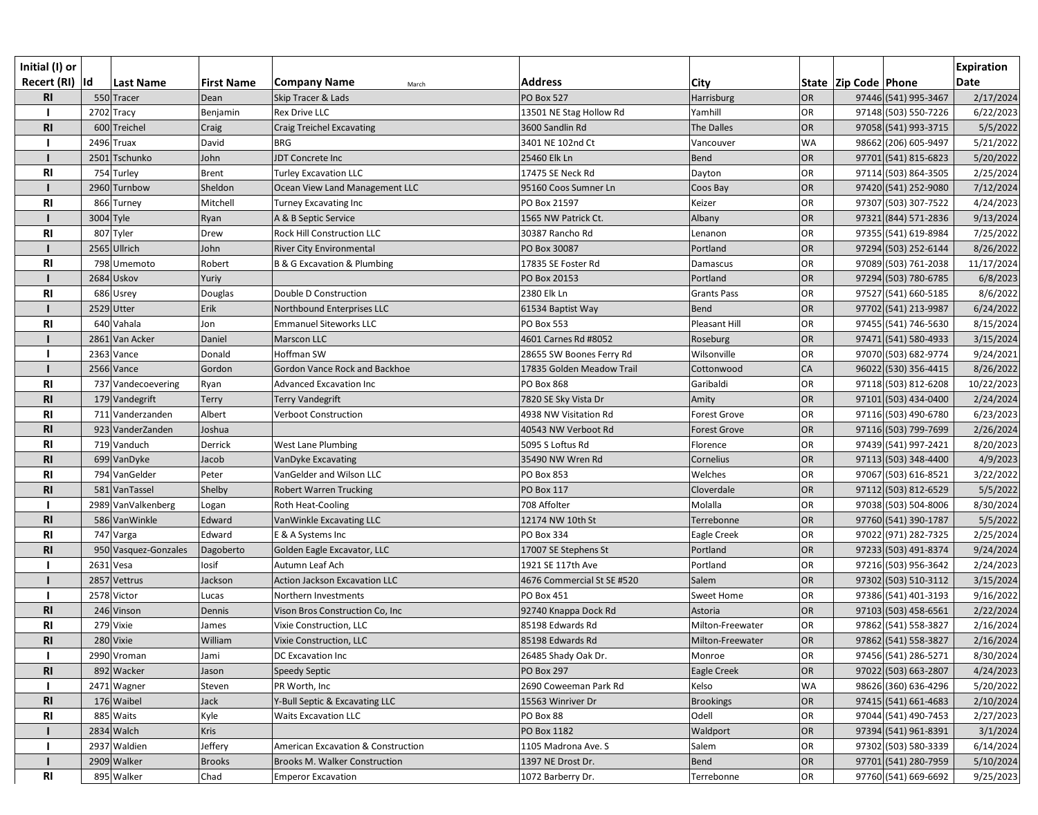| Initial (I) or Recert (RI) | Id | Last Name | First Name | Company Name March | Address | City | State | Zip Code | Phone | Expiration Date |
|---|---|---|---|---|---|---|---|---|---|---|
| RI | 550 | Tracer | Dean | Skip Tracer & Lads | PO Box 527 | Harrisburg | OR | 97446 | (541) 995-3467 | 2/17/2024 |
| I | 2702 | Tracy | Benjamin | Rex Drive LLC | 13501 NE Stag Hollow Rd | Yamhill | OR | 97148 | (503) 550-7226 | 6/22/2023 |
| RI | 600 | Treichel | Craig | Craig Treichel Excavating | 3600 Sandlin Rd | The Dalles | OR | 97058 | (541) 993-3715 | 5/5/2022 |
| I | 2496 | Truax | David | BRG | 3401 NE 102nd Ct | Vancouver | WA | 98662 | (206) 605-9497 | 5/21/2022 |
| I | 2501 | Tschunko | John | JDT Concrete Inc | 25460 Elk Ln | Bend | OR | 97701 | (541) 815-6823 | 5/20/2022 |
| RI | 754 | Turley | Brent | Turley Excavation LLC | 17475 SE Neck Rd | Dayton | OR | 97114 | (503) 864-3505 | 2/25/2024 |
| I | 2960 | Turnbow | Sheldon | Ocean View Land Management LLC | 95160 Coos Sumner Ln | Coos Bay | OR | 97420 | (541) 252-9080 | 7/12/2024 |
| RI | 866 | Turney | Mitchell | Turney Excavating Inc | PO Box 21597 | Keizer | OR | 97307 | (503) 307-7522 | 4/24/2023 |
| I | 3004 | Tyle | Ryan | A & B Septic Service | 1565 NW Patrick Ct. | Albany | OR | 97321 | (844) 571-2836 | 9/13/2024 |
| RI | 807 | Tyler | Drew | Rock Hill Construction LLC | 30387 Rancho Rd | Lenanon | OR | 97355 | (541) 619-8984 | 7/25/2022 |
| I | 2565 | Ullrich | John | River City Environmental | PO Box 30087 | Portland | OR | 97294 | (503) 252-6144 | 8/26/2022 |
| RI | 798 | Umemoto | Robert | B & G Excavation & Plumbing | 17835 SE Foster Rd | Damascus | OR | 97089 | (503) 761-2038 | 11/17/2024 |
| I | 2684 | Uskov | Yuriy | | PO Box 20153 | Portland | OR | 97294 | (503) 780-6785 | 6/8/2023 |
| RI | 686 | Usrey | Douglas | Double D Construction | 2380 Elk Ln | Grants Pass | OR | 97527 | (541) 660-5185 | 8/6/2022 |
| I | 2529 | Utter | Erik | Northbound Enterprises LLC | 61534 Baptist Way | Bend | OR | 97702 | (541) 213-9987 | 6/24/2022 |
| RI | 640 | Vahala | Jon | Emmanuel Siteworks LLC | PO Box 553 | Pleasant Hill | OR | 97455 | (541) 746-5630 | 8/15/2024 |
| I | 2861 | Van Acker | Daniel | Marscon LLC | 4601 Carnes Rd #8052 | Roseburg | OR | 97471 | (541) 580-4933 | 3/15/2024 |
| I | 2363 | Vance | Donald | Hoffman SW | 28655 SW Boones Ferry Rd | Wilsonville | OR | 97070 | (503) 682-9774 | 9/24/2021 |
| I | 2566 | Vance | Gordon | Gordon Vance Rock and Backhoe | 17835 Golden Meadow Trail | Cottonwood | CA | 96022 | (530) 356-4415 | 8/26/2022 |
| RI | 737 | Vandecoevering | Ryan | Advanced Excavation Inc | PO Box 868 | Garibaldi | OR | 97118 | (503) 812-6208 | 10/22/2023 |
| RI | 179 | Vandegrift | Terry | Terry Vandegrift | 7820 SE Sky Vista Dr | Amity | OR | 97101 | (503) 434-0400 | 2/24/2024 |
| RI | 711 | Vanderzanden | Albert | Verboot Construction | 4938 NW Visitation Rd | Forest Grove | OR | 97116 | (503) 490-6780 | 6/23/2023 |
| RI | 923 | VanderZanden | Joshua | | 40543 NW Verboot Rd | Forest Grove | OR | 97116 | (503) 799-7699 | 2/26/2024 |
| RI | 719 | Vanduch | Derrick | West Lane Plumbing | 5095 S Loftus Rd | Florence | OR | 97439 | (541) 997-2421 | 8/20/2023 |
| RI | 699 | VanDyke | Jacob | VanDyke Excavating | 35490 NW Wren Rd | Cornelius | OR | 97113 | (503) 348-4400 | 4/9/2023 |
| RI | 794 | VanGelder | Peter | VanGelder and Wilson LLC | PO Box 853 | Welches | OR | 97067 | (503) 616-8521 | 3/22/2022 |
| RI | 581 | VanTassel | Shelby | Robert Warren Trucking | PO Box 117 | Cloverdale | OR | 97112 | (503) 812-6529 | 5/5/2022 |
| I | 2989 | VanValkenberg | Logan | Roth Heat-Cooling | 708 Affolter | Molalla | OR | 97038 | (503) 504-8006 | 8/30/2024 |
| RI | 586 | VanWinkle | Edward | VanWinkle Excavating LLC | 12174 NW 10th St | Terrebonne | OR | 97760 | (541) 390-1787 | 5/5/2022 |
| RI | 747 | Varga | Edward | E & A Systems Inc | PO Box 334 | Eagle Creek | OR | 97022 | (971) 282-7325 | 2/25/2024 |
| RI | 950 | Vasquez-Gonzales | Dagoberto | Golden Eagle Excavator, LLC | 17007 SE Stephens St | Portland | OR | 97233 | (503) 491-8374 | 9/24/2024 |
| I | 2631 | Vesa | Iosif | Autumn Leaf Ach | 1921 SE 117th Ave | Portland | OR | 97216 | (503) 956-3642 | 2/24/2023 |
| I | 2857 | Vettrus | Jackson | Action Jackson Excavation LLC | 4676 Commercial St SE #520 | Salem | OR | 97302 | (503) 510-3112 | 3/15/2024 |
| I | 2578 | Victor | Lucas | Northern Investments | PO Box 451 | Sweet Home | OR | 97386 | (541) 401-3193 | 9/16/2022 |
| RI | 246 | Vinson | Dennis | Vison Bros Construction Co, Inc | 92740 Knappa Dock Rd | Astoria | OR | 97103 | (503) 458-6561 | 2/22/2024 |
| RI | 279 | Vixie | James | Vixie Construction, LLC | 85198 Edwards Rd | Milton-Freewater | OR | 97862 | (541) 558-3827 | 2/16/2024 |
| RI | 280 | Vixie | William | Vixie Construction, LLC | 85198 Edwards Rd | Milton-Freewater | OR | 97862 | (541) 558-3827 | 2/16/2024 |
| I | 2990 | Vroman | Jami | DC Excavation Inc | 26485 Shady Oak Dr. | Monroe | OR | 97456 | (541) 286-5271 | 8/30/2024 |
| RI | 892 | Wacker | Jason | Speedy Septic | PO Box 297 | Eagle Creek | OR | 97022 | (503) 663-2807 | 4/24/2023 |
| I | 2471 | Wagner | Steven | PR Worth, Inc | 2690 Coweeman Park Rd | Kelso | WA | 98626 | (360) 636-4296 | 5/20/2022 |
| RI | 176 | Waibel | Jack | Y-Bull Septic & Excavating LLC | 15563 Winriver Dr | Brookings | OR | 97415 | (541) 661-4683 | 2/10/2024 |
| RI | 885 | Waits | Kyle | Waits Excavation LLC | PO Box 88 | Odell | OR | 97044 | (541) 490-7453 | 2/27/2023 |
| I | 2834 | Walch | Kris | | PO Box 1182 | Waldport | OR | 97394 | (541) 961-8391 | 3/1/2024 |
| I | 2937 | Waldien | Jeffery | American Excavation & Construction | 1105 Madrona Ave. S | Salem | OR | 97302 | (503) 580-3339 | 6/14/2024 |
| I | 2909 | Walker | Brooks | Brooks M. Walker Construction | 1397 NE Drost Dr. | Bend | OR | 97701 | (541) 280-7959 | 5/10/2024 |
| RI | 895 | Walker | Chad | Emperor Excavation | 1072 Barberry Dr. | Terrebonne | OR | 97760 | (541) 669-6692 | 9/25/2023 |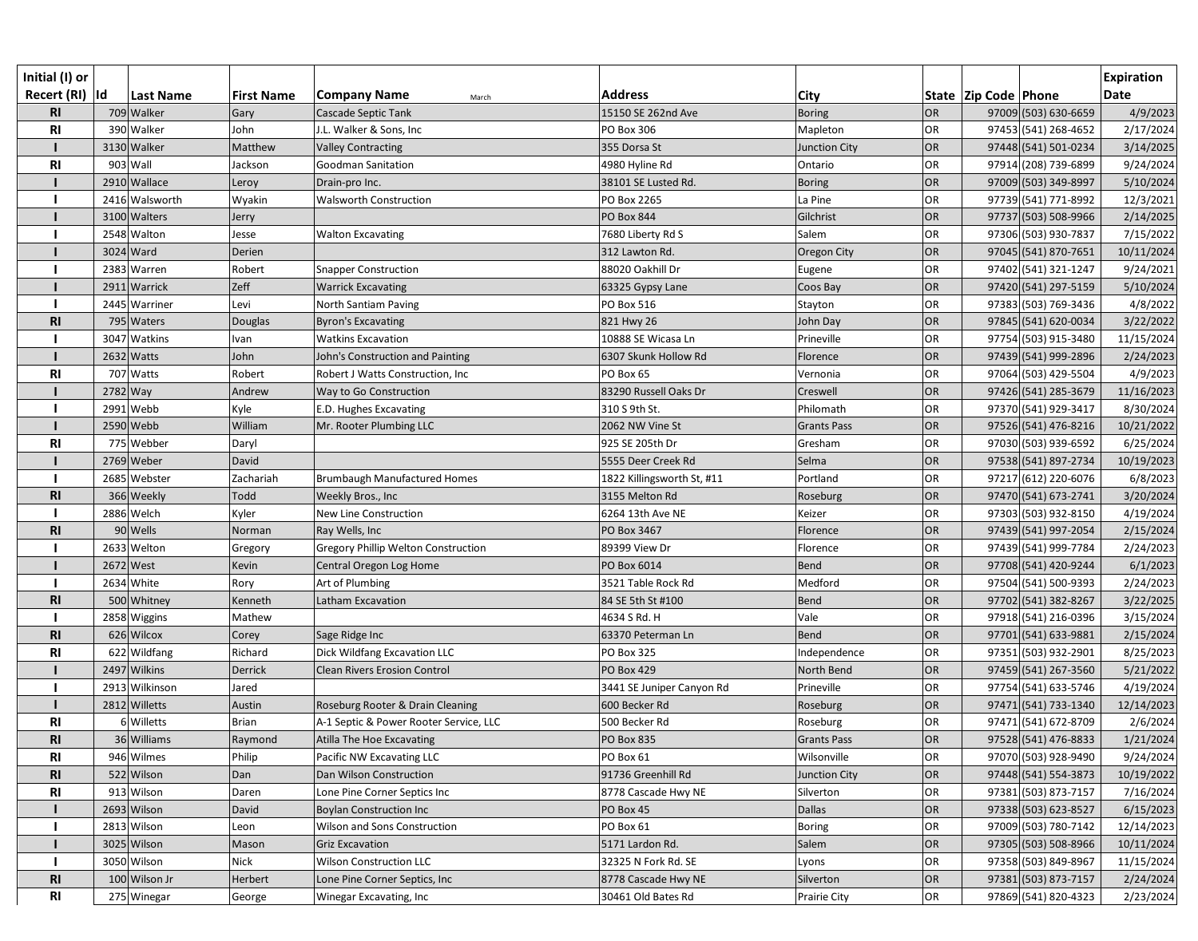| Initial (I) or Recert (RI) | Id | Last Name | First Name | Company Name March | Address | City | State | Zip Code | Phone | Expiration Date |
|---|---|---|---|---|---|---|---|---|---|---|
| RI | 709 | Walker | Gary | Cascade Septic Tank | 15150 SE 262nd Ave | Boring | OR | 97009 | (503) 630-6659 | 4/9/2023 |
| RI | 390 | Walker | John | J.L. Walker & Sons, Inc | PO Box 306 | Mapleton | OR | 97453 | (541) 268-4652 | 2/17/2024 |
| I | 3130 | Walker | Matthew | Valley Contracting | 355 Dorsa St | Junction City | OR | 97448 | (541) 501-0234 | 3/14/2025 |
| RI | 903 | Wall | Jackson | Goodman Sanitation | 4980 Hyline Rd | Ontario | OR | 97914 | (208) 739-6899 | 9/24/2024 |
| I | 2910 | Wallace | Leroy | Drain-pro Inc. | 38101 SE Lusted Rd. | Boring | OR | 97009 | (503) 349-8997 | 5/10/2024 |
| I | 2416 | Walsworth | Wyakin | Walsworth Construction | PO Box 2265 | La Pine | OR | 97739 | (541) 771-8992 | 12/3/2021 |
| I | 3100 | Walters | Jerry | | PO Box 844 | Gilchrist | OR | 97737 | (503) 508-9966 | 2/14/2025 |
| I | 2548 | Walton | Jesse | Walton Excavating | 7680 Liberty Rd S | Salem | OR | 97306 | (503) 930-7837 | 7/15/2022 |
| I | 3024 | Ward | Derien | | 312 Lawton Rd. | Oregon City | OR | 97045 | (541) 870-7651 | 10/11/2024 |
| I | 2383 | Warren | Robert | Snapper Construction | 88020 Oakhill Dr | Eugene | OR | 97402 | (541) 321-1247 | 9/24/2021 |
| I | 2911 | Warrick | Zeff | Warrick Excavating | 63325 Gypsy Lane | Coos Bay | OR | 97420 | (541) 297-5159 | 5/10/2024 |
| I | 2445 | Warriner | Levi | North Santiam Paving | PO Box 516 | Stayton | OR | 97383 | (503) 769-3436 | 4/8/2022 |
| RI | 795 | Waters | Douglas | Byron's Excavating | 821 Hwy 26 | John Day | OR | 97845 | (541) 620-0034 | 3/22/2022 |
| I | 3047 | Watkins | Ivan | Watkins Excavation | 10888 SE Wicasa Ln | Prineville | OR | 97754 | (503) 915-3480 | 11/15/2024 |
| I | 2632 | Watts | John | John's Construction and Painting | 6307 Skunk Hollow Rd | Florence | OR | 97439 | (541) 999-2896 | 2/24/2023 |
| RI | 707 | Watts | Robert | Robert J Watts Construction, Inc | PO Box 65 | Vernonia | OR | 97064 | (503) 429-5504 | 4/9/2023 |
| I | 2782 | Way | Andrew | Way to Go Construction | 83290 Russell Oaks Dr | Creswell | OR | 97426 | (541) 285-3679 | 11/16/2023 |
| I | 2991 | Webb | Kyle | E.D. Hughes Excavating | 310 S 9th St. | Philomath | OR | 97370 | (541) 929-3417 | 8/30/2024 |
| I | 2590 | Webb | William | Mr. Rooter Plumbing LLC | 2062 NW Vine St | Grants Pass | OR | 97526 | (541) 476-8216 | 10/21/2022 |
| RI | 775 | Webber | Daryl | | 925 SE 205th Dr | Gresham | OR | 97030 | (503) 939-6592 | 6/25/2024 |
| I | 2769 | Weber | David | | 5555 Deer Creek Rd | Selma | OR | 97538 | (541) 897-2734 | 10/19/2023 |
| I | 2685 | Webster | Zachariah | Brumbaugh Manufactured Homes | 1822 Killingsworth St, #11 | Portland | OR | 97217 | (612) 220-6076 | 6/8/2023 |
| RI | 366 | Weekly | Todd | Weekly Bros., Inc | 3155 Melton Rd | Roseburg | OR | 97470 | (541) 673-2741 | 3/20/2024 |
| I | 2886 | Welch | Kyler | New Line Construction | 6264 13th Ave NE | Keizer | OR | 97303 | (503) 932-8150 | 4/19/2024 |
| RI | 90 | Wells | Norman | Ray Wells, Inc | PO Box 3467 | Florence | OR | 97439 | (541) 997-2054 | 2/15/2024 |
| I | 2633 | Welton | Gregory | Gregory Phillip Welton Construction | 89399 View Dr | Florence | OR | 97439 | (541) 999-7784 | 2/24/2023 |
| I | 2672 | West | Kevin | Central Oregon Log Home | PO Box 6014 | Bend | OR | 97708 | (541) 420-9244 | 6/1/2023 |
| I | 2634 | White | Rory | Art of Plumbing | 3521 Table Rock Rd | Medford | OR | 97504 | (541) 500-9393 | 2/24/2023 |
| RI | 500 | Whitney | Kenneth | Latham Excavation | 84 SE 5th St #100 | Bend | OR | 97702 | (541) 382-8267 | 3/22/2025 |
| I | 2858 | Wiggins | Mathew | | 4634 S Rd. H | Vale | OR | 97918 | (541) 216-0396 | 3/15/2024 |
| RI | 626 | Wilcox | Corey | Sage Ridge Inc | 63370 Peterman Ln | Bend | OR | 97701 | (541) 633-9881 | 2/15/2024 |
| RI | 622 | Wildfang | Richard | Dick Wildfang Excavation LLC | PO Box 325 | Independence | OR | 97351 | (503) 932-2901 | 8/25/2023 |
| I | 2497 | Wilkins | Derrick | Clean Rivers Erosion Control | PO Box 429 | North Bend | OR | 97459 | (541) 267-3560 | 5/21/2022 |
| I | 2913 | Wilkinson | Jared | | 3441 SE Juniper Canyon Rd | Prineville | OR | 97754 | (541) 633-5746 | 4/19/2024 |
| I | 2812 | Willetts | Austin | Roseburg Rooter & Drain Cleaning | 600 Becker Rd | Roseburg | OR | 97471 | (541) 733-1340 | 12/14/2023 |
| RI | 6 | Willetts | Brian | A-1 Septic & Power Rooter Service, LLC | 500 Becker Rd | Roseburg | OR | 97471 | (541) 672-8709 | 2/6/2024 |
| RI | 36 | Williams | Raymond | Atilla The Hoe Excavating | PO Box 835 | Grants Pass | OR | 97528 | (541) 476-8833 | 1/21/2024 |
| RI | 946 | Wilmes | Philip | Pacific NW Excavating LLC | PO Box 61 | Wilsonville | OR | 97070 | (503) 928-9490 | 9/24/2024 |
| RI | 522 | Wilson | Dan | Dan Wilson Construction | 91736 Greenhill Rd | Junction City | OR | 97448 | (541) 554-3873 | 10/19/2022 |
| RI | 913 | Wilson | Daren | Lone Pine Corner Septics Inc | 8778 Cascade Hwy NE | Silverton | OR | 97381 | (503) 873-7157 | 7/16/2024 |
| I | 2693 | Wilson | David | Boylan Construction Inc | PO Box 45 | Dallas | OR | 97338 | (503) 623-8527 | 6/15/2023 |
| I | 2813 | Wilson | Leon | Wilson and Sons Construction | PO Box 61 | Boring | OR | 97009 | (503) 780-7142 | 12/14/2023 |
| I | 3025 | Wilson | Mason | Griz Excavation | 5171 Lardon Rd. | Salem | OR | 97305 | (503) 508-8966 | 10/11/2024 |
| I | 3050 | Wilson | Nick | Wilson Construction LLC | 32325 N Fork Rd. SE | Lyons | OR | 97358 | (503) 849-8967 | 11/15/2024 |
| RI | 100 | Wilson Jr | Herbert | Lone Pine Corner Septics, Inc | 8778 Cascade Hwy NE | Silverton | OR | 97381 | (503) 873-7157 | 2/24/2024 |
| RI | 275 | Winegar | George | Winegar Excavating, Inc | 30461 Old Bates Rd | Prairie City | OR | 97869 | (541) 820-4323 | 2/23/2024 |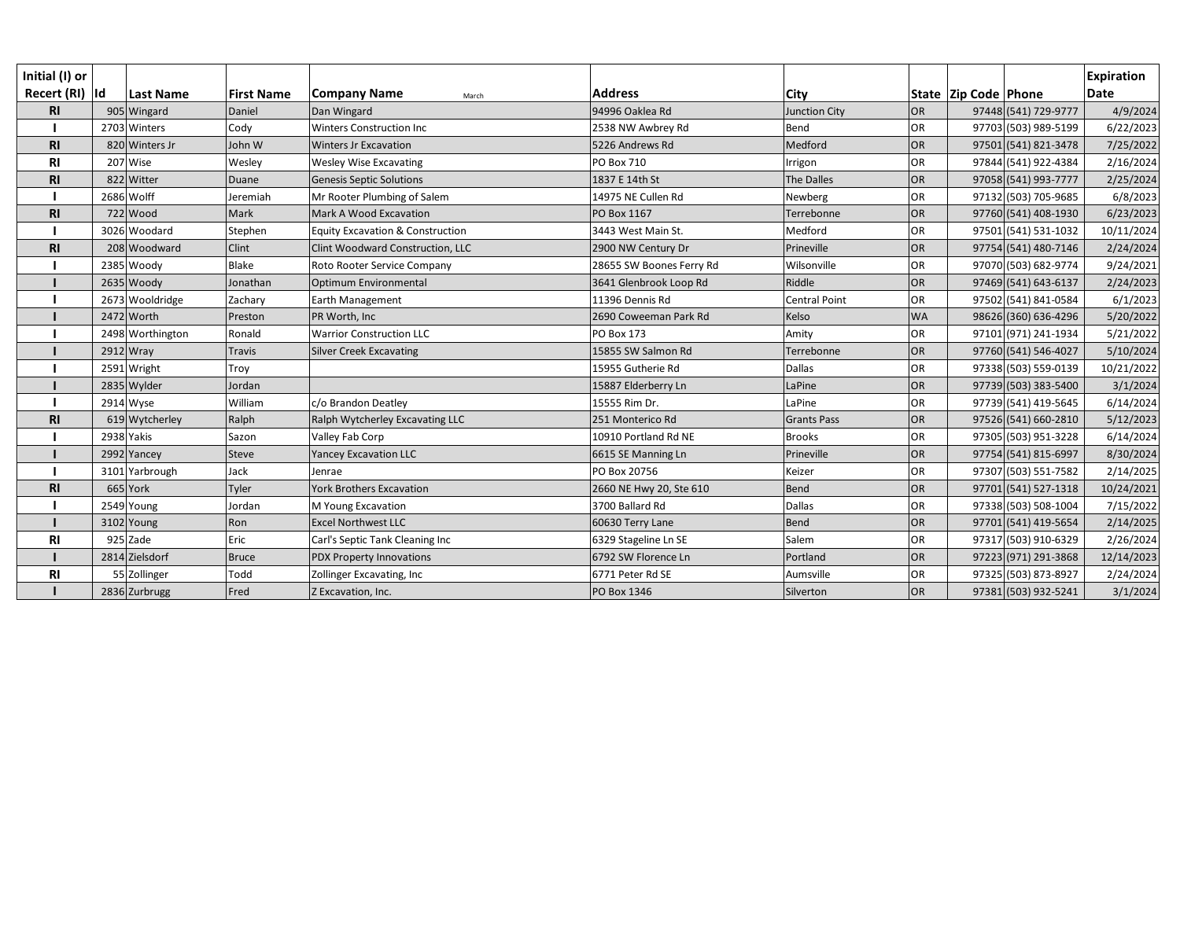| Initial (I) or Recert (RI) | Id | Last Name | First Name | Company Name March | Address | City | State | Zip Code | Phone | Expiration Date |
|---|---|---|---|---|---|---|---|---|---|---|
| RI | 905 | Wingard | Daniel | Dan Wingard | 94996 Oaklea Rd | Junction City | OR | 97448 | (541) 729-9777 | 4/9/2024 |
| I | 2703 | Winters | Cody | Winters Construction Inc | 2538 NW Awbrey Rd | Bend | OR | 97703 | (503) 989-5199 | 6/22/2023 |
| RI | 820 | Winters Jr | John W | Winters Jr Excavation | 5226 Andrews Rd | Medford | OR | 97501 | (541) 821-3478 | 7/25/2022 |
| RI | 207 | Wise | Wesley | Wesley Wise Excavating | PO Box 710 | Irrigon | OR | 97844 | (541) 922-4384 | 2/16/2024 |
| RI | 822 | Witter | Duane | Genesis Septic Solutions | 1837 E 14th St | The Dalles | OR | 97058 | (541) 993-7777 | 2/25/2024 |
| I | 2686 | Wolff | Jeremiah | Mr Rooter Plumbing of Salem | 14975 NE Cullen Rd | Newberg | OR | 97132 | (503) 705-9685 | 6/8/2023 |
| RI | 722 | Wood | Mark | Mark A Wood Excavation | PO Box 1167 | Terrebonne | OR | 97760 | (541) 408-1930 | 6/23/2023 |
| I | 3026 | Woodard | Stephen | Equity Excavation & Construction | 3443 West Main St. | Medford | OR | 97501 | (541) 531-1032 | 10/11/2024 |
| RI | 208 | Woodward | Clint | Clint Woodward Construction, LLC | 2900 NW Century Dr | Prineville | OR | 97754 | (541) 480-7146 | 2/24/2024 |
| I | 2385 | Woody | Blake | Roto Rooter Service Company | 28655 SW Boones Ferry Rd | Wilsonville | OR | 97070 | (503) 682-9774 | 9/24/2021 |
| I | 2635 | Woody | Jonathan | Optimum Environmental | 3641 Glenbrook Loop Rd | Riddle | OR | 97469 | (541) 643-6137 | 2/24/2023 |
| I | 2673 | Wooldridge | Zachary | Earth Management | 11396 Dennis Rd | Central Point | OR | 97502 | (541) 841-0584 | 6/1/2023 |
| I | 2472 | Worth | Preston | PR Worth, Inc | 2690 Coweeman Park Rd | Kelso | WA | 98626 | (360) 636-4296 | 5/20/2022 |
| I | 2498 | Worthington | Ronald | Warrior Construction LLC | PO Box 173 | Amity | OR | 97101 | (971) 241-1934 | 5/21/2022 |
| I | 2912 | Wray | Travis | Silver Creek Excavating | 15855 SW Salmon Rd | Terrebonne | OR | 97760 | (541) 546-4027 | 5/10/2024 |
| I | 2591 | Wright | Troy | | 15955 Gutherie Rd | Dallas | OR | 97338 | (503) 559-0139 | 10/21/2022 |
| I | 2835 | Wylder | Jordan | | 15887 Elderberry Ln | LaPine | OR | 97739 | (503) 383-5400 | 3/1/2024 |
| I | 2914 | Wyse | William | c/o Brandon Deatley | 15555 Rim Dr. | LaPine | OR | 97739 | (541) 419-5645 | 6/14/2024 |
| RI | 619 | Wytcherley | Ralph | Ralph Wytcherley Excavating LLC | 251 Monterico Rd | Grants Pass | OR | 97526 | (541) 660-2810 | 5/12/2023 |
| I | 2938 | Yakis | Sazon | Valley Fab Corp | 10910 Portland Rd NE | Brooks | OR | 97305 | (503) 951-3228 | 6/14/2024 |
| I | 2992 | Yancey | Steve | Yancey Excavation LLC | 6615 SE Manning Ln | Prineville | OR | 97754 | (541) 815-6997 | 8/30/2024 |
| I | 3101 | Yarbrough | Jack | Jenrae | PO Box 20756 | Keizer | OR | 97307 | (503) 551-7582 | 2/14/2025 |
| RI | 665 | York | Tyler | York Brothers Excavation | 2660 NE Hwy 20, Ste 610 | Bend | OR | 97701 | (541) 527-1318 | 10/24/2021 |
| I | 2549 | Young | Jordan | M Young Excavation | 3700 Ballard Rd | Dallas | OR | 97338 | (503) 508-1004 | 7/15/2022 |
| I | 3102 | Young | Ron | Excel Northwest LLC | 60630 Terry Lane | Bend | OR | 97701 | (541) 419-5654 | 2/14/2025 |
| RI | 925 | Zade | Eric | Carl's Septic Tank Cleaning Inc | 6329 Stageline Ln SE | Salem | OR | 97317 | (503) 910-6329 | 2/26/2024 |
| I | 2814 | Zielsdorf | Bruce | PDX Property Innovations | 6792 SW Florence Ln | Portland | OR | 97223 | (971) 291-3868 | 12/14/2023 |
| RI | 55 | Zollinger | Todd | Zollinger Excavating, Inc | 6771 Peter Rd SE | Aumsville | OR | 97325 | (503) 873-8927 | 2/24/2024 |
| I | 2836 | Zurbrugg | Fred | Z Excavation, Inc. | PO Box 1346 | Silverton | OR | 97381 | (503) 932-5241 | 3/1/2024 |